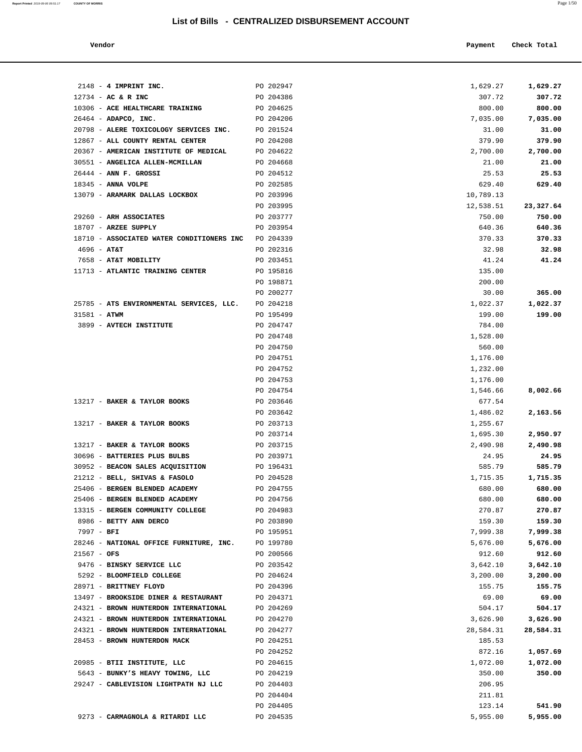## List of Bills - CENTRALIZED DISBURSEMENT ACCOUNT

| Vendor | | Payment | Check Total |
|---|---|---|---|
| 2148 - **4 IMPRINT INC.** | PO 202947 | 1,629.27 | **1,629.27** |
| 12734 - **AC & R INC** | PO 204386 | 307.72 | **307.72** |
| 10306 - **ACE HEALTHCARE TRAINING** | PO 204625 | 800.00 | **800.00** |
| 26464 - **ADAPCO, INC.** | PO 204206 | 7,035.00 | **7,035.00** |
| 20798 - **ALERE TOXICOLOGY SERVICES INC.** | PO 201524 | 31.00 | **31.00** |
| 12867 - **ALL COUNTY RENTAL CENTER** | PO 204208 | 379.90 | **379.90** |
| 20367 - **AMERICAN INSTITUTE OF MEDICAL** | PO 204622 | 2,700.00 | **2,700.00** |
| 30551 - **ANGELICA ALLEN-MCMILLAN** | PO 204668 | 21.00 | **21.00** |
| 26444 - **ANN F. GROSSI** | PO 204512 | 25.53 | **25.53** |
| 18345 - **ANNA VOLPE** | PO 202585 | 629.40 | **629.40** |
| 13079 - **ARAMARK DALLAS LOCKBOX** | PO 203996 | 10,789.13 | |
| | PO 203995 | 12,538.51 | **23,327.64** |
| 29260 - **ARH ASSOCIATES** | PO 203777 | 750.00 | **750.00** |
| 18707 - **ARZEE SUPPLY** | PO 203954 | 640.36 | **640.36** |
| 18710 - **ASSOCIATED WATER CONDITIONERS INC** | PO 204339 | 370.33 | **370.33** |
| 4696 - **AT&T** | PO 202316 | 32.98 | **32.98** |
| 7658 - **AT&T MOBILITY** | PO 203451 | 41.24 | **41.24** |
| 11713 - **ATLANTIC TRAINING CENTER** | PO 195816 | 135.00 | |
| | PO 198871 | 200.00 | |
| | PO 200277 | 30.00 | **365.00** |
| 25785 - **ATS ENVIRONMENTAL SERVICES, LLC.** | PO 204218 | 1,022.37 | **1,022.37** |
| 31581 - **ATWM** | PO 195499 | 199.00 | **199.00** |
| 3899 - **AVTECH INSTITUTE** | PO 204747 | 784.00 | |
| | PO 204748 | 1,528.00 | |
| | PO 204750 | 560.00 | |
| | PO 204751 | 1,176.00 | |
| | PO 204752 | 1,232.00 | |
| | PO 204753 | 1,176.00 | |
| | PO 204754 | 1,546.66 | **8,002.66** |
| 13217 - **BAKER & TAYLOR BOOKS** | PO 203646 | 677.54 | |
| | PO 203642 | 1,486.02 | **2,163.56** |
| 13217 - **BAKER & TAYLOR BOOKS** | PO 203713 | 1,255.67 | |
| | PO 203714 | 1,695.30 | **2,950.97** |
| 13217 - **BAKER & TAYLOR BOOKS** | PO 203715 | 2,490.98 | **2,490.98** |
| 30696 - **BATTERIES PLUS BULBS** | PO 203971 | 24.95 | **24.95** |
| 30952 - **BEACON SALES ACQUISITION** | PO 196431 | 585.79 | **585.79** |
| 21212 - **BELL, SHIVAS & FASOLO** | PO 204528 | 1,715.35 | **1,715.35** |
| 25406 - **BERGEN BLENDED ACADEMY** | PO 204755 | 680.00 | **680.00** |
| 25406 - **BERGEN BLENDED ACADEMY** | PO 204756 | 680.00 | **680.00** |
| 13315 - **BERGEN COMMUNITY COLLEGE** | PO 204983 | 270.87 | **270.87** |
| 8986 - **BETTY ANN DERCO** | PO 203890 | 159.30 | **159.30** |
| 7997 - **BFI** | PO 195951 | 7,999.38 | **7,999.38** |
| 28246 - **NATIONAL OFFICE FURNITURE, INC.** | PO 199780 | 5,676.00 | **5,676.00** |
| 21567 - **OFS** | PO 200566 | 912.60 | **912.60** |
| 9476 - **BINSKY SERVICE LLC** | PO 203542 | 3,642.10 | **3,642.10** |
| 5292 - **BLOOMFIELD COLLEGE** | PO 204624 | 3,200.00 | **3,200.00** |
| 28971 - **BRITTNEY FLOYD** | PO 204396 | 155.75 | **155.75** |
| 13497 - **BROOKSIDE DINER & RESTAURANT** | PO 204371 | 69.00 | **69.00** |
| 24321 - **BROWN HUNTERDON INTERNATIONAL** | PO 204269 | 504.17 | **504.17** |
| 24321 - **BROWN HUNTERDON INTERNATIONAL** | PO 204270 | 3,626.90 | **3,626.90** |
| 24321 - **BROWN HUNTERDON INTERNATIONAL** | PO 204277 | 28,584.31 | **28,584.31** |
| 28453 - **BROWN HUNTERDON MACK** | PO 204251 | 185.53 | |
| | PO 204252 | 872.16 | **1,057.69** |
| 20985 - **BTII INSTITUTE, LLC** | PO 204615 | 1,072.00 | **1,072.00** |
| 5643 - **BUNKY'S HEAVY TOWING, LLC** | PO 204219 | 350.00 | **350.00** |
| 29247 - **CABLEVISION LIGHTPATH NJ LLC** | PO 204403 | 206.95 | |
| | PO 204404 | 211.81 | |
| | PO 204405 | 123.14 | **541.90** |
| 9273 - **CARMAGNOLA & RITARDI LLC** | PO 204535 | 5,955.00 | **5,955.00** |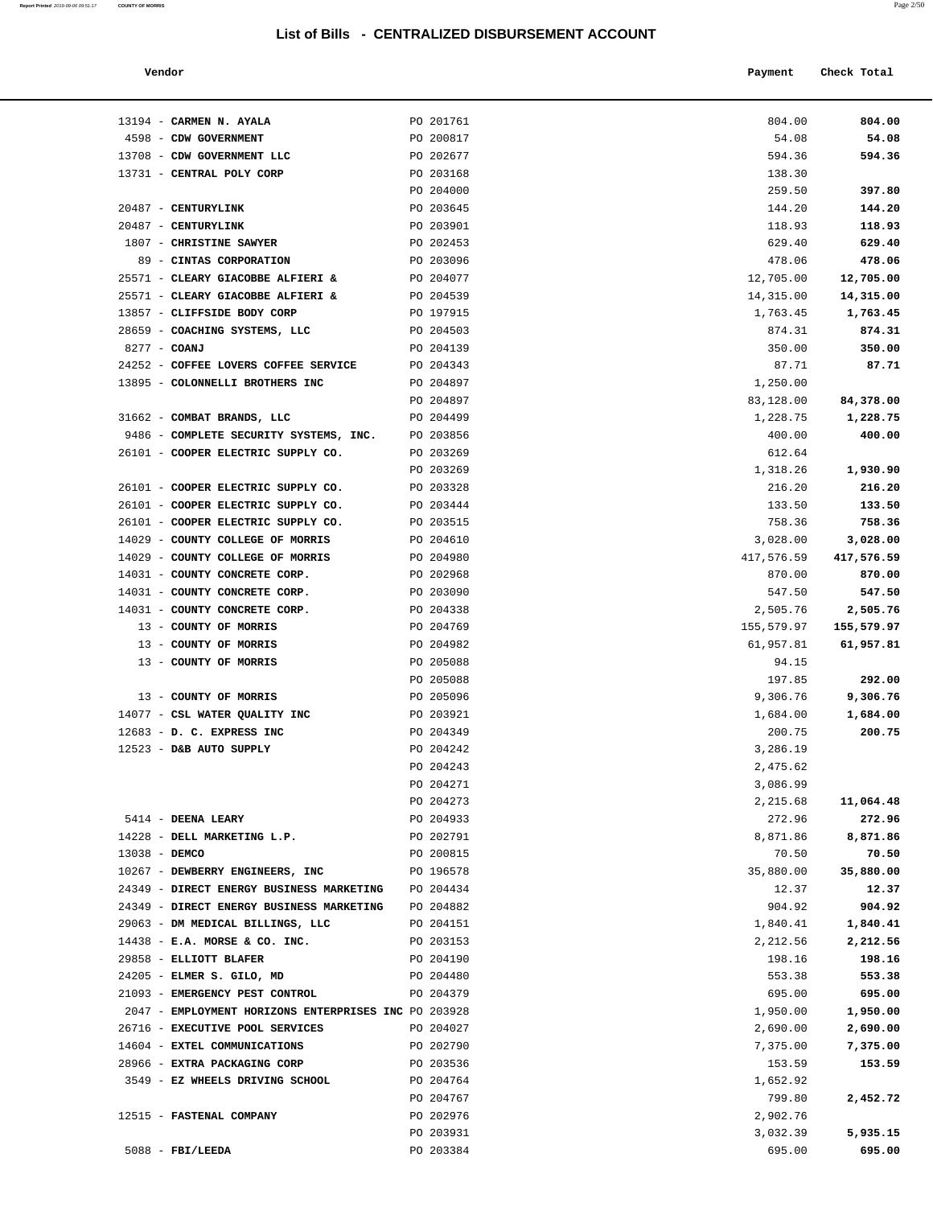# List of Bills - CENTRALIZED DISBURSEMENT ACCOUNT

| Vendor | | Payment | Check Total |
|---|---|---|---|
| 13194 - **CARMEN N. AYALA** | PO 201761 | 804.00 | **804.00** |
| 4598 - **CDW GOVERNMENT** | PO 200817 | 54.08 | **54.08** |
| 13708 - **CDW GOVERNMENT LLC** | PO 202677 | 594.36 | **594.36** |
| 13731 - **CENTRAL POLY CORP** | PO 203168 | 138.30 | |
| | PO 204000 | 259.50 | **397.80** |
| 20487 - **CENTURYLINK** | PO 203645 | 144.20 | **144.20** |
| 20487 - **CENTURYLINK** | PO 203901 | 118.93 | **118.93** |
| 1807 - **CHRISTINE SAWYER** | PO 202453 | 629.40 | **629.40** |
| 89 - **CINTAS CORPORATION** | PO 203096 | 478.06 | **478.06** |
| 25571 - **CLEARY GIACOBBE ALFIERI &** | PO 204077 | 12,705.00 | **12,705.00** |
| 25571 - **CLEARY GIACOBBE ALFIERI &** | PO 204539 | 14,315.00 | **14,315.00** |
| 13857 - **CLIFFSIDE BODY CORP** | PO 197915 | 1,763.45 | **1,763.45** |
| 28659 - **COACHING SYSTEMS, LLC** | PO 204503 | 874.31 | **874.31** |
| 8277 - **COANJ** | PO 204139 | 350.00 | **350.00** |
| 24252 - **COFFEE LOVERS COFFEE SERVICE** | PO 204343 | 87.71 | **87.71** |
| 13895 - **COLONNELLI BROTHERS INC** | PO 204897 | 1,250.00 | |
| | PO 204897 | 83,128.00 | **84,378.00** |
| 31662 - **COMBAT BRANDS, LLC** | PO 204499 | 1,228.75 | **1,228.75** |
| 9486 - **COMPLETE SECURITY SYSTEMS, INC.** | PO 203856 | 400.00 | **400.00** |
| 26101 - **COOPER ELECTRIC SUPPLY CO.** | PO 203269 | 612.64 | |
| | PO 203269 | 1,318.26 | **1,930.90** |
| 26101 - **COOPER ELECTRIC SUPPLY CO.** | PO 203328 | 216.20 | **216.20** |
| 26101 - **COOPER ELECTRIC SUPPLY CO.** | PO 203444 | 133.50 | **133.50** |
| 26101 - **COOPER ELECTRIC SUPPLY CO.** | PO 203515 | 758.36 | **758.36** |
| 14029 - **COUNTY COLLEGE OF MORRIS** | PO 204610 | 3,028.00 | **3,028.00** |
| 14029 - **COUNTY COLLEGE OF MORRIS** | PO 204980 | 417,576.59 | **417,576.59** |
| 14031 - **COUNTY CONCRETE CORP.** | PO 202968 | 870.00 | **870.00** |
| 14031 - **COUNTY CONCRETE CORP.** | PO 203090 | 547.50 | **547.50** |
| 14031 - **COUNTY CONCRETE CORP.** | PO 204338 | 2,505.76 | **2,505.76** |
| 13 - **COUNTY OF MORRIS** | PO 204769 | 155,579.97 | **155,579.97** |
| 13 - **COUNTY OF MORRIS** | PO 204982 | 61,957.81 | **61,957.81** |
| 13 - **COUNTY OF MORRIS** | PO 205088 | 94.15 | |
| | PO 205088 | 197.85 | **292.00** |
| 13 - **COUNTY OF MORRIS** | PO 205096 | 9,306.76 | **9,306.76** |
| 14077 - **CSL WATER QUALITY INC** | PO 203921 | 1,684.00 | **1,684.00** |
| 12683 - **D. C. EXPRESS INC** | PO 204349 | 200.75 | **200.75** |
| 12523 - **D&B AUTO SUPPLY** | PO 204242 | 3,286.19 | |
| | PO 204243 | 2,475.62 | |
| | PO 204271 | 3,086.99 | |
| | PO 204273 | 2,215.68 | **11,064.48** |
| 5414 - **DEENA LEARY** | PO 204933 | 272.96 | **272.96** |
| 14228 - **DELL MARKETING L.P.** | PO 202791 | 8,871.86 | **8,871.86** |
| 13038 - **DEMCO** | PO 200815 | 70.50 | **70.50** |
| 10267 - **DEWBERRY ENGINEERS, INC** | PO 196578 | 35,880.00 | **35,880.00** |
| 24349 - **DIRECT ENERGY BUSINESS MARKETING** | PO 204434 | 12.37 | **12.37** |
| 24349 - **DIRECT ENERGY BUSINESS MARKETING** | PO 204882 | 904.92 | **904.92** |
| 29063 - **DM MEDICAL BILLINGS, LLC** | PO 204151 | 1,840.41 | **1,840.41** |
| 14438 - **E.A. MORSE & CO. INC.** | PO 203153 | 2,212.56 | **2,212.56** |
| 29858 - **ELLIOTT BLAFER** | PO 204190 | 198.16 | **198.16** |
| 24205 - **ELMER S. GILO, MD** | PO 204480 | 553.38 | **553.38** |
| 21093 - **EMERGENCY PEST CONTROL** | PO 204379 | 695.00 | **695.00** |
| 2047 - **EMPLOYMENT HORIZONS ENTERPRISES INC** | PO 203928 | 1,950.00 | **1,950.00** |
| 26716 - **EXECUTIVE POOL SERVICES** | PO 204027 | 2,690.00 | **2,690.00** |
| 14604 - **EXTEL COMMUNICATIONS** | PO 202790 | 7,375.00 | **7,375.00** |
| 28966 - **EXTRA PACKAGING CORP** | PO 203536 | 153.59 | **153.59** |
| 3549 - **EZ WHEELS DRIVING SCHOOL** | PO 204764 | 1,652.92 | |
| | PO 204767 | 799.80 | **2,452.72** |
| 12515 - **FASTENAL COMPANY** | PO 202976 | 2,902.76 | |
| | PO 203931 | 3,032.39 | **5,935.15** |
| 5088 - **FBI/LEEDA** | PO 203384 | 695.00 | **695.00** |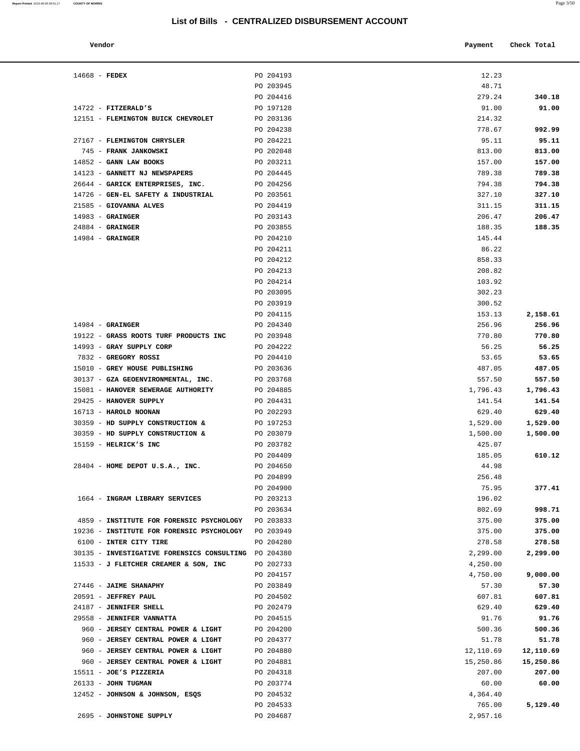# List of Bills - CENTRALIZED DISBURSEMENT ACCOUNT

| Vendor | | Payment | Check Total |
|---|---|---|---|
| 14668 - **FEDEX** | PO 204193 | 12.23 | |
| | PO 203945 | 48.71 | |
| | PO 204416 | 279.24 | **340.18** |
| 14722 - **FITZERALD'S** | PO 197128 | 91.00 | **91.00** |
| 12151 - **FLEMINGTON BUICK CHEVROLET** | PO 203136 | 214.32 | |
| | PO 204238 | 778.67 | **992.99** |
| 27167 - **FLEMINGTON CHRYSLER** | PO 204221 | 95.11 | **95.11** |
| 745 - **FRANK JANKOWSKI** | PO 202048 | 813.00 | **813.00** |
| 14852 - **GANN LAW BOOKS** | PO 203211 | 157.00 | **157.00** |
| 14123 - **GANNETT NJ NEWSPAPERS** | PO 204445 | 789.38 | **789.38** |
| 26644 - **GARICK ENTERPRISES, INC.** | PO 204256 | 794.38 | **794.38** |
| 14726 - **GEN-EL SAFETY & INDUSTRIAL** | PO 203561 | 327.10 | **327.10** |
| 21585 - **GIOVANNA ALVES** | PO 204419 | 311.15 | **311.15** |
| 14983 - **GRAINGER** | PO 203143 | 206.47 | **206.47** |
| 24884 - **GRAINGER** | PO 203855 | 188.35 | **188.35** |
| 14984 - **GRAINGER** | PO 204210 | 145.44 | |
| | PO 204211 | 86.22 | |
| | PO 204212 | 858.33 | |
| | PO 204213 | 208.82 | |
| | PO 204214 | 103.92 | |
| | PO 203095 | 302.23 | |
| | PO 203919 | 300.52 | |
| | PO 204115 | 153.13 | **2,158.61** |
| 14984 - **GRAINGER** | PO 204340 | 256.96 | **256.96** |
| 19122 - **GRASS ROOTS TURF PRODUCTS INC** | PO 203948 | 770.80 | **770.80** |
| 14993 - **GRAY SUPPLY CORP** | PO 204222 | 56.25 | **56.25** |
| 7832 - **GREGORY ROSSI** | PO 204410 | 53.65 | **53.65** |
| 15010 - **GREY HOUSE PUBLISHING** | PO 203636 | 487.05 | **487.05** |
| 30137 - **GZA GEOENVIRONMENTAL, INC.** | PO 203768 | 557.50 | **557.50** |
| 15081 - **HANOVER SEWERAGE AUTHORITY** | PO 204885 | 1,796.43 | **1,796.43** |
| 29425 - **HANOVER SUPPLY** | PO 204431 | 141.54 | **141.54** |
| 16713 - **HAROLD NOONAN** | PO 202293 | 629.40 | **629.40** |
| 30359 - **HD SUPPLY CONSTRUCTION &** | PO 197253 | 1,529.00 | **1,529.00** |
| 30359 - **HD SUPPLY CONSTRUCTION &** | PO 203079 | 1,500.00 | **1,500.00** |
| 15159 - **HELRICK'S INC** | PO 203782 | 425.07 | |
| | PO 204409 | 185.05 | **610.12** |
| 28404 - **HOME DEPOT U.S.A., INC.** | PO 204650 | 44.98 | |
| | PO 204899 | 256.48 | |
| | PO 204900 | 75.95 | **377.41** |
| 1664 - **INGRAM LIBRARY SERVICES** | PO 203213 | 196.02 | |
| | PO 203634 | 802.69 | **998.71** |
| 4859 - **INSTITUTE FOR FORENSIC PSYCHOLOGY** | PO 203833 | 375.00 | **375.00** |
| 19236 - **INSTITUTE FOR FORENSIC PSYCHOLOGY** | PO 203949 | 375.00 | **375.00** |
| 6100 - **INTER CITY TIRE** | PO 204280 | 278.58 | **278.58** |
| 30135 - **INVESTIGATIVE FORENSICS CONSULTING** | PO 204380 | 2,299.00 | **2,299.00** |
| 11533 - **J FLETCHER CREAMER & SON, INC** | PO 202733 | 4,250.00 | |
| | PO 204157 | 4,750.00 | **9,000.00** |
| 27446 - **JAIME SHANAPHY** | PO 203849 | 57.30 | **57.30** |
| 20591 - **JEFFREY PAUL** | PO 204502 | 607.81 | **607.81** |
| 24187 - **JENNIFER SHELL** | PO 202479 | 629.40 | **629.40** |
| 29558 - **JENNIFER VANNATTA** | PO 204515 | 91.76 | **91.76** |
| 960 - **JERSEY CENTRAL POWER & LIGHT** | PO 204200 | 500.36 | **500.36** |
| 960 - **JERSEY CENTRAL POWER & LIGHT** | PO 204377 | 51.78 | **51.78** |
| 960 - **JERSEY CENTRAL POWER & LIGHT** | PO 204880 | 12,110.69 | **12,110.69** |
| 960 - **JERSEY CENTRAL POWER & LIGHT** | PO 204881 | 15,250.86 | **15,250.86** |
| 15511 - **JOE'S PIZZERIA** | PO 204318 | 207.00 | **207.00** |
| 26133 - **JOHN TUGMAN** | PO 203774 | 60.00 | **60.00** |
| 12452 - **JOHNSON & JOHNSON, ESQS** | PO 204532 | 4,364.40 | |
| | PO 204533 | 765.00 | **5,129.40** |
| 2695 - **JOHNSTONE SUPPLY** | PO 204687 | 2,957.16 | |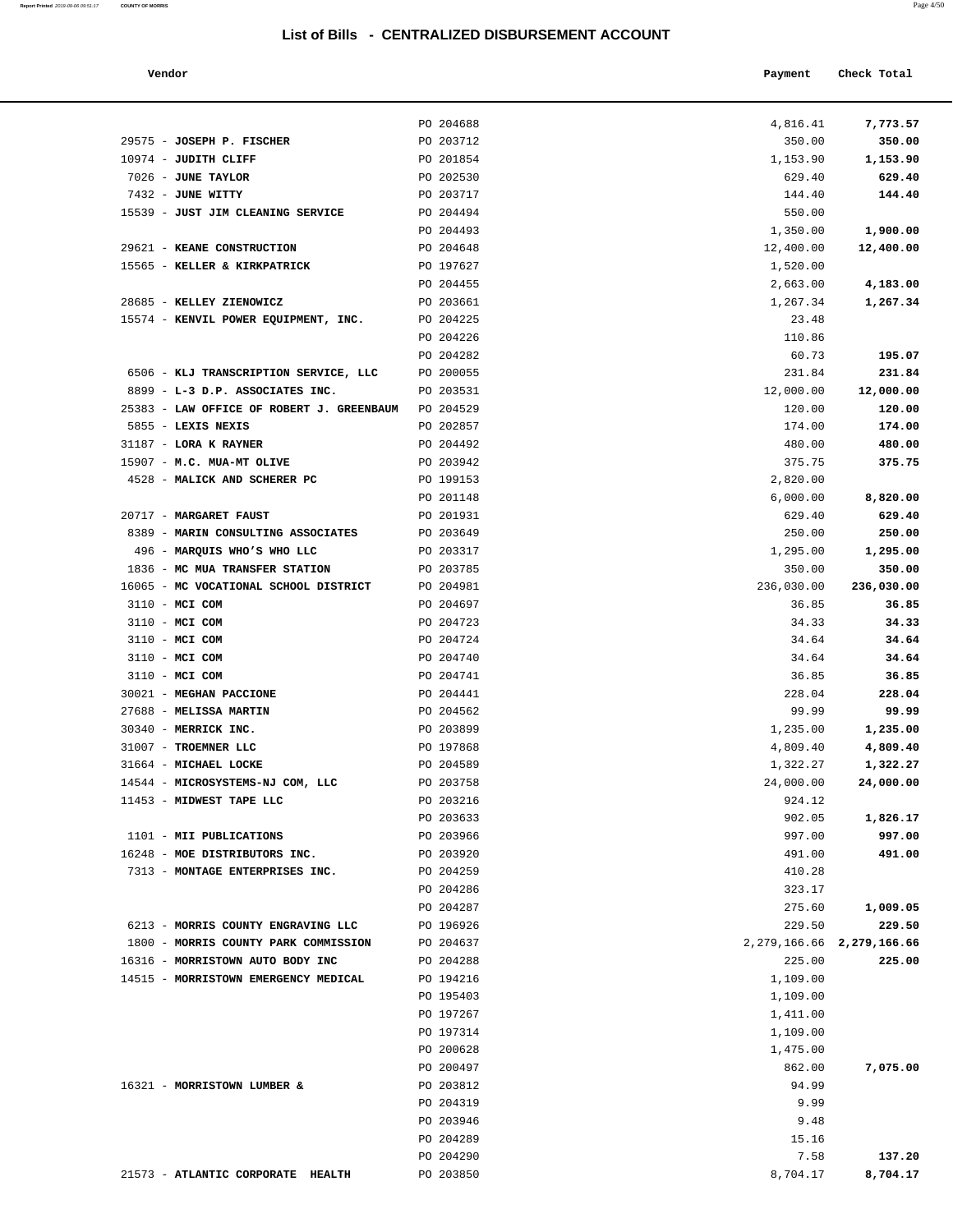# List of Bills - CENTRALIZED DISBURSEMENT ACCOUNT

| Vendor | | Payment | Check Total |
|---|---|---|---|
| | PO 204688 | 4,816.41 | **7,773.57** |
| 29575 - **JOSEPH P. FISCHER** | PO 203712 | 350.00 | **350.00** |
| 10974 - **JUDITH CLIFF** | PO 201854 | 1,153.90 | **1,153.90** |
| 7026 - **JUNE TAYLOR** | PO 202530 | 629.40 | **629.40** |
| 7432 - **JUNE WITTY** | PO 203717 | 144.40 | **144.40** |
| 15539 - **JUST JIM CLEANING SERVICE** | PO 204494 | 550.00 | |
| | PO 204493 | 1,350.00 | **1,900.00** |
| 29621 - **KEANE CONSTRUCTION** | PO 204648 | 12,400.00 | **12,400.00** |
| 15565 - **KELLER & KIRKPATRICK** | PO 197627 | 1,520.00 | |
| | PO 204455 | 2,663.00 | **4,183.00** |
| 28685 - **KELLEY ZIENOWICZ** | PO 203661 | 1,267.34 | **1,267.34** |
| 15574 - **KENVIL POWER EQUIPMENT, INC.** | PO 204225 | 23.48 | |
| | PO 204226 | 110.86 | |
| | PO 204282 | 60.73 | **195.07** |
| 6506 - **KLJ TRANSCRIPTION SERVICE, LLC** | PO 200055 | 231.84 | **231.84** |
| 8899 - **L-3 D.P. ASSOCIATES INC.** | PO 203531 | 12,000.00 | **12,000.00** |
| 25383 - **LAW OFFICE OF ROBERT J. GREENBAUM** | PO 204529 | 120.00 | **120.00** |
| 5855 - **LEXIS NEXIS** | PO 202857 | 174.00 | **174.00** |
| 31187 - **LORA K RAYNER** | PO 204492 | 480.00 | **480.00** |
| 15907 - **M.C. MUA-MT OLIVE** | PO 203942 | 375.75 | **375.75** |
| 4528 - **MALICK AND SCHERER PC** | PO 199153 | 2,820.00 | |
| | PO 201148 | 6,000.00 | **8,820.00** |
| 20717 - **MARGARET FAUST** | PO 201931 | 629.40 | **629.40** |
| 8389 - **MARIN CONSULTING ASSOCIATES** | PO 203649 | 250.00 | **250.00** |
| 496 - **MARQUIS WHO'S WHO LLC** | PO 203317 | 1,295.00 | **1,295.00** |
| 1836 - **MC MUA TRANSFER STATION** | PO 203785 | 350.00 | **350.00** |
| 16065 - **MC VOCATIONAL SCHOOL DISTRICT** | PO 204981 | 236,030.00 | **236,030.00** |
| 3110 - **MCI COM** | PO 204697 | 36.85 | **36.85** |
| 3110 - **MCI COM** | PO 204723 | 34.33 | **34.33** |
| 3110 - **MCI COM** | PO 204724 | 34.64 | **34.64** |
| 3110 - **MCI COM** | PO 204740 | 34.64 | **34.64** |
| 3110 - **MCI COM** | PO 204741 | 36.85 | **36.85** |
| 30021 - **MEGHAN PACCIONE** | PO 204441 | 228.04 | **228.04** |
| 27688 - **MELISSA MARTIN** | PO 204562 | 99.99 | **99.99** |
| 30340 - **MERRICK INC.** | PO 203899 | 1,235.00 | **1,235.00** |
| 31007 - **TROEMNER LLC** | PO 197868 | 4,809.40 | **4,809.40** |
| 31664 - **MICHAEL LOCKE** | PO 204589 | 1,322.27 | **1,322.27** |
| 14544 - **MICROSYSTEMS-NJ COM, LLC** | PO 203758 | 24,000.00 | **24,000.00** |
| 11453 - **MIDWEST TAPE LLC** | PO 203216 | 924.12 | |
| | PO 203633 | 902.05 | **1,826.17** |
| 1101 - **MII PUBLICATIONS** | PO 203966 | 997.00 | **997.00** |
| 16248 - **MOE DISTRIBUTORS INC.** | PO 203920 | 491.00 | **491.00** |
| 7313 - **MONTAGE ENTERPRISES INC.** | PO 204259 | 410.28 | |
| | PO 204286 | 323.17 | |
| | PO 204287 | 275.60 | **1,009.05** |
| 6213 - **MORRIS COUNTY ENGRAVING LLC** | PO 196926 | 229.50 | **229.50** |
| 1800 - **MORRIS COUNTY PARK COMMISSION** | PO 204637 | 2,279,166.66 | **2,279,166.66** |
| 16316 - **MORRISTOWN AUTO BODY INC** | PO 204288 | 225.00 | **225.00** |
| 14515 - **MORRISTOWN EMERGENCY MEDICAL** | PO 194216 | 1,109.00 | |
| | PO 195403 | 1,109.00 | |
| | PO 197267 | 1,411.00 | |
| | PO 197314 | 1,109.00 | |
| | PO 200628 | 1,475.00 | |
| | PO 200497 | 862.00 | **7,075.00** |
| 16321 - **MORRISTOWN LUMBER &** | PO 203812 | 94.99 | |
| | PO 204319 | 9.99 | |
| | PO 203946 | 9.48 | |
| | PO 204289 | 15.16 | |
| | PO 204290 | 7.58 | **137.20** |
| 21573 - **ATLANTIC CORPORATE HEALTH** | PO 203850 | 8,704.17 | **8,704.17** |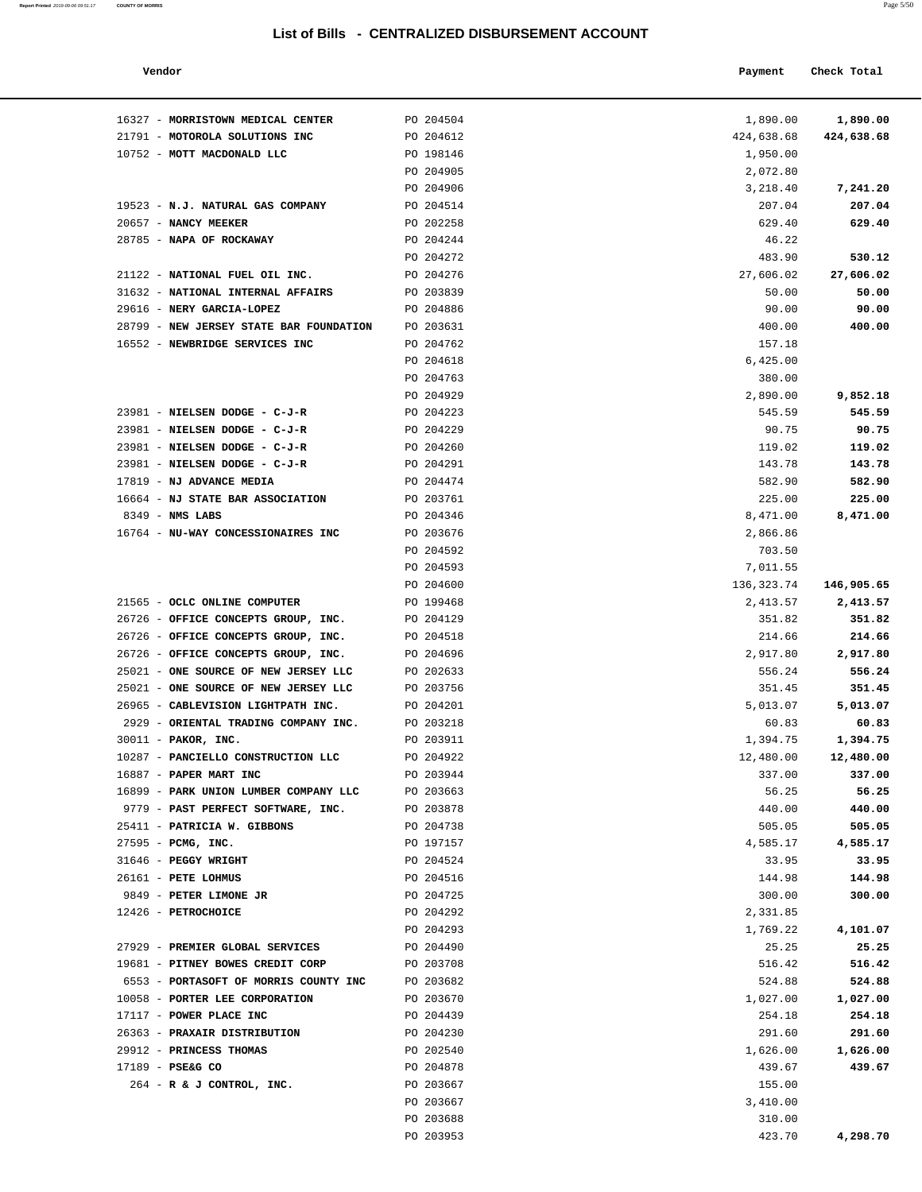# List of Bills - CENTRALIZED DISBURSEMENT ACCOUNT

| Vendor | | Payment | Check Total |
|---|---|---|---|
| 16327 - **MORRISTOWN MEDICAL CENTER** | PO 204504 | 1,890.00 | **1,890.00** |
| 21791 - **MOTOROLA SOLUTIONS INC** | PO 204612 | 424,638.68 | **424,638.68** |
| 10752 - **MOTT MACDONALD LLC** | PO 198146 | 1,950.00 | |
| | PO 204905 | 2,072.80 | |
| | PO 204906 | 3,218.40 | **7,241.20** |
| 19523 - **N.J. NATURAL GAS COMPANY** | PO 204514 | 207.04 | **207.04** |
| 20657 - **NANCY MEEKER** | PO 202258 | 629.40 | **629.40** |
| 28785 - **NAPA OF ROCKAWAY** | PO 204244 | 46.22 | |
| | PO 204272 | 483.90 | **530.12** |
| 21122 - **NATIONAL FUEL OIL INC.** | PO 204276 | 27,606.02 | **27,606.02** |
| 31632 - **NATIONAL INTERNAL AFFAIRS** | PO 203839 | 50.00 | **50.00** |
| 29616 - **NERY GARCIA-LOPEZ** | PO 204886 | 90.00 | **90.00** |
| 28799 - **NEW JERSEY STATE BAR FOUNDATION** | PO 203631 | 400.00 | **400.00** |
| 16552 - **NEWBRIDGE SERVICES INC** | PO 204762 | 157.18 | |
| | PO 204618 | 6,425.00 | |
| | PO 204763 | 380.00 | |
| | PO 204929 | 2,890.00 | **9,852.18** |
| 23981 - **NIELSEN DODGE - C-J-R** | PO 204223 | 545.59 | **545.59** |
| 23981 - **NIELSEN DODGE - C-J-R** | PO 204229 | 90.75 | **90.75** |
| 23981 - **NIELSEN DODGE - C-J-R** | PO 204260 | 119.02 | **119.02** |
| 23981 - **NIELSEN DODGE - C-J-R** | PO 204291 | 143.78 | **143.78** |
| 17819 - **NJ ADVANCE MEDIA** | PO 204474 | 582.90 | **582.90** |
| 16664 - **NJ STATE BAR ASSOCIATION** | PO 203761 | 225.00 | **225.00** |
| 8349 - **NMS LABS** | PO 204346 | 8,471.00 | **8,471.00** |
| 16764 - **NU-WAY CONCESSIONAIRES INC** | PO 203676 | 2,866.86 | |
| | PO 204592 | 703.50 | |
| | PO 204593 | 7,011.55 | |
| | PO 204600 | 136,323.74 | **146,905.65** |
| 21565 - **OCLC ONLINE COMPUTER** | PO 199468 | 2,413.57 | **2,413.57** |
| 26726 - **OFFICE CONCEPTS GROUP, INC.** | PO 204129 | 351.82 | **351.82** |
| 26726 - **OFFICE CONCEPTS GROUP, INC.** | PO 204518 | 214.66 | **214.66** |
| 26726 - **OFFICE CONCEPTS GROUP, INC.** | PO 204696 | 2,917.80 | **2,917.80** |
| 25021 - **ONE SOURCE OF NEW JERSEY LLC** | PO 202633 | 556.24 | **556.24** |
| 25021 - **ONE SOURCE OF NEW JERSEY LLC** | PO 203756 | 351.45 | **351.45** |
| 26965 - **CABLEVISION LIGHTPATH INC.** | PO 204201 | 5,013.07 | **5,013.07** |
| 2929 - **ORIENTAL TRADING COMPANY INC.** | PO 203218 | 60.83 | **60.83** |
| 30011 - **PAKOR, INC.** | PO 203911 | 1,394.75 | **1,394.75** |
| 10287 - **PANCIELLO CONSTRUCTION LLC** | PO 204922 | 12,480.00 | **12,480.00** |
| 16887 - **PAPER MART INC** | PO 203944 | 337.00 | **337.00** |
| 16899 - **PARK UNION LUMBER COMPANY LLC** | PO 203663 | 56.25 | **56.25** |
| 9779 - **PAST PERFECT SOFTWARE, INC.** | PO 203878 | 440.00 | **440.00** |
| 25411 - **PATRICIA W. GIBBONS** | PO 204738 | 505.05 | **505.05** |
| 27595 - **PCMG, INC.** | PO 197157 | 4,585.17 | **4,585.17** |
| 31646 - **PEGGY WRIGHT** | PO 204524 | 33.95 | **33.95** |
| 26161 - **PETE LOHMUS** | PO 204516 | 144.98 | **144.98** |
| 9849 - **PETER LIMONE JR** | PO 204725 | 300.00 | **300.00** |
| 12426 - **PETROCHOICE** | PO 204292 | 2,331.85 | |
| | PO 204293 | 1,769.22 | **4,101.07** |
| 27929 - **PREMIER GLOBAL SERVICES** | PO 204490 | 25.25 | **25.25** |
| 19681 - **PITNEY BOWES CREDIT CORP** | PO 203708 | 516.42 | **516.42** |
| 6553 - **PORTASOFT OF MORRIS COUNTY INC** | PO 203682 | 524.88 | **524.88** |
| 10058 - **PORTER LEE CORPORATION** | PO 203670 | 1,027.00 | **1,027.00** |
| 17117 - **POWER PLACE INC** | PO 204439 | 254.18 | **254.18** |
| 26363 - **PRAXAIR DISTRIBUTION** | PO 204230 | 291.60 | **291.60** |
| 29912 - **PRINCESS THOMAS** | PO 202540 | 1,626.00 | **1,626.00** |
| 17189 - **PSE&G CO** | PO 204878 | 439.67 | **439.67** |
| 264 - **R & J CONTROL, INC.** | PO 203667 | 155.00 | |
| | PO 203667 | 3,410.00 | |
| | PO 203688 | 310.00 | |
| | PO 203953 | 423.70 | **4,298.70** |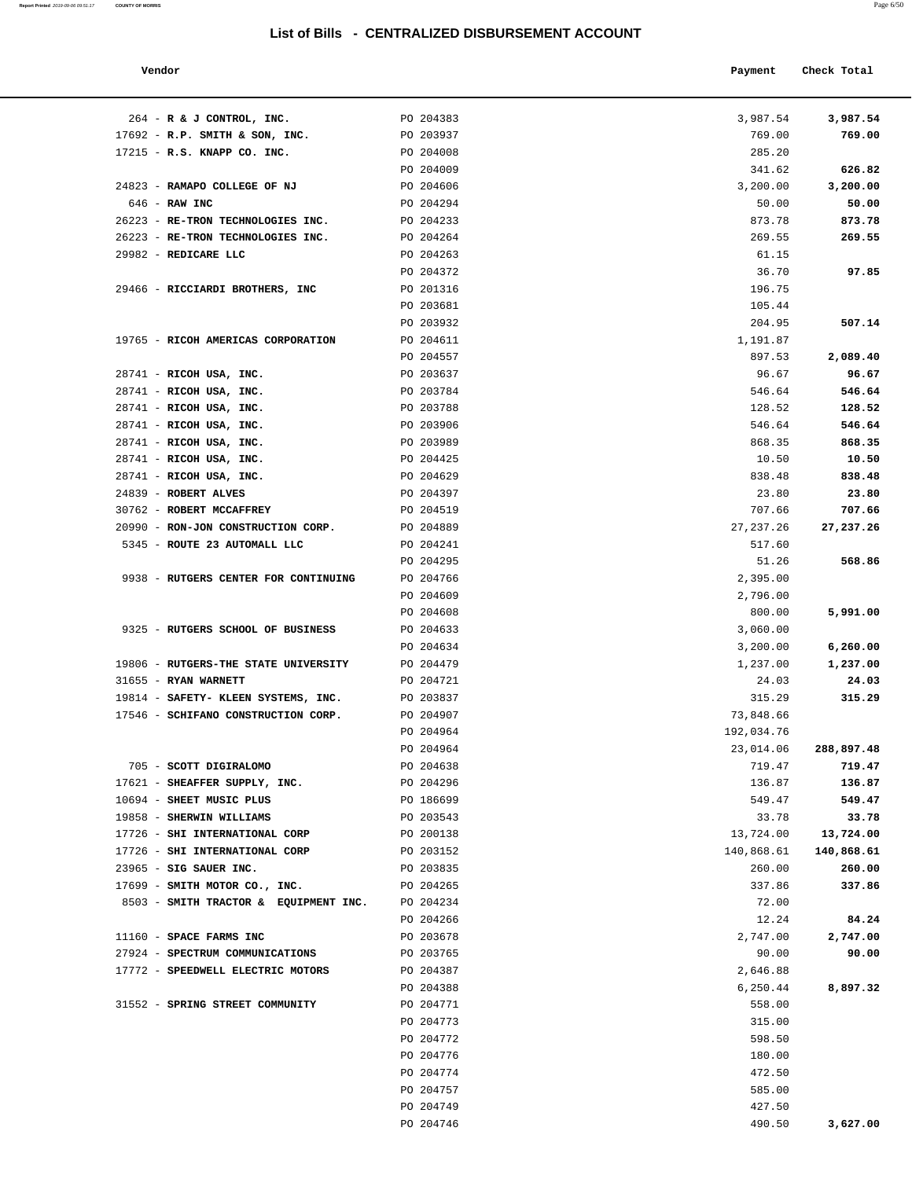## List of Bills - CENTRALIZED DISBURSEMENT ACCOUNT

| Vendor | | Payment | Check Total |
|---|---|---|---|
| 264 - **R & J CONTROL, INC.** | PO 204383 | 3,987.54 | **3,987.54** |
| 17692 - **R.P. SMITH & SON, INC.** | PO 203937 | 769.00 | **769.00** |
| 17215 - **R.S. KNAPP CO. INC.** | PO 204008 | 285.20 | |
| | PO 204009 | 341.62 | **626.82** |
| 24823 - **RAMAPO COLLEGE OF NJ** | PO 204606 | 3,200.00 | **3,200.00** |
| 646 - **RAW INC** | PO 204294 | 50.00 | **50.00** |
| 26223 - **RE-TRON TECHNOLOGIES INC.** | PO 204233 | 873.78 | **873.78** |
| 26223 - **RE-TRON TECHNOLOGIES INC.** | PO 204264 | 269.55 | **269.55** |
| 29982 - **REDICARE LLC** | PO 204263 | 61.15 | |
| | PO 204372 | 36.70 | **97.85** |
| 29466 - **RICCIARDI BROTHERS, INC** | PO 201316 | 196.75 | |
| | PO 203681 | 105.44 | |
| | PO 203932 | 204.95 | **507.14** |
| 19765 - **RICOH AMERICAS CORPORATION** | PO 204611 | 1,191.87 | |
| | PO 204557 | 897.53 | **2,089.40** |
| 28741 - **RICOH USA, INC.** | PO 203637 | 96.67 | **96.67** |
| 28741 - **RICOH USA, INC.** | PO 203784 | 546.64 | **546.64** |
| 28741 - **RICOH USA, INC.** | PO 203788 | 128.52 | **128.52** |
| 28741 - **RICOH USA, INC.** | PO 203906 | 546.64 | **546.64** |
| 28741 - **RICOH USA, INC.** | PO 203989 | 868.35 | **868.35** |
| 28741 - **RICOH USA, INC.** | PO 204425 | 10.50 | **10.50** |
| 28741 - **RICOH USA, INC.** | PO 204629 | 838.48 | **838.48** |
| 24839 - **ROBERT ALVES** | PO 204397 | 23.80 | **23.80** |
| 30762 - **ROBERT MCCAFFREY** | PO 204519 | 707.66 | **707.66** |
| 20990 - **RON-JON CONSTRUCTION CORP.** | PO 204889 | 27,237.26 | **27,237.26** |
| 5345 - **ROUTE 23 AUTOMALL LLC** | PO 204241 | 517.60 | |
| | PO 204295 | 51.26 | **568.86** |
| 9938 - **RUTGERS CENTER FOR CONTINUING** | PO 204766 | 2,395.00 | |
| | PO 204609 | 2,796.00 | |
| | PO 204608 | 800.00 | **5,991.00** |
| 9325 - **RUTGERS SCHOOL OF BUSINESS** | PO 204633 | 3,060.00 | |
| | PO 204634 | 3,200.00 | **6,260.00** |
| 19806 - **RUTGERS-THE STATE UNIVERSITY** | PO 204479 | 1,237.00 | **1,237.00** |
| 31655 - **RYAN WARNETT** | PO 204721 | 24.03 | **24.03** |
| 19814 - **SAFETY- KLEEN SYSTEMS, INC.** | PO 203837 | 315.29 | **315.29** |
| 17546 - **SCHIFANO CONSTRUCTION CORP.** | PO 204907 | 73,848.66 | |
| | PO 204964 | 192,034.76 | |
| | PO 204964 | 23,014.06 | **288,897.48** |
| 705 - **SCOTT DIGIRALOMO** | PO 204638 | 719.47 | **719.47** |
| 17621 - **SHEAFFER SUPPLY, INC.** | PO 204296 | 136.87 | **136.87** |
| 10694 - **SHEET MUSIC PLUS** | PO 186699 | 549.47 | **549.47** |
| 19858 - **SHERWIN WILLIAMS** | PO 203543 | 33.78 | **33.78** |
| 17726 - **SHI INTERNATIONAL CORP** | PO 200138 | 13,724.00 | **13,724.00** |
| 17726 - **SHI INTERNATIONAL CORP** | PO 203152 | 140,868.61 | **140,868.61** |
| 23965 - **SIG SAUER INC.** | PO 203835 | 260.00 | **260.00** |
| 17699 - **SMITH MOTOR CO., INC.** | PO 204265 | 337.86 | **337.86** |
| 8503 - **SMITH TRACTOR & EQUIPMENT INC.** | PO 204234 | 72.00 | |
| | PO 204266 | 12.24 | **84.24** |
| 11160 - **SPACE FARMS INC** | PO 203678 | 2,747.00 | **2,747.00** |
| 27924 - **SPECTRUM COMMUNICATIONS** | PO 203765 | 90.00 | **90.00** |
| 17772 - **SPEEDWELL ELECTRIC MOTORS** | PO 204387 | 2,646.88 | |
| | PO 204388 | 6,250.44 | **8,897.32** |
| 31552 - **SPRING STREET COMMUNITY** | PO 204771 | 558.00 | |
| | PO 204773 | 315.00 | |
| | PO 204772 | 598.50 | |
| | PO 204776 | 180.00 | |
| | PO 204774 | 472.50 | |
| | PO 204757 | 585.00 | |
| | PO 204749 | 427.50 | |
| | PO 204746 | 490.50 | **3,627.00** |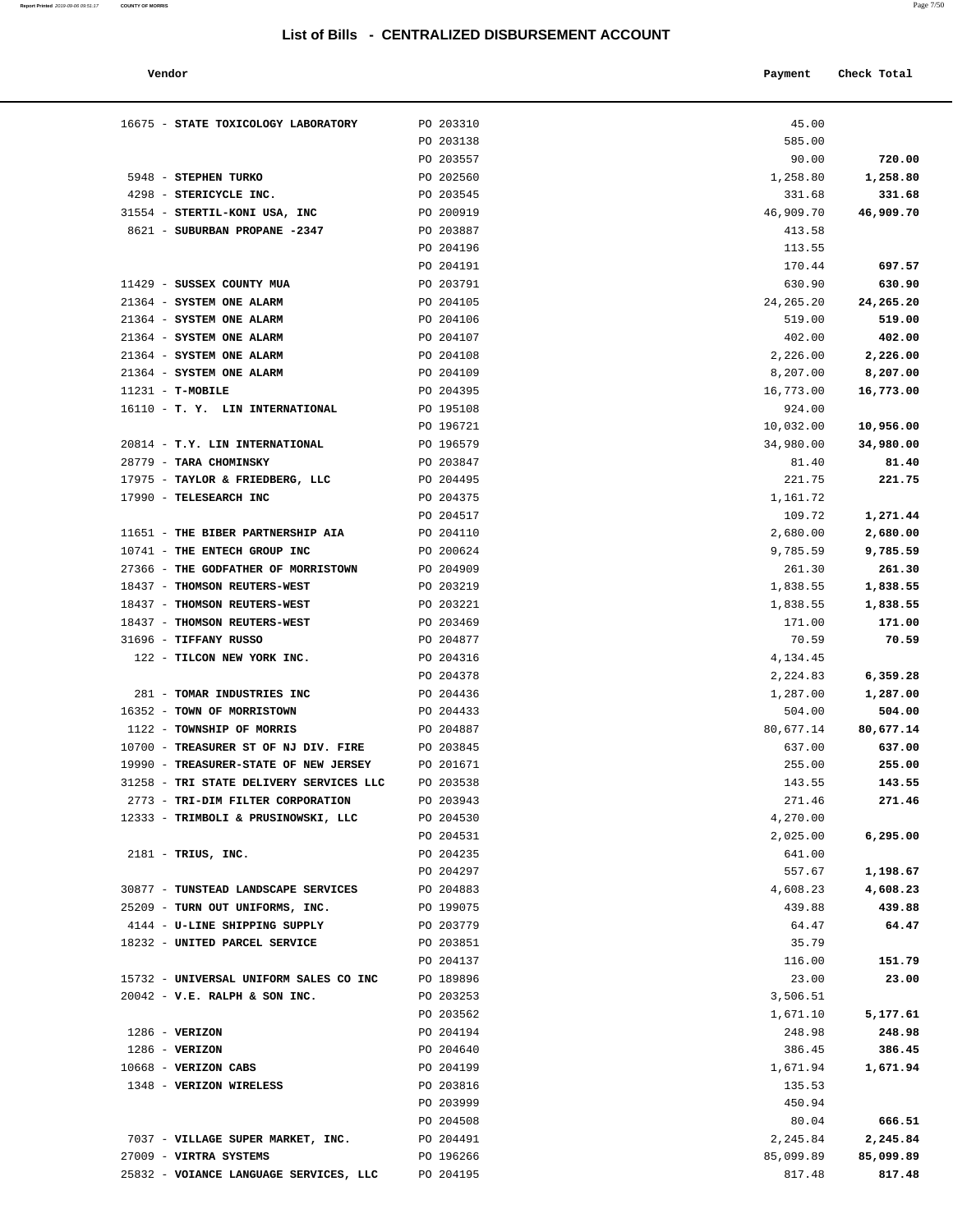# List of Bills - CENTRALIZED DISBURSEMENT ACCOUNT

| Vendor | | Payment | Check Total |
|---|---|---|---|
| 16675 - **STATE TOXICOLOGY LABORATORY** | PO 203310 | 45.00 | |
| | PO 203138 | 585.00 | |
| | PO 203557 | 90.00 | **720.00** |
| 5948 - **STEPHEN TURKO** | PO 202560 | 1,258.80 | **1,258.80** |
| 4298 - **STERICYCLE INC.** | PO 203545 | 331.68 | **331.68** |
| 31554 - **STERTIL-KONI USA, INC** | PO 200919 | 46,909.70 | **46,909.70** |
| 8621 - **SUBURBAN PROPANE -2347** | PO 203887 | 413.58 | |
| | PO 204196 | 113.55 | |
| | PO 204191 | 170.44 | **697.57** |
| 11429 - **SUSSEX COUNTY MUA** | PO 203791 | 630.90 | **630.90** |
| 21364 - **SYSTEM ONE ALARM** | PO 204105 | 24,265.20 | **24,265.20** |
| 21364 - **SYSTEM ONE ALARM** | PO 204106 | 519.00 | **519.00** |
| 21364 - **SYSTEM ONE ALARM** | PO 204107 | 402.00 | **402.00** |
| 21364 - **SYSTEM ONE ALARM** | PO 204108 | 2,226.00 | **2,226.00** |
| 21364 - **SYSTEM ONE ALARM** | PO 204109 | 8,207.00 | **8,207.00** |
| 11231 - **T-MOBILE** | PO 204395 | 16,773.00 | **16,773.00** |
| 16110 - **T. Y. LIN INTERNATIONAL** | PO 195108 | 924.00 | |
| | PO 196721 | 10,032.00 | **10,956.00** |
| 20814 - **T.Y. LIN INTERNATIONAL** | PO 196579 | 34,980.00 | **34,980.00** |
| 28779 - **TARA CHOMINSKY** | PO 203847 | 81.40 | **81.40** |
| 17975 - **TAYLOR & FRIEDBERG, LLC** | PO 204495 | 221.75 | **221.75** |
| 17990 - **TELESEARCH INC** | PO 204375 | 1,161.72 | |
| | PO 204517 | 109.72 | **1,271.44** |
| 11651 - **THE BIBER PARTNERSHIP AIA** | PO 204110 | 2,680.00 | **2,680.00** |
| 10741 - **THE ENTECH GROUP INC** | PO 200624 | 9,785.59 | **9,785.59** |
| 27366 - **THE GODFATHER OF MORRISTOWN** | PO 204909 | 261.30 | **261.30** |
| 18437 - **THOMSON REUTERS-WEST** | PO 203219 | 1,838.55 | **1,838.55** |
| 18437 - **THOMSON REUTERS-WEST** | PO 203221 | 1,838.55 | **1,838.55** |
| 18437 - **THOMSON REUTERS-WEST** | PO 203469 | 171.00 | **171.00** |
| 31696 - **TIFFANY RUSSO** | PO 204877 | 70.59 | **70.59** |
| 122 - **TILCON NEW YORK INC.** | PO 204316 | 4,134.45 | |
| | PO 204378 | 2,224.83 | **6,359.28** |
| 281 - **TOMAR INDUSTRIES INC** | PO 204436 | 1,287.00 | **1,287.00** |
| 16352 - **TOWN OF MORRISTOWN** | PO 204433 | 504.00 | **504.00** |
| 1122 - **TOWNSHIP OF MORRIS** | PO 204887 | 80,677.14 | **80,677.14** |
| 10700 - **TREASURER ST OF NJ DIV. FIRE** | PO 203845 | 637.00 | **637.00** |
| 19990 - **TREASURER-STATE OF NEW JERSEY** | PO 201671 | 255.00 | **255.00** |
| 31258 - **TRI STATE DELIVERY SERVICES LLC** | PO 203538 | 143.55 | **143.55** |
| 2773 - **TRI-DIM FILTER CORPORATION** | PO 203943 | 271.46 | **271.46** |
| 12333 - **TRIMBOLI & PRUSINOWSKI, LLC** | PO 204530 | 4,270.00 | |
| | PO 204531 | 2,025.00 | **6,295.00** |
| 2181 - **TRIUS, INC.** | PO 204235 | 641.00 | |
| | PO 204297 | 557.67 | **1,198.67** |
| 30877 - **TUNSTEAD LANDSCAPE SERVICES** | PO 204883 | 4,608.23 | **4,608.23** |
| 25209 - **TURN OUT UNIFORMS, INC.** | PO 199075 | 439.88 | **439.88** |
| 4144 - **U-LINE SHIPPING SUPPLY** | PO 203779 | 64.47 | **64.47** |
| 18232 - **UNITED PARCEL SERVICE** | PO 203851 | 35.79 | |
| | PO 204137 | 116.00 | **151.79** |
| 15732 - **UNIVERSAL UNIFORM SALES CO INC** | PO 189896 | 23.00 | **23.00** |
| 20042 - **V.E. RALPH & SON INC.** | PO 203253 | 3,506.51 | |
| | PO 203562 | 1,671.10 | **5,177.61** |
| 1286 - **VERIZON** | PO 204194 | 248.98 | **248.98** |
| 1286 - **VERIZON** | PO 204640 | 386.45 | **386.45** |
| 10668 - **VERIZON CABS** | PO 204199 | 1,671.94 | **1,671.94** |
| 1348 - **VERIZON WIRELESS** | PO 203816 | 135.53 | |
| | PO 203999 | 450.94 | |
| | PO 204508 | 80.04 | **666.51** |
| 7037 - **VILLAGE SUPER MARKET, INC.** | PO 204491 | 2,245.84 | **2,245.84** |
| 27009 - **VIRTRA SYSTEMS** | PO 196266 | 85,099.89 | **85,099.89** |
| 25832 - **VOIANCE LANGUAGE SERVICES, LLC** | PO 204195 | 817.48 | **817.48** |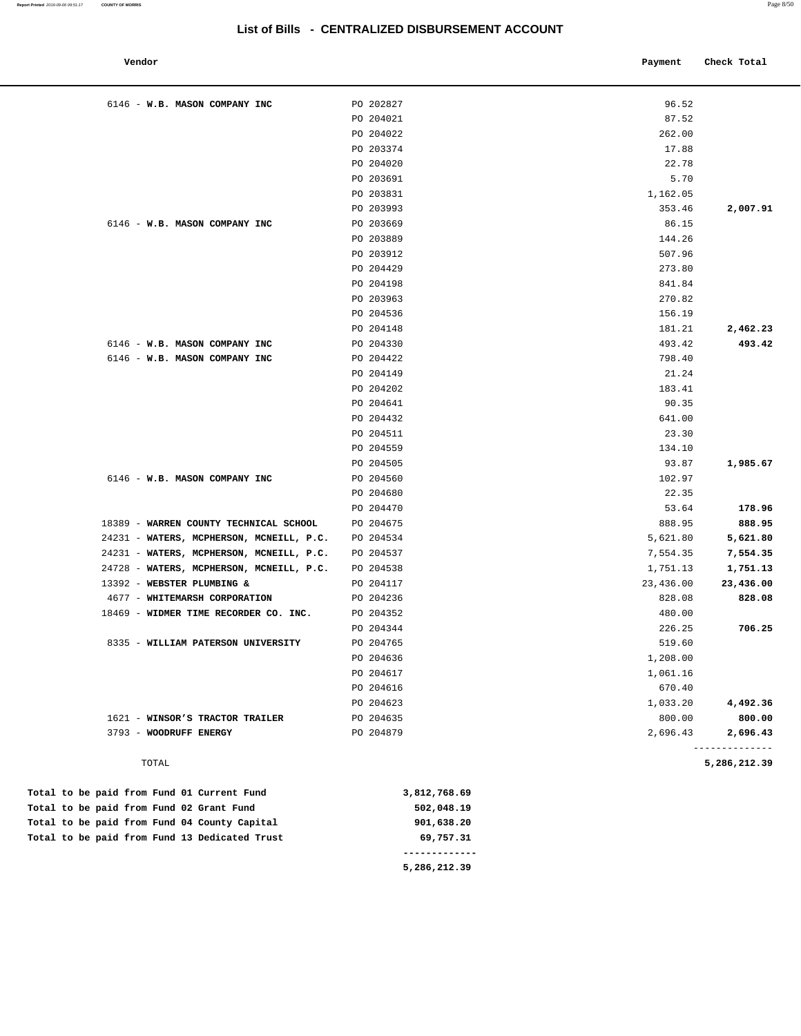# List of Bills - CENTRALIZED DISBURSEMENT ACCOUNT

| Vendor | | Payment | Check Total |
|---|---|---|---|
| 6146 - **W.B. MASON COMPANY INC** | PO 202827 | 96.52 | |
| | PO 204021 | 87.52 | |
| | PO 204022 | 262.00 | |
| | PO 203374 | 17.88 | |
| | PO 204020 | 22.78 | |
| | PO 203691 | 5.70 | |
| | PO 203831 | 1,162.05 | |
| | PO 203993 | 353.46 | **2,007.91** |
| 6146 - **W.B. MASON COMPANY INC** | PO 203669 | 86.15 | |
| | PO 203889 | 144.26 | |
| | PO 203912 | 507.96 | |
| | PO 204429 | 273.80 | |
| | PO 204198 | 841.84 | |
| | PO 203963 | 270.82 | |
| | PO 204536 | 156.19 | |
| | PO 204148 | 181.21 | **2,462.23** |
| 6146 - **W.B. MASON COMPANY INC** | PO 204330 | 493.42 | **493.42** |
| 6146 - **W.B. MASON COMPANY INC** | PO 204422 | 798.40 | |
| | PO 204149 | 21.24 | |
| | PO 204202 | 183.41 | |
| | PO 204641 | 90.35 | |
| | PO 204432 | 641.00 | |
| | PO 204511 | 23.30 | |
| | PO 204559 | 134.10 | |
| | PO 204505 | 93.87 | **1,985.67** |
| 6146 - **W.B. MASON COMPANY INC** | PO 204560 | 102.97 | |
| | PO 204680 | 22.35 | |
| | PO 204470 | 53.64 | **178.96** |
| 18389 - **WARREN COUNTY TECHNICAL SCHOOL** | PO 204675 | 888.95 | **888.95** |
| 24231 - **WATERS, MCPHERSON, MCNEILL, P.C.** | PO 204534 | 5,621.80 | **5,621.80** |
| 24231 - **WATERS, MCPHERSON, MCNEILL, P.C.** | PO 204537 | 7,554.35 | **7,554.35** |
| 24728 - **WATERS, MCPHERSON, MCNEILL, P.C.** | PO 204538 | 1,751.13 | **1,751.13** |
| 13392 - **WEBSTER PLUMBING &** | PO 204117 | 23,436.00 | **23,436.00** |
| 4677 - **WHITEMARSH CORPORATION** | PO 204236 | 828.08 | **828.08** |
| 18469 - **WIDMER TIME RECORDER CO. INC.** | PO 204352 | 480.00 | |
| | PO 204344 | 226.25 | **706.25** |
| 8335 - **WILLIAM PATERSON UNIVERSITY** | PO 204765 | 519.60 | |
| | PO 204636 | 1,208.00 | |
| | PO 204617 | 1,061.16 | |
| | PO 204616 | 670.40 | |
| | PO 204623 | 1,033.20 | **4,492.36** |
| 1621 - **WINSOR'S TRACTOR TRAILER** | PO 204635 | 800.00 | **800.00** |
| 3793 - **WOODRUFF ENERGY** | PO 204879 | 2,696.43 | **2,696.43** |
| TOTAL | | | **5,286,212.39** |

| | |
|---|---|
| **Total to be paid from Fund 01 Current Fund** | **3,812,768.69** |
| **Total to be paid from Fund 02 Grant Fund** | **502,048.19** |
| **Total to be paid from Fund 04 County Capital** | **901,638.20** |
| **Total to be paid from Fund 13 Dedicated Trust** | **69,757.31** |
| | **5,286,212.39** |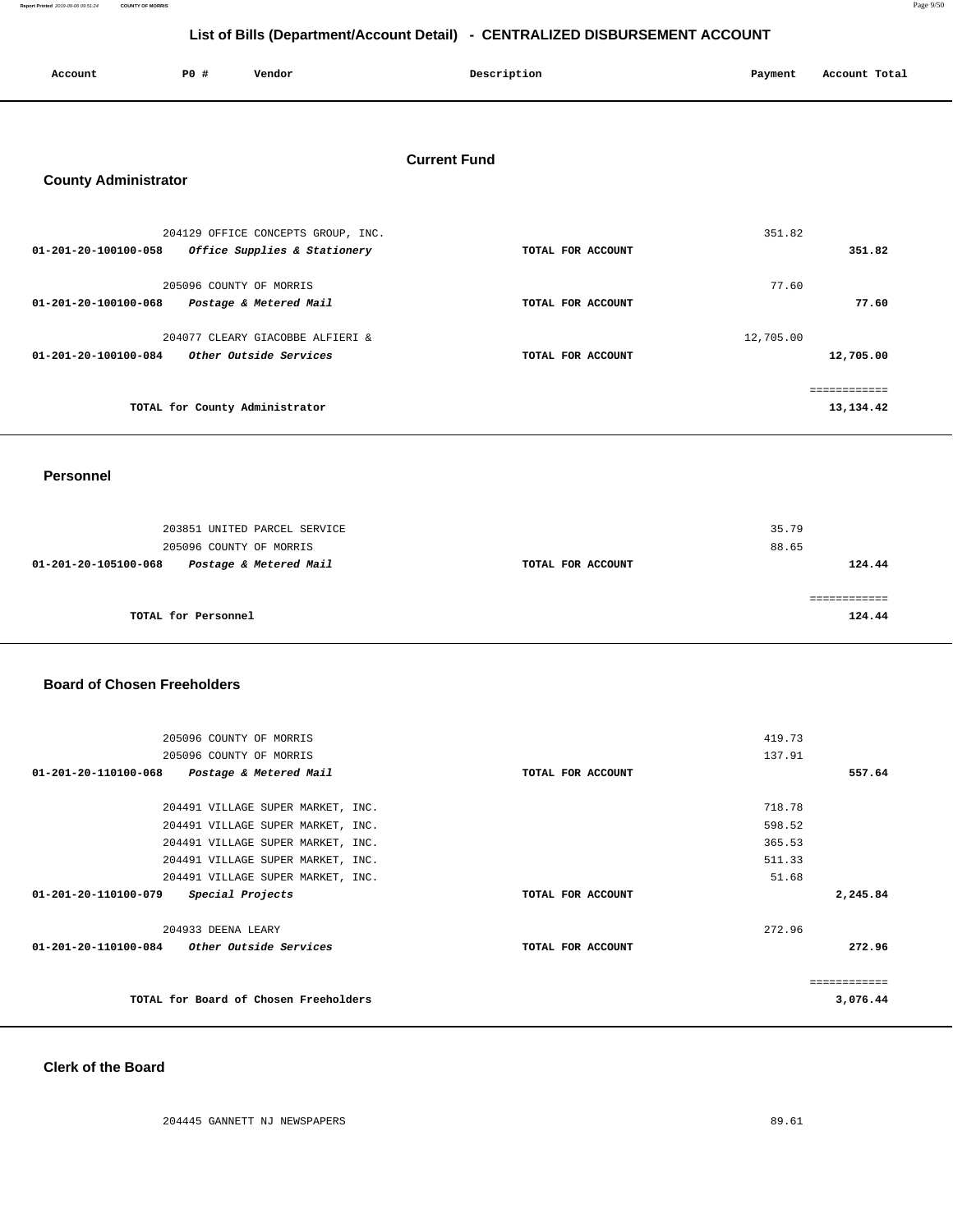## List of Bills (Department/Account Detail) - CENTRALIZED DISBURSEMENT ACCOUNT

| Account | PO # | Vendor | Description | Payment | Account Total |
|---|---|---|---|---|---|

### Current Fund

#### County Administrator

| Account | PO # | Vendor | Description | Payment | Account Total |
|---|---|---|---|---|---|
| | 204129 | OFFICE CONCEPTS GROUP, INC. | | 351.82 | |
| **01-201-20-100100-058** | | ***Office Supplies & Stationery*** | **TOTAL FOR ACCOUNT** | | **351.82** |
| | 205096 | COUNTY OF MORRIS | | 77.60 | |
| **01-201-20-100100-068** | | ***Postage & Metered Mail*** | **TOTAL FOR ACCOUNT** | | **77.60** |
| | 204077 | CLEARY GIACOBBE ALFIERI & | | 12,705.00 | |
| **01-201-20-100100-084** | | ***Other Outside Services*** | **TOTAL FOR ACCOUNT** | | **12,705.00** |
| | | | | | ============ |
| | | **TOTAL for County Administrator** | | | **13,134.42** |

#### Personnel

| Account | PO # | Vendor | Description | Payment | Account Total |
|---|---|---|---|---|---|
| | 203851 | UNITED PARCEL SERVICE | | 35.79 | |
| | 205096 | COUNTY OF MORRIS | | 88.65 | |
| **01-201-20-105100-068** | | ***Postage & Metered Mail*** | **TOTAL FOR ACCOUNT** | | **124.44** |
| | | | | | ============ |
| | | **TOTAL for Personnel** | | | **124.44** |

#### Board of Chosen Freeholders

| Account | PO # | Vendor | Description | Payment | Account Total |
|---|---|---|---|---|---|
| | 205096 | COUNTY OF MORRIS | | 419.73 | |
| | 205096 | COUNTY OF MORRIS | | 137.91 | |
| **01-201-20-110100-068** | | ***Postage & Metered Mail*** | **TOTAL FOR ACCOUNT** | | **557.64** |
| | 204491 | VILLAGE SUPER MARKET, INC. | | 718.78 | |
| | 204491 | VILLAGE SUPER MARKET, INC. | | 598.52 | |
| | 204491 | VILLAGE SUPER MARKET, INC. | | 365.53 | |
| | 204491 | VILLAGE SUPER MARKET, INC. | | 511.33 | |
| | 204491 | VILLAGE SUPER MARKET, INC. | | 51.68 | |
| **01-201-20-110100-079** | | ***Special Projects*** | **TOTAL FOR ACCOUNT** | | **2,245.84** |
| | 204933 | DEENA LEARY | | 272.96 | |
| **01-201-20-110100-084** | | ***Other Outside Services*** | **TOTAL FOR ACCOUNT** | | **272.96** |
| | | | | | ============ |
| | | **TOTAL for Board of Chosen Freeholders** | | | **3,076.44** |

#### Clerk of the Board

| Account | PO # | Vendor | Description | Payment | Account Total |
|---|---|---|---|---|---|
| | 204445 | GANNETT NJ NEWSPAPERS | | 89.61 | |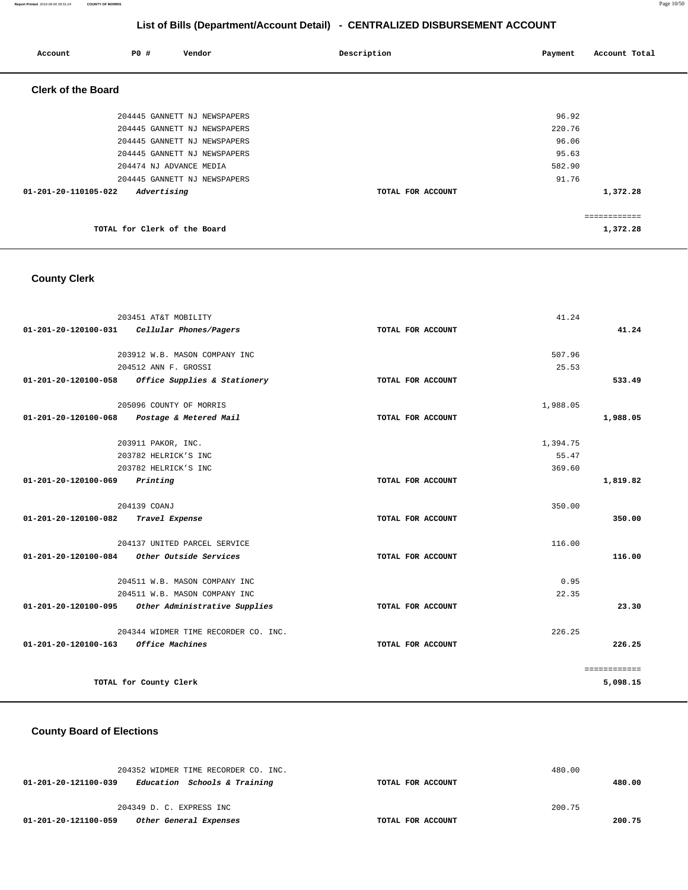## List of Bills (Department/Account Detail) - CENTRALIZED DISBURSEMENT ACCOUNT

| Account | PO # | Vendor | Description | Payment | Account Total |
|---|---|---|---|---|---|

### Clerk of the Board

| Account | PO # | Vendor | Description | Payment | Account Total |
|---|---|---|---|---|---|
| | 204445 | GANNETT NJ NEWSPAPERS | | 96.92 | |
| | 204445 | GANNETT NJ NEWSPAPERS | | 220.76 | |
| | 204445 | GANNETT NJ NEWSPAPERS | | 96.06 | |
| | 204445 | GANNETT NJ NEWSPAPERS | | 95.63 | |
| | 204474 | NJ ADVANCE MEDIA | | 582.90 | |
| | 204445 | GANNETT NJ NEWSPAPERS | | 91.76 | |
| **01-201-20-110105-022** | | *Advertising* | TOTAL FOR ACCOUNT | | 1,372.28 |
| | | | | | ============ |
| | | TOTAL for Clerk of the Board | | | 1,372.28 |

### County Clerk

| Account | PO # | Vendor | Description | Payment | Account Total |
|---|---|---|---|---|---|
| | 203451 | AT&T MOBILITY | | 41.24 | |
| **01-201-20-120100-031** | | *Cellular Phones/Pagers* | TOTAL FOR ACCOUNT | | 41.24 |
| | 203912 | W.B. MASON COMPANY INC | | 507.96 | |
| | 204512 | ANN F. GROSSI | | 25.53 | |
| **01-201-20-120100-058** | | *Office Supplies & Stationery* | TOTAL FOR ACCOUNT | | 533.49 |
| | 205096 | COUNTY OF MORRIS | | 1,988.05 | |
| **01-201-20-120100-068** | | *Postage & Metered Mail* | TOTAL FOR ACCOUNT | | 1,988.05 |
| | 203911 | PAKOR, INC. | | 1,394.75 | |
| | 203782 | HELRICK'S INC | | 55.47 | |
| | 203782 | HELRICK'S INC | | 369.60 | |
| **01-201-20-120100-069** | | *Printing* | TOTAL FOR ACCOUNT | | 1,819.82 |
| | 204139 | COANJ | | 350.00 | |
| **01-201-20-120100-082** | | *Travel Expense* | TOTAL FOR ACCOUNT | | 350.00 |
| | 204137 | UNITED PARCEL SERVICE | | 116.00 | |
| **01-201-20-120100-084** | | *Other Outside Services* | TOTAL FOR ACCOUNT | | 116.00 |
| | 204511 | W.B. MASON COMPANY INC | | 0.95 | |
| | 204511 | W.B. MASON COMPANY INC | | 22.35 | |
| **01-201-20-120100-095** | | *Other Administrative Supplies* | TOTAL FOR ACCOUNT | | 23.30 |
| | 204344 | WIDMER TIME RECORDER CO. INC. | | 226.25 | |
| **01-201-20-120100-163** | | *Office Machines* | TOTAL FOR ACCOUNT | | 226.25 |
| | | | | | ============ |
| | | TOTAL for County Clerk | | | 5,098.15 |

### County Board of Elections

| Account | PO # | Vendor | Description | Payment | Account Total |
|---|---|---|---|---|---|
| | 204352 | WIDMER TIME RECORDER CO. INC. | | 480.00 | |
| **01-201-20-121100-039** | | *Education Schools & Training* | TOTAL FOR ACCOUNT | | 480.00 |
| | 204349 | D. C. EXPRESS INC | | 200.75 | |
| **01-201-20-121100-059** | | *Other General Expenses* | TOTAL FOR ACCOUNT | | 200.75 |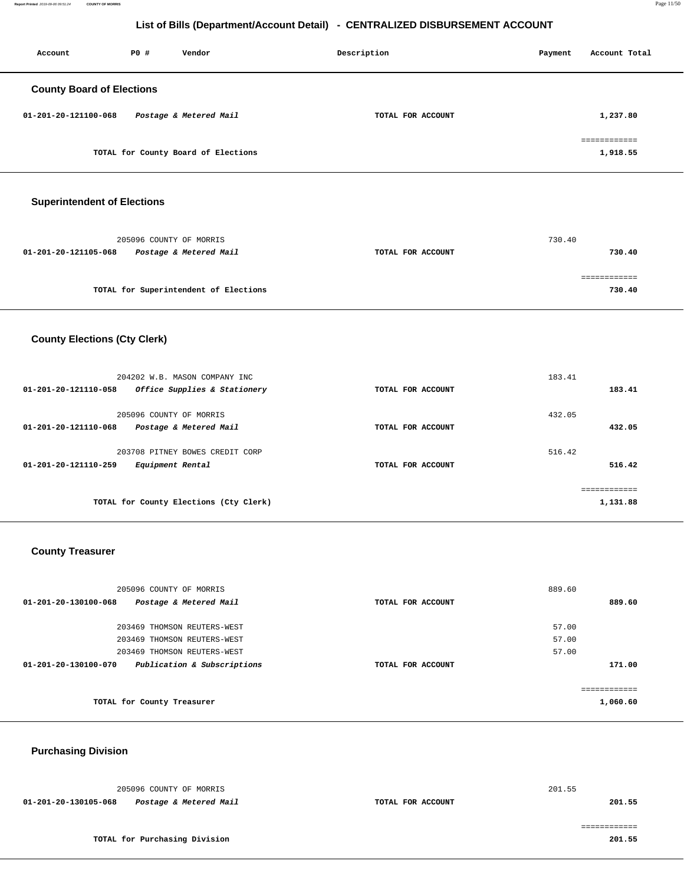# List of Bills (Department/Account Detail) - CENTRALIZED DISBURSEMENT ACCOUNT

| Account | PO # | Vendor | Description | Payment | Account Total |
|---|---|---|---|---|---|

## County Board of Elections

| Account | PO # | Vendor | Description | Payment | Account Total |
|---|---|---|---|---|---|
| 01-201-20-121100-068 | | *Postage & Metered Mail* | TOTAL FOR ACCOUNT | | 1,237.80 |
| | | TOTAL for County Board of Elections | | | 1,918.55 |

## Superintendent of Elections

| Account | PO # | Vendor | Description | Payment | Account Total |
|---|---|---|---|---|---|
| | 205096 | COUNTY OF MORRIS | | 730.40 | |
| 01-201-20-121105-068 | | *Postage & Metered Mail* | TOTAL FOR ACCOUNT | | 730.40 |
| | | TOTAL for Superintendent of Elections | | | 730.40 |

## County Elections (Cty Clerk)

| Account | PO # | Vendor | Description | Payment | Account Total |
|---|---|---|---|---|---|
| | 204202 | W.B. MASON COMPANY INC | | 183.41 | |
| 01-201-20-121110-058 | | *Office Supplies & Stationery* | TOTAL FOR ACCOUNT | | 183.41 |
| | 205096 | COUNTY OF MORRIS | | 432.05 | |
| 01-201-20-121110-068 | | *Postage & Metered Mail* | TOTAL FOR ACCOUNT | | 432.05 |
| | 203708 | PITNEY BOWES CREDIT CORP | | 516.42 | |
| 01-201-20-121110-259 | | *Equipment Rental* | TOTAL FOR ACCOUNT | | 516.42 |
| | | TOTAL for County Elections (Cty Clerk) | | | 1,131.88 |

## County Treasurer

| Account | PO # | Vendor | Description | Payment | Account Total |
|---|---|---|---|---|---|
| | 205096 | COUNTY OF MORRIS | | 889.60 | |
| 01-201-20-130100-068 | | *Postage & Metered Mail* | TOTAL FOR ACCOUNT | | 889.60 |
| | 203469 | THOMSON REUTERS-WEST | | 57.00 | |
| | 203469 | THOMSON REUTERS-WEST | | 57.00 | |
| | 203469 | THOMSON REUTERS-WEST | | 57.00 | |
| 01-201-20-130100-070 | | *Publication & Subscriptions* | TOTAL FOR ACCOUNT | | 171.00 |
| | | TOTAL for County Treasurer | | | 1,060.60 |

## Purchasing Division

| Account | PO # | Vendor | Description | Payment | Account Total |
|---|---|---|---|---|---|
| | 205096 | COUNTY OF MORRIS | | 201.55 | |
| 01-201-20-130105-068 | | *Postage & Metered Mail* | TOTAL FOR ACCOUNT | | 201.55 |
| | | TOTAL for Purchasing Division | | | 201.55 |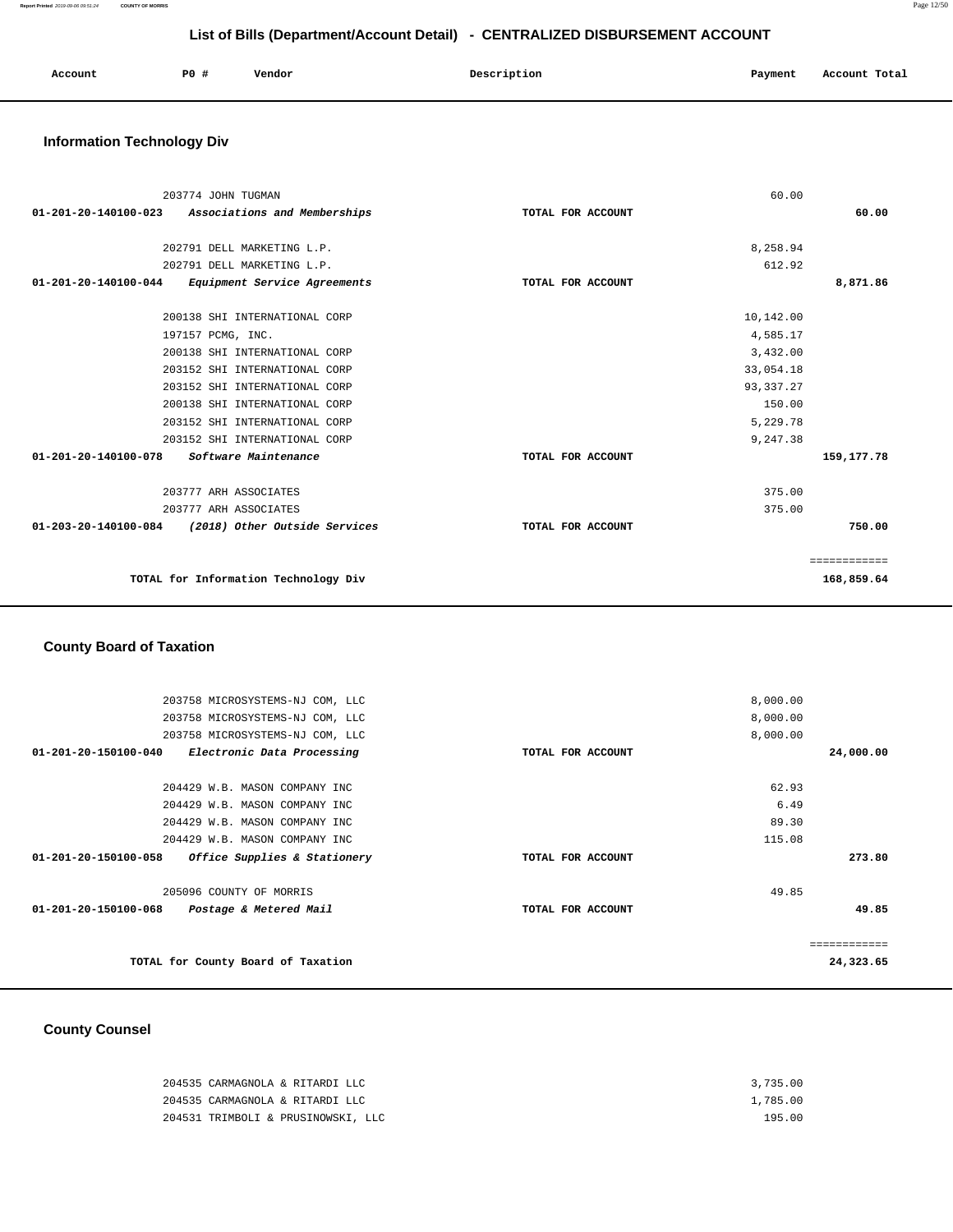## List of Bills (Department/Account Detail) - CENTRALIZED DISBURSEMENT ACCOUNT

| Account | PO # | Vendor | Description | Payment | Account Total |
|---|---|---|---|---|---|

### Information Technology Div

| Account | PO # | Vendor | Description | Payment | Account Total |
|---|---|---|---|---|---|
| | 203774 | JOHN TUGMAN | | 60.00 | |
| 01-201-20-140100-023 | | *Associations and Memberships* | TOTAL FOR ACCOUNT | | **60.00** |
| | 202791 | DELL MARKETING L.P. | | 8,258.94 | |
| | 202791 | DELL MARKETING L.P. | | 612.92 | |
| 01-201-20-140100-044 | | *Equipment Service Agreements* | TOTAL FOR ACCOUNT | | **8,871.86** |
| | 200138 | SHI INTERNATIONAL CORP | | 10,142.00 | |
| | 197157 | PCMG, INC. | | 4,585.17 | |
| | 200138 | SHI INTERNATIONAL CORP | | 3,432.00 | |
| | 203152 | SHI INTERNATIONAL CORP | | 33,054.18 | |
| | 203152 | SHI INTERNATIONAL CORP | | 93,337.27 | |
| | 200138 | SHI INTERNATIONAL CORP | | 150.00 | |
| | 203152 | SHI INTERNATIONAL CORP | | 5,229.78 | |
| | 203152 | SHI INTERNATIONAL CORP | | 9,247.38 | |
| 01-201-20-140100-078 | | *Software Maintenance* | TOTAL FOR ACCOUNT | | **159,177.78** |
| | 203777 | ARH ASSOCIATES | | 375.00 | |
| | 203777 | ARH ASSOCIATES | | 375.00 | |
| 01-203-20-140100-084 | | *(2018) Other Outside Services* | TOTAL FOR ACCOUNT | | **750.00** |
| | | TOTAL for Information Technology Div | | | **168,859.64** |

### County Board of Taxation

| Account | PO # | Vendor | Description | Payment | Account Total |
|---|---|---|---|---|---|
| | 203758 | MICROSYSTEMS-NJ COM, LLC | | 8,000.00 | |
| | 203758 | MICROSYSTEMS-NJ COM, LLC | | 8,000.00 | |
| | 203758 | MICROSYSTEMS-NJ COM, LLC | | 8,000.00 | |
| 01-201-20-150100-040 | | *Electronic Data Processing* | TOTAL FOR ACCOUNT | | **24,000.00** |
| | 204429 | W.B. MASON COMPANY INC | | 62.93 | |
| | 204429 | W.B. MASON COMPANY INC | | 6.49 | |
| | 204429 | W.B. MASON COMPANY INC | | 89.30 | |
| | 204429 | W.B. MASON COMPANY INC | | 115.08 | |
| 01-201-20-150100-058 | | *Office Supplies & Stationery* | TOTAL FOR ACCOUNT | | **273.80** |
| | 205096 | COUNTY OF MORRIS | | 49.85 | |
| 01-201-20-150100-068 | | *Postage & Metered Mail* | TOTAL FOR ACCOUNT | | **49.85** |
| | | TOTAL for County Board of Taxation | | | **24,323.65** |

### County Counsel

| Account | PO # | Vendor | Description | Payment | Account Total |
|---|---|---|---|---|---|
| | 204535 | CARMAGNOLA & RITARDI LLC | | 3,735.00 | |
| | 204535 | CARMAGNOLA & RITARDI LLC | | 1,785.00 | |
| | 204531 | TRIMBOLI & PRUSINOWSKI, LLC | | 195.00 | |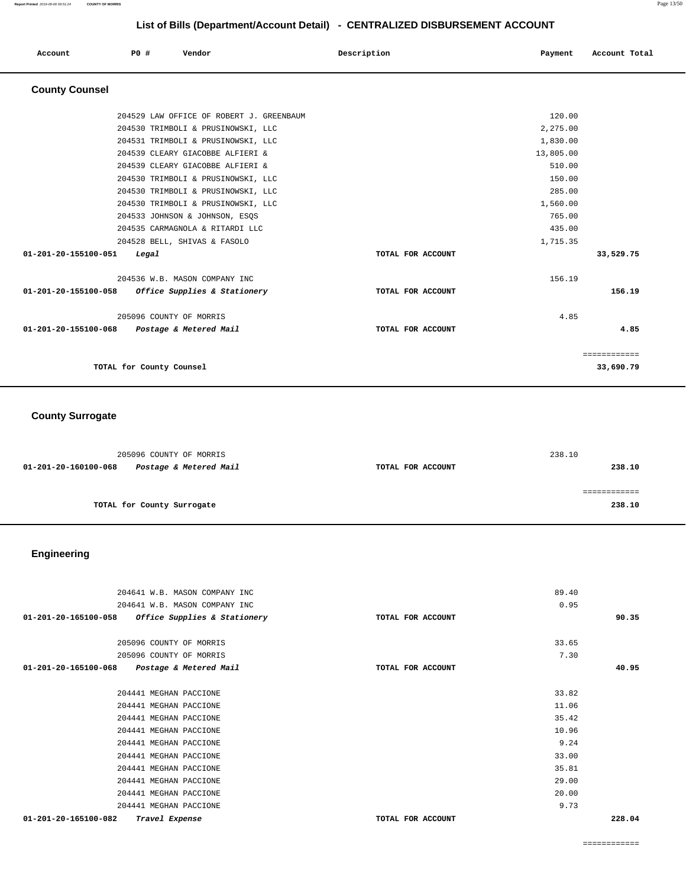# List of Bills (Department/Account Detail) - CENTRALIZED DISBURSEMENT ACCOUNT

| Account | PO # | Vendor | Description | Payment | Account Total |
|---|---|---|---|---|---|

## County Counsel

| Account | PO # | Vendor | Description | Payment | Account Total |
|---|---|---|---|---|---|
| | 204529 | LAW OFFICE OF ROBERT J. GREENBAUM | | 120.00 | |
| | 204530 | TRIMBOLI & PRUSINOWSKI, LLC | | 2,275.00 | |
| | 204531 | TRIMBOLI & PRUSINOWSKI, LLC | | 1,830.00 | |
| | 204539 | CLEARY GIACOBBE ALFIERI & | | 13,805.00 | |
| | 204539 | CLEARY GIACOBBE ALFIERI & | | 510.00 | |
| | 204530 | TRIMBOLI & PRUSINOWSKI, LLC | | 150.00 | |
| | 204530 | TRIMBOLI & PRUSINOWSKI, LLC | | 285.00 | |
| | 204530 | TRIMBOLI & PRUSINOWSKI, LLC | | 1,560.00 | |
| | 204533 | JOHNSON & JOHNSON, ESQS | | 765.00 | |
| | 204535 | CARMAGNOLA & RITARDI LLC | | 435.00 | |
| | 204528 | BELL, SHIVAS & FASOLO | | 1,715.35 | |
| **01-201-20-155100-051** | | ***Legal*** | **TOTAL FOR ACCOUNT** | | **33,529.75** |
| | 204536 | W.B. MASON COMPANY INC | | 156.19 | |
| **01-201-20-155100-058** | | ***Office Supplies & Stationery*** | **TOTAL FOR ACCOUNT** | | **156.19** |
| | 205096 | COUNTY OF MORRIS | | 4.85 | |
| **01-201-20-155100-068** | | ***Postage & Metered Mail*** | **TOTAL FOR ACCOUNT** | | **4.85** |
| | | | | | ============ |
| | | **TOTAL for County Counsel** | | | **33,690.79** |

## County Surrogate

| Account | PO # | Vendor | Description | Payment | Account Total |
|---|---|---|---|---|---|
| | 205096 | COUNTY OF MORRIS | | 238.10 | |
| **01-201-20-160100-068** | | ***Postage & Metered Mail*** | **TOTAL FOR ACCOUNT** | | **238.10** |
| | | | | | ============ |
| | | **TOTAL for County Surrogate** | | | **238.10** |

## Engineering

| Account | PO # | Vendor | Description | Payment | Account Total |
|---|---|---|---|---|---|
| | 204641 | W.B. MASON COMPANY INC | | 89.40 | |
| | 204641 | W.B. MASON COMPANY INC | | 0.95 | |
| **01-201-20-165100-058** | | ***Office Supplies & Stationery*** | **TOTAL FOR ACCOUNT** | | **90.35** |
| | 205096 | COUNTY OF MORRIS | | 33.65 | |
| | 205096 | COUNTY OF MORRIS | | 7.30 | |
| **01-201-20-165100-068** | | ***Postage & Metered Mail*** | **TOTAL FOR ACCOUNT** | | **40.95** |
| | 204441 | MEGHAN PACCIONE | | 33.82 | |
| | 204441 | MEGHAN PACCIONE | | 11.06 | |
| | 204441 | MEGHAN PACCIONE | | 35.42 | |
| | 204441 | MEGHAN PACCIONE | | 10.96 | |
| | 204441 | MEGHAN PACCIONE | | 9.24 | |
| | 204441 | MEGHAN PACCIONE | | 33.00 | |
| | 204441 | MEGHAN PACCIONE | | 35.81 | |
| | 204441 | MEGHAN PACCIONE | | 29.00 | |
| | 204441 | MEGHAN PACCIONE | | 20.00 | |
| | 204441 | MEGHAN PACCIONE | | 9.73 | |
| **01-201-20-165100-082** | | ***Travel Expense*** | **TOTAL FOR ACCOUNT** | | **228.04** |
| | | | | | ============ |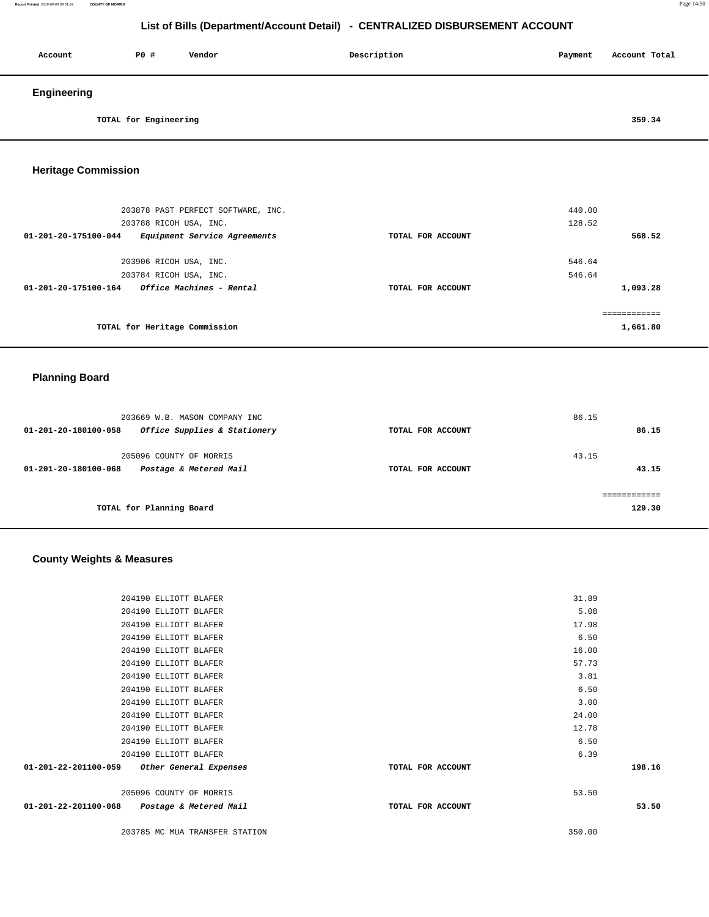## List of Bills (Department/Account Detail) - CENTRALIZED DISBURSEMENT ACCOUNT

| Account | PO # | Vendor | Description | Payment | Account Total |
|---|---|---|---|---|---|

### Engineering

| | | | | | |
|---|---|---|---|---|---|
| | TOTAL for Engineering | | | | 359.34 |

### Heritage Commission

| Account | PO # | Vendor | Description | Payment | Account Total |
|---|---|---|---|---|---|
| | 203878 | PAST PERFECT SOFTWARE, INC. | | 440.00 | |
| | 203788 | RICOH USA, INC. | | 128.52 | |
| 01-201-20-175100-044 | *Equipment Service Agreements* | | TOTAL FOR ACCOUNT | | 568.52 |
| | 203906 | RICOH USA, INC. | | 546.64 | |
| | 203784 | RICOH USA, INC. | | 546.64 | |
| 01-201-20-175100-164 | *Office Machines - Rental* | | TOTAL FOR ACCOUNT | | 1,093.28 |
| | | | | | ============ |
| | TOTAL for Heritage Commission | | | | 1,661.80 |

### Planning Board

| Account | PO # | Vendor | Description | Payment | Account Total |
|---|---|---|---|---|---|
| | 203669 | W.B. MASON COMPANY INC | | 86.15 | |
| 01-201-20-180100-058 | *Office Supplies & Stationery* | | TOTAL FOR ACCOUNT | | 86.15 |
| | 205096 | COUNTY OF MORRIS | | 43.15 | |
| 01-201-20-180100-068 | *Postage & Metered Mail* | | TOTAL FOR ACCOUNT | | 43.15 |
| | | | | | ============ |
| | TOTAL for Planning Board | | | | 129.30 |

### County Weights & Measures

| Account | PO # | Vendor | Description | Payment | Account Total |
|---|---|---|---|---|---|
| | 204190 | ELLIOTT BLAFER | | 31.89 | |
| | 204190 | ELLIOTT BLAFER | | 5.08 | |
| | 204190 | ELLIOTT BLAFER | | 17.98 | |
| | 204190 | ELLIOTT BLAFER | | 6.50 | |
| | 204190 | ELLIOTT BLAFER | | 16.00 | |
| | 204190 | ELLIOTT BLAFER | | 57.73 | |
| | 204190 | ELLIOTT BLAFER | | 3.81 | |
| | 204190 | ELLIOTT BLAFER | | 6.50 | |
| | 204190 | ELLIOTT BLAFER | | 3.00 | |
| | 204190 | ELLIOTT BLAFER | | 24.00 | |
| | 204190 | ELLIOTT BLAFER | | 12.78 | |
| | 204190 | ELLIOTT BLAFER | | 6.50 | |
| | 204190 | ELLIOTT BLAFER | | 6.39 | |
| 01-201-22-201100-059 | *Other General Expenses* | | TOTAL FOR ACCOUNT | | 198.16 |
| | 205096 | COUNTY OF MORRIS | | 53.50 | |
| 01-201-22-201100-068 | *Postage & Metered Mail* | | TOTAL FOR ACCOUNT | | 53.50 |
| | 203785 | MC MUA TRANSFER STATION | | 350.00 | |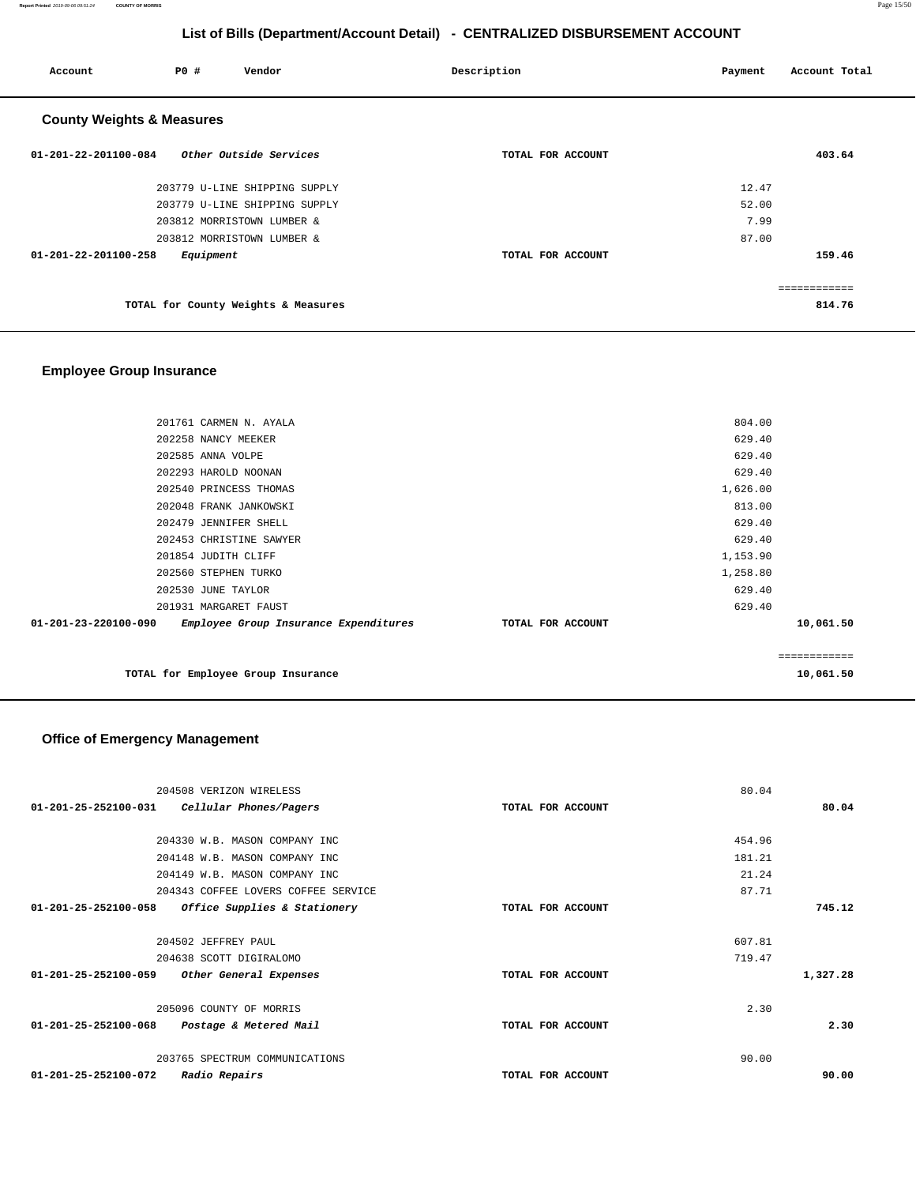# List of Bills (Department/Account Detail) - CENTRALIZED DISBURSEMENT ACCOUNT

| Account | PO # | Vendor | Description | Payment | Account Total |
|---|---|---|---|---|---|

## County Weights & Measures

| Account | PO # | Vendor | Description | Payment | Account Total |
|---|---|---|---|---|---|
| 01-201-22-201100-084 | | *Other Outside Services* | TOTAL FOR ACCOUNT | | 403.64 |
| | 203779 | U-LINE SHIPPING SUPPLY | | 12.47 | |
| | 203779 | U-LINE SHIPPING SUPPLY | | 52.00 | |
| | 203812 | MORRISTOWN LUMBER & | | 7.99 | |
| | 203812 | MORRISTOWN LUMBER & | | 87.00 | |
| 01-201-22-201100-258 | | *Equipment* | TOTAL FOR ACCOUNT | | 159.46 |
| | | | | | ============ |
| | | TOTAL for County Weights & Measures | | | 814.76 |

## Employee Group Insurance

| Account | PO # | Vendor | Description | Payment | Account Total |
|---|---|---|---|---|---|
| | 201761 | CARMEN N. AYALA | | 804.00 | |
| | 202258 | NANCY MEEKER | | 629.40 | |
| | 202585 | ANNA VOLPE | | 629.40 | |
| | 202293 | HAROLD NOONAN | | 629.40 | |
| | 202540 | PRINCESS THOMAS | | 1,626.00 | |
| | 202048 | FRANK JANKOWSKI | | 813.00 | |
| | 202479 | JENNIFER SHELL | | 629.40 | |
| | 202453 | CHRISTINE SAWYER | | 629.40 | |
| | 201854 | JUDITH CLIFF | | 1,153.90 | |
| | 202560 | STEPHEN TURKO | | 1,258.80 | |
| | 202530 | JUNE TAYLOR | | 629.40 | |
| | 201931 | MARGARET FAUST | | 629.40 | |
| 01-201-23-220100-090 | | *Employee Group Insurance Expenditures* | TOTAL FOR ACCOUNT | | 10,061.50 |
| | | | | | ============ |
| | | TOTAL for Employee Group Insurance | | | 10,061.50 |

## Office of Emergency Management

| Account | PO # | Vendor | Description | Payment | Account Total |
|---|---|---|---|---|---|
| | 204508 | VERIZON WIRELESS | | 80.04 | |
| 01-201-25-252100-031 | | *Cellular Phones/Pagers* | TOTAL FOR ACCOUNT | | 80.04 |
| | 204330 | W.B. MASON COMPANY INC | | 454.96 | |
| | 204148 | W.B. MASON COMPANY INC | | 181.21 | |
| | 204149 | W.B. MASON COMPANY INC | | 21.24 | |
| | 204343 | COFFEE LOVERS COFFEE SERVICE | | 87.71 | |
| 01-201-25-252100-058 | | *Office Supplies & Stationery* | TOTAL FOR ACCOUNT | | 745.12 |
| | 204502 | JEFFREY PAUL | | 607.81 | |
| | 204638 | SCOTT DIGIRALOMO | | 719.47 | |
| 01-201-25-252100-059 | | *Other General Expenses* | TOTAL FOR ACCOUNT | | 1,327.28 |
| | 205096 | COUNTY OF MORRIS | | 2.30 | |
| 01-201-25-252100-068 | | *Postage & Metered Mail* | TOTAL FOR ACCOUNT | | 2.30 |
| | 203765 | SPECTRUM COMMUNICATIONS | | 90.00 | |
| 01-201-25-252100-072 | | *Radio Repairs* | TOTAL FOR ACCOUNT | | 90.00 |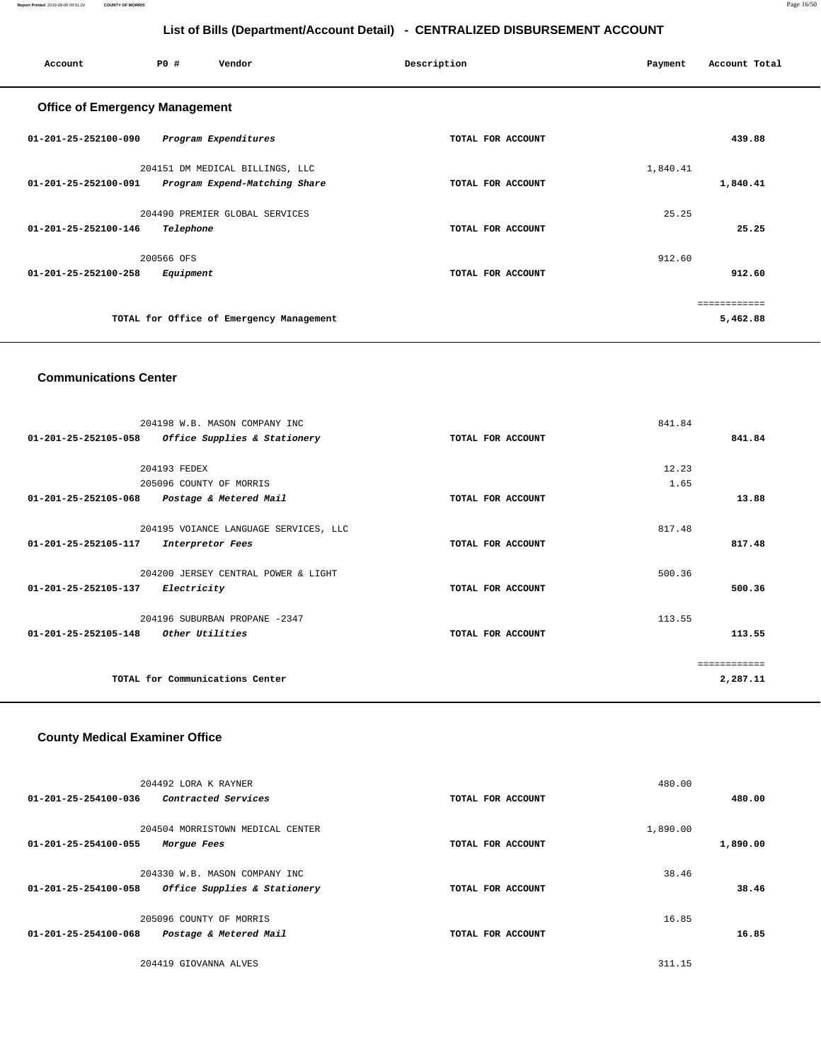## List of Bills (Department/Account Detail) - CENTRALIZED DISBURSEMENT ACCOUNT

| Account | PO # | Vendor | Description | Payment | Account Total |
|---|---|---|---|---|---|

### Office of Emergency Management

| Account | PO # / Vendor | Description | Payment | Account Total |
|---|---|---|---|---|
| 01-201-25-252100-090 | *Program Expenditures* | TOTAL FOR ACCOUNT | | 439.88 |
| | 204151 DM MEDICAL BILLINGS, LLC | | 1,840.41 | |
| 01-201-25-252100-091 | *Program Expend-Matching Share* | TOTAL FOR ACCOUNT | | 1,840.41 |
| | 204490 PREMIER GLOBAL SERVICES | | 25.25 | |
| 01-201-25-252100-146 | *Telephone* | TOTAL FOR ACCOUNT | | 25.25 |
| | 200566 OFS | | 912.60 | |
| 01-201-25-252100-258 | *Equipment* | TOTAL FOR ACCOUNT | | 912.60 |
| | | | | ============ |
| | TOTAL for Office of Emergency Management | | | 5,462.88 |

### Communications Center

| Account | PO # / Vendor | Description | Payment | Account Total |
|---|---|---|---|---|
| | 204198 W.B. MASON COMPANY INC | | 841.84 | |
| 01-201-25-252105-058 | *Office Supplies & Stationery* | TOTAL FOR ACCOUNT | | 841.84 |
| | 204193 FEDEX | | 12.23 | |
| | 205096 COUNTY OF MORRIS | | 1.65 | |
| 01-201-25-252105-068 | *Postage & Metered Mail* | TOTAL FOR ACCOUNT | | 13.88 |
| | 204195 VOIANCE LANGUAGE SERVICES, LLC | | 817.48 | |
| 01-201-25-252105-117 | *Interpretor Fees* | TOTAL FOR ACCOUNT | | 817.48 |
| | 204200 JERSEY CENTRAL POWER & LIGHT | | 500.36 | |
| 01-201-25-252105-137 | *Electricity* | TOTAL FOR ACCOUNT | | 500.36 |
| | 204196 SUBURBAN PROPANE -2347 | | 113.55 | |
| 01-201-25-252105-148 | *Other Utilities* | TOTAL FOR ACCOUNT | | 113.55 |
| | | | | ============ |
| | TOTAL for Communications Center | | | 2,287.11 |

### County Medical Examiner Office

| Account | PO # / Vendor | Description | Payment | Account Total |
|---|---|---|---|---|
| | 204492 LORA K RAYNER | | 480.00 | |
| 01-201-25-254100-036 | *Contracted Services* | TOTAL FOR ACCOUNT | | 480.00 |
| | 204504 MORRISTOWN MEDICAL CENTER | | 1,890.00 | |
| 01-201-25-254100-055 | *Morgue Fees* | TOTAL FOR ACCOUNT | | 1,890.00 |
| | 204330 W.B. MASON COMPANY INC | | 38.46 | |
| 01-201-25-254100-058 | *Office Supplies & Stationery* | TOTAL FOR ACCOUNT | | 38.46 |
| | 205096 COUNTY OF MORRIS | | 16.85 | |
| 01-201-25-254100-068 | *Postage & Metered Mail* | TOTAL FOR ACCOUNT | | 16.85 |
| | 204419 GIOVANNA ALVES | | 311.15 | |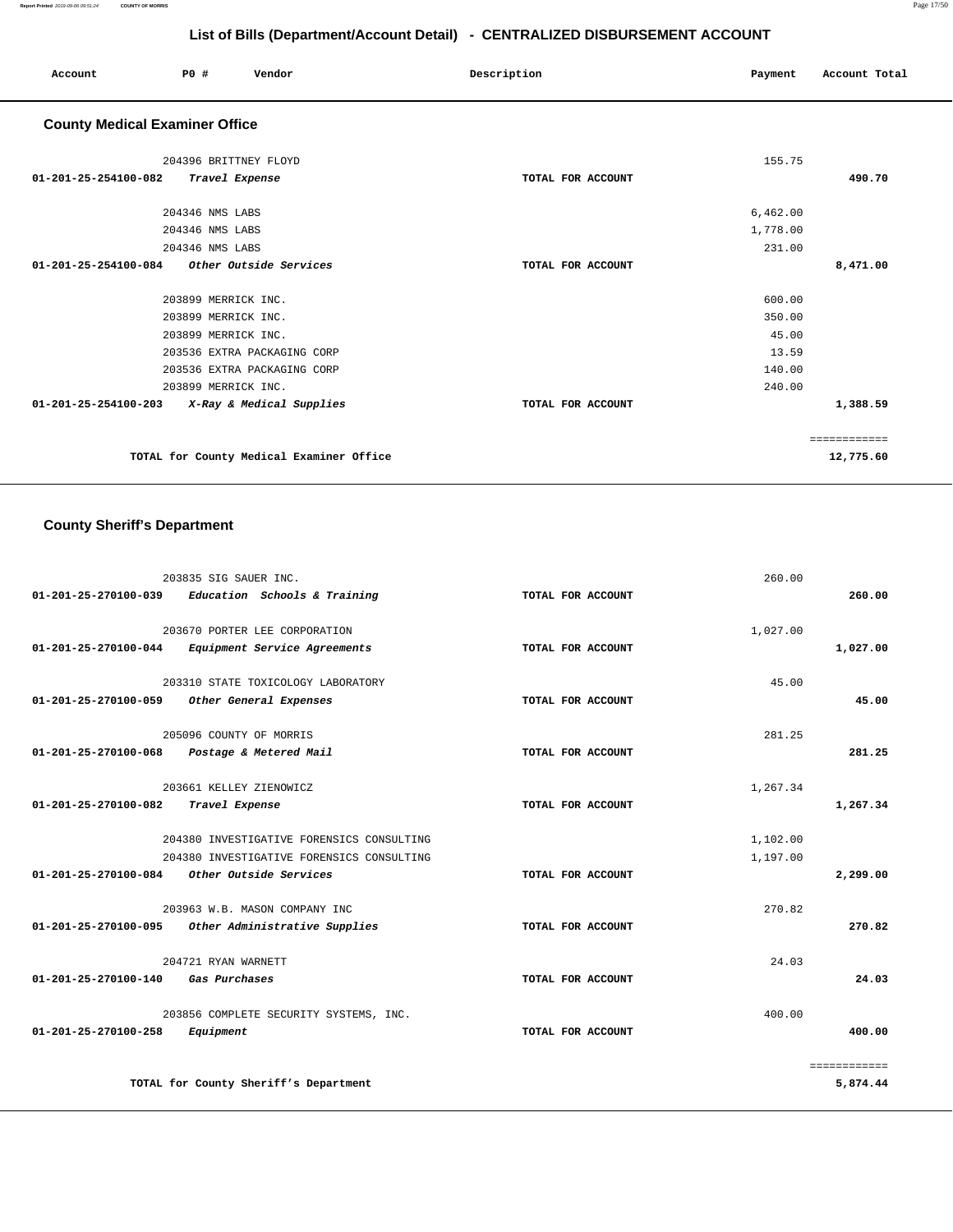## List of Bills (Department/Account Detail) - CENTRALIZED DISBURSEMENT ACCOUNT

| Account | PO # | Vendor | Description | Payment | Account Total |
|---|---|---|---|---|---|

### County Medical Examiner Office

| Account | PO # | Vendor | Description | Payment | Account Total |
|---|---|---|---|---|---|
| | 204396 | BRITTNEY FLOYD | | 155.75 | |
| 01-201-25-254100-082 | | *Travel Expense* | TOTAL FOR ACCOUNT | | 490.70 |
| | 204346 | NMS LABS | | 6,462.00 | |
| | 204346 | NMS LABS | | 1,778.00 | |
| | 204346 | NMS LABS | | 231.00 | |
| 01-201-25-254100-084 | | *Other Outside Services* | TOTAL FOR ACCOUNT | | 8,471.00 |
| | 203899 | MERRICK INC. | | 600.00 | |
| | 203899 | MERRICK INC. | | 350.00 | |
| | 203899 | MERRICK INC. | | 45.00 | |
| | 203536 | EXTRA PACKAGING CORP | | 13.59 | |
| | 203536 | EXTRA PACKAGING CORP | | 140.00 | |
| | 203899 | MERRICK INC. | | 240.00 | |
| 01-201-25-254100-203 | | *X-Ray & Medical Supplies* | TOTAL FOR ACCOUNT | | 1,388.59 |
| | | | | | ============ |
| | | TOTAL for County Medical Examiner Office | | | 12,775.60 |

### County Sheriff's Department

| Account | PO # | Vendor | Description | Payment | Account Total |
|---|---|---|---|---|---|
| | 203835 | SIG SAUER INC. | | 260.00 | |
| 01-201-25-270100-039 | | *Education Schools & Training* | TOTAL FOR ACCOUNT | | 260.00 |
| | 203670 | PORTER LEE CORPORATION | | 1,027.00 | |
| 01-201-25-270100-044 | | *Equipment Service Agreements* | TOTAL FOR ACCOUNT | | 1,027.00 |
| | 203310 | STATE TOXICOLOGY LABORATORY | | 45.00 | |
| 01-201-25-270100-059 | | *Other General Expenses* | TOTAL FOR ACCOUNT | | 45.00 |
| | 205096 | COUNTY OF MORRIS | | 281.25 | |
| 01-201-25-270100-068 | | *Postage & Metered Mail* | TOTAL FOR ACCOUNT | | 281.25 |
| | 203661 | KELLEY ZIENOWICZ | | 1,267.34 | |
| 01-201-25-270100-082 | | *Travel Expense* | TOTAL FOR ACCOUNT | | 1,267.34 |
| | 204380 | INVESTIGATIVE FORENSICS CONSULTING | | 1,102.00 | |
| | 204380 | INVESTIGATIVE FORENSICS CONSULTING | | 1,197.00 | |
| 01-201-25-270100-084 | | *Other Outside Services* | TOTAL FOR ACCOUNT | | 2,299.00 |
| | 203963 | W.B. MASON COMPANY INC | | 270.82 | |
| 01-201-25-270100-095 | | *Other Administrative Supplies* | TOTAL FOR ACCOUNT | | 270.82 |
| | 204721 | RYAN WARNETT | | 24.03 | |
| 01-201-25-270100-140 | | *Gas Purchases* | TOTAL FOR ACCOUNT | | 24.03 |
| | 203856 | COMPLETE SECURITY SYSTEMS, INC. | | 400.00 | |
| 01-201-25-270100-258 | | *Equipment* | TOTAL FOR ACCOUNT | | 400.00 |
| | | | | | ============ |
| | | TOTAL for County Sheriff's Department | | | 5,874.44 |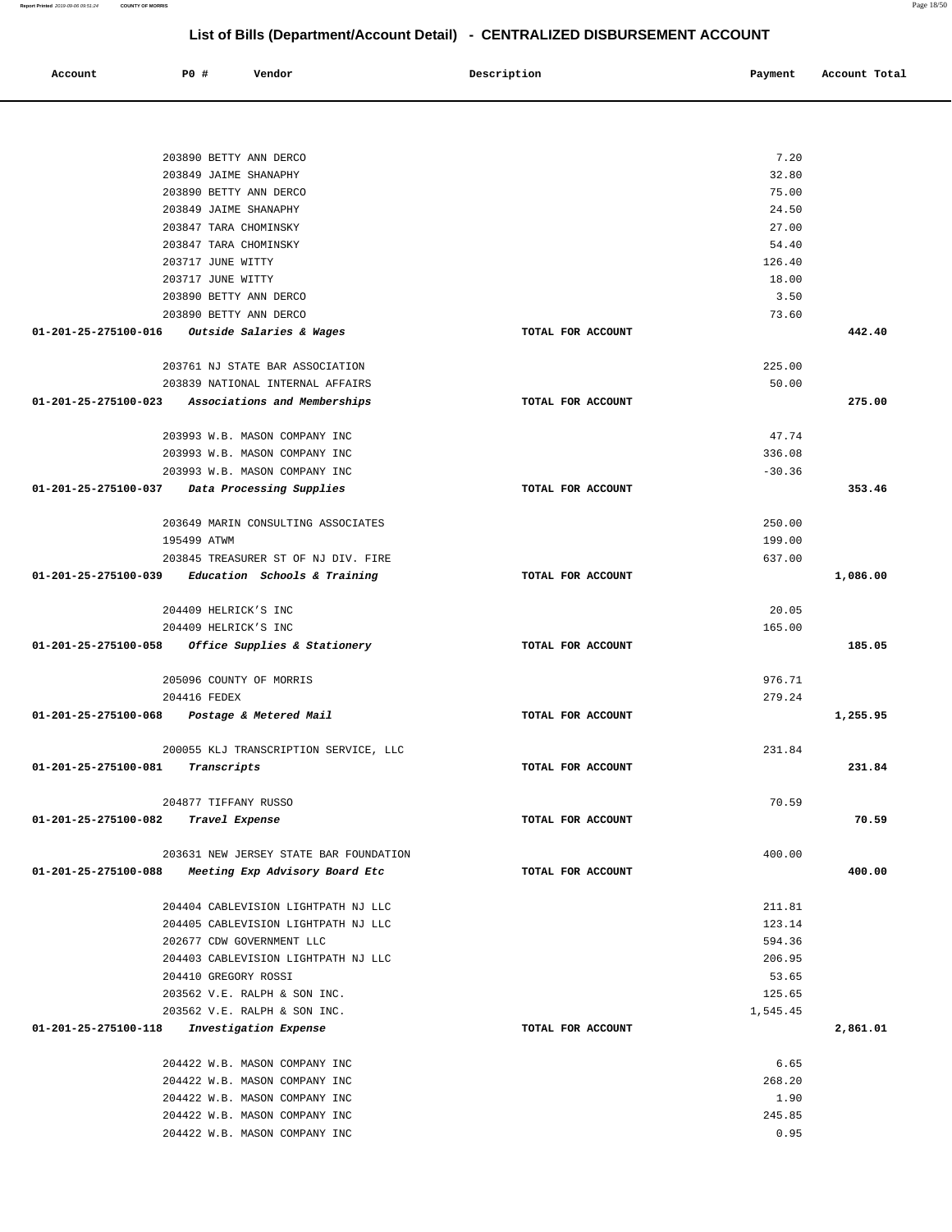# List of Bills (Department/Account Detail) - CENTRALIZED DISBURSEMENT ACCOUNT

| Account | PO # | Vendor | Description | Payment | Account Total |
|---|---|---|---|---|---|
| | 203890 | BETTY ANN DERCO | | 7.20 | |
| | 203849 | JAIME SHANAPHY | | 32.80 | |
| | 203890 | BETTY ANN DERCO | | 75.00 | |
| | 203849 | JAIME SHANAPHY | | 24.50 | |
| | 203847 | TARA CHOMINSKY | | 27.00 | |
| | 203847 | TARA CHOMINSKY | | 54.40 | |
| | 203717 | JUNE WITTY | | 126.40 | |
| | 203717 | JUNE WITTY | | 18.00 | |
| | 203890 | BETTY ANN DERCO | | 3.50 | |
| | 203890 | BETTY ANN DERCO | | 73.60 | |
| 01-201-25-275100-016 | | *Outside Salaries & Wages* | TOTAL FOR ACCOUNT | | 442.40 |
| | 203761 | NJ STATE BAR ASSOCIATION | | 225.00 | |
| | 203839 | NATIONAL INTERNAL AFFAIRS | | 50.00 | |
| 01-201-25-275100-023 | | *Associations and Memberships* | TOTAL FOR ACCOUNT | | 275.00 |
| | 203993 | W.B. MASON COMPANY INC | | 47.74 | |
| | 203993 | W.B. MASON COMPANY INC | | 336.08 | |
| | 203993 | W.B. MASON COMPANY INC | | -30.36 | |
| 01-201-25-275100-037 | | *Data Processing Supplies* | TOTAL FOR ACCOUNT | | 353.46 |
| | 203649 | MARIN CONSULTING ASSOCIATES | | 250.00 | |
| | 195499 | ATWM | | 199.00 | |
| | 203845 | TREASURER ST OF NJ DIV. FIRE | | 637.00 | |
| 01-201-25-275100-039 | | *Education Schools & Training* | TOTAL FOR ACCOUNT | | 1,086.00 |
| | 204409 | HELRICK'S INC | | 20.05 | |
| | 204409 | HELRICK'S INC | | 165.00 | |
| 01-201-25-275100-058 | | *Office Supplies & Stationery* | TOTAL FOR ACCOUNT | | 185.05 |
| | 205096 | COUNTY OF MORRIS | | 976.71 | |
| | 204416 | FEDEX | | 279.24 | |
| 01-201-25-275100-068 | | *Postage & Metered Mail* | TOTAL FOR ACCOUNT | | 1,255.95 |
| | 200055 | KLJ TRANSCRIPTION SERVICE, LLC | | 231.84 | |
| 01-201-25-275100-081 | | *Transcripts* | TOTAL FOR ACCOUNT | | 231.84 |
| | 204877 | TIFFANY RUSSO | | 70.59 | |
| 01-201-25-275100-082 | | *Travel Expense* | TOTAL FOR ACCOUNT | | 70.59 |
| | 203631 | NEW JERSEY STATE BAR FOUNDATION | | 400.00 | |
| 01-201-25-275100-088 | | *Meeting Exp Advisory Board Etc* | TOTAL FOR ACCOUNT | | 400.00 |
| | 204404 | CABLEVISION LIGHTPATH NJ LLC | | 211.81 | |
| | 204405 | CABLEVISION LIGHTPATH NJ LLC | | 123.14 | |
| | 202677 | CDW GOVERNMENT LLC | | 594.36 | |
| | 204403 | CABLEVISION LIGHTPATH NJ LLC | | 206.95 | |
| | 204410 | GREGORY ROSSI | | 53.65 | |
| | 203562 | V.E. RALPH & SON INC. | | 125.65 | |
| | 203562 | V.E. RALPH & SON INC. | | 1,545.45 | |
| 01-201-25-275100-118 | | *Investigation Expense* | TOTAL FOR ACCOUNT | | 2,861.01 |
| | 204422 | W.B. MASON COMPANY INC | | 6.65 | |
| | 204422 | W.B. MASON COMPANY INC | | 268.20 | |
| | 204422 | W.B. MASON COMPANY INC | | 1.90 | |
| | 204422 | W.B. MASON COMPANY INC | | 245.85 | |
| | 204422 | W.B. MASON COMPANY INC | | 0.95 | |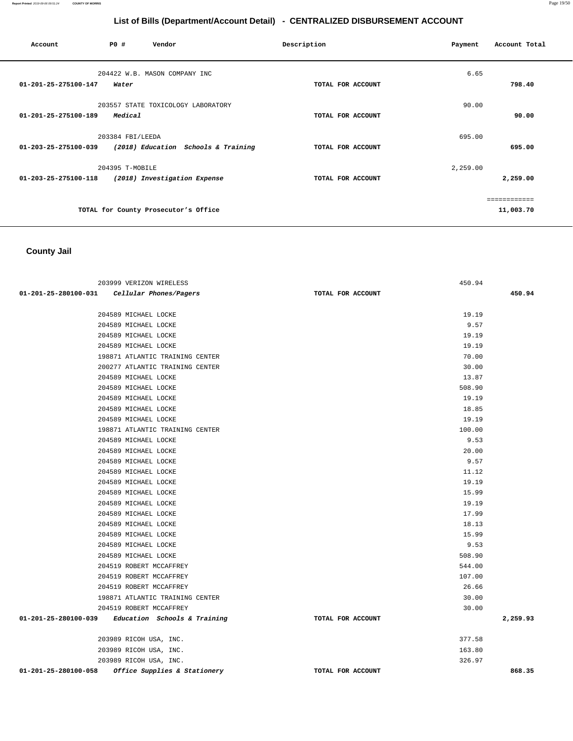## List of Bills (Department/Account Detail) - CENTRALIZED DISBURSEMENT ACCOUNT

| Account | PO # | Vendor | Description | Payment | Account Total |
|---|---|---|---|---|---|
| | 204422 | W.B. MASON COMPANY INC | | 6.65 | |
| 01-201-25-275100-147 | | *Water* | TOTAL FOR ACCOUNT | | 798.40 |
| | 203557 | STATE TOXICOLOGY LABORATORY | | 90.00 | |
| 01-201-25-275100-189 | | *Medical* | TOTAL FOR ACCOUNT | | 90.00 |
| | 203384 | FBI/LEEDA | | 695.00 | |
| 01-203-25-275100-039 | | *(2018) Education Schools & Training* | TOTAL FOR ACCOUNT | | 695.00 |
| | 204395 | T-MOBILE | | 2,259.00 | |
| 01-203-25-275100-118 | | *(2018) Investigation Expense* | TOTAL FOR ACCOUNT | | 2,259.00 |
| | | | | | ============ |
| | | TOTAL for County Prosecutor's Office | | | 11,003.70 |

## County Jail

| Account | PO # | Vendor | Description | Payment | Account Total |
|---|---|---|---|---|---|
| | 203999 | VERIZON WIRELESS | | 450.94 | |
| 01-201-25-280100-031 | | *Cellular Phones/Pagers* | TOTAL FOR ACCOUNT | | 450.94 |
| | 204589 | MICHAEL LOCKE | | 19.19 | |
| | 204589 | MICHAEL LOCKE | | 9.57 | |
| | 204589 | MICHAEL LOCKE | | 19.19 | |
| | 204589 | MICHAEL LOCKE | | 19.19 | |
| | 198871 | ATLANTIC TRAINING CENTER | | 70.00 | |
| | 200277 | ATLANTIC TRAINING CENTER | | 30.00 | |
| | 204589 | MICHAEL LOCKE | | 13.87 | |
| | 204589 | MICHAEL LOCKE | | 508.90 | |
| | 204589 | MICHAEL LOCKE | | 19.19 | |
| | 204589 | MICHAEL LOCKE | | 18.85 | |
| | 204589 | MICHAEL LOCKE | | 19.19 | |
| | 198871 | ATLANTIC TRAINING CENTER | | 100.00 | |
| | 204589 | MICHAEL LOCKE | | 9.53 | |
| | 204589 | MICHAEL LOCKE | | 20.00 | |
| | 204589 | MICHAEL LOCKE | | 9.57 | |
| | 204589 | MICHAEL LOCKE | | 11.12 | |
| | 204589 | MICHAEL LOCKE | | 19.19 | |
| | 204589 | MICHAEL LOCKE | | 15.99 | |
| | 204589 | MICHAEL LOCKE | | 19.19 | |
| | 204589 | MICHAEL LOCKE | | 17.99 | |
| | 204589 | MICHAEL LOCKE | | 18.13 | |
| | 204589 | MICHAEL LOCKE | | 15.99 | |
| | 204589 | MICHAEL LOCKE | | 9.53 | |
| | 204589 | MICHAEL LOCKE | | 508.90 | |
| | 204519 | ROBERT MCCAFFREY | | 544.00 | |
| | 204519 | ROBERT MCCAFFREY | | 107.00 | |
| | 204519 | ROBERT MCCAFFREY | | 26.66 | |
| | 198871 | ATLANTIC TRAINING CENTER | | 30.00 | |
| | 204519 | ROBERT MCCAFFREY | | 30.00 | |
| 01-201-25-280100-039 | | *Education Schools & Training* | TOTAL FOR ACCOUNT | | 2,259.93 |
| | 203989 | RICOH USA, INC. | | 377.58 | |
| | 203989 | RICOH USA, INC. | | 163.80 | |
| | 203989 | RICOH USA, INC. | | 326.97 | |
| 01-201-25-280100-058 | | *Office Supplies & Stationery* | TOTAL FOR ACCOUNT | | 868.35 |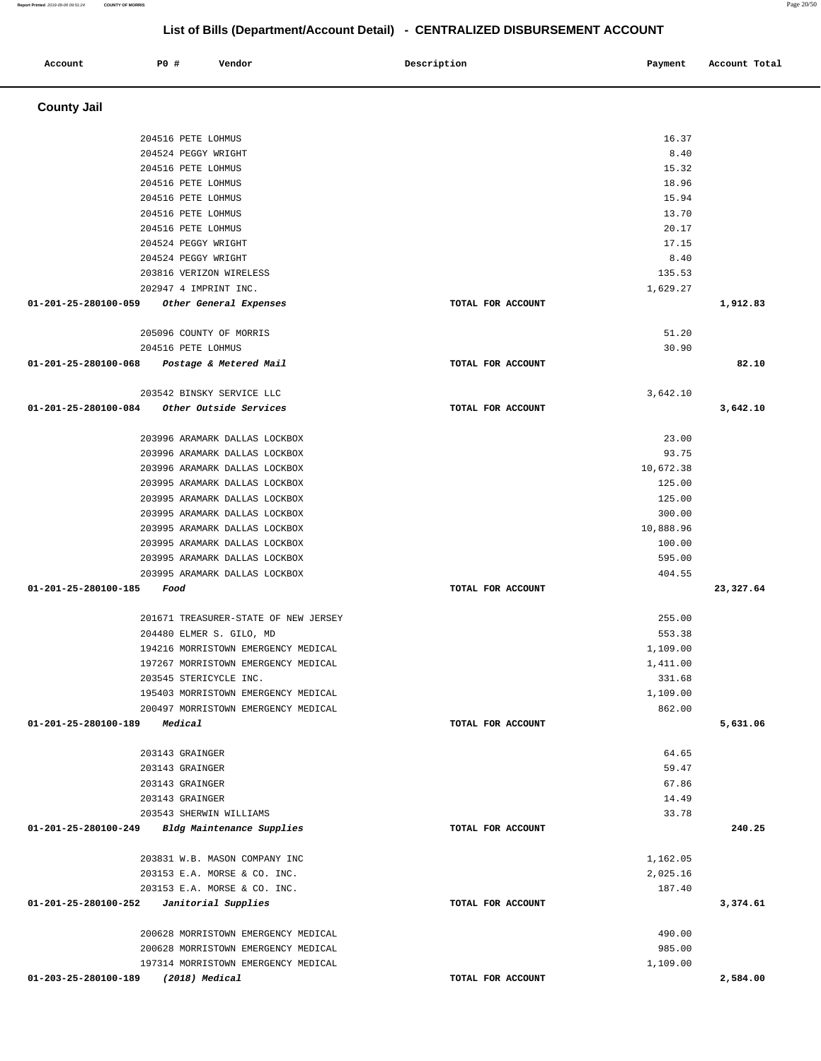## List of Bills (Department/Account Detail) - CENTRALIZED DISBURSEMENT ACCOUNT

| Account | PO # | Vendor | Description | Payment | Account Total |
|---|---|---|---|---|---|

### County Jail

| Account | PO # | Vendor | Description | Payment | Account Total |
|---|---|---|---|---|---|
| | 204516 | PETE LOHMUS | | 16.37 | |
| | 204524 | PEGGY WRIGHT | | 8.40 | |
| | 204516 | PETE LOHMUS | | 15.32 | |
| | 204516 | PETE LOHMUS | | 18.96 | |
| | 204516 | PETE LOHMUS | | 15.94 | |
| | 204516 | PETE LOHMUS | | 13.70 | |
| | 204516 | PETE LOHMUS | | 20.17 | |
| | 204524 | PEGGY WRIGHT | | 17.15 | |
| | 204524 | PEGGY WRIGHT | | 8.40 | |
| | 203816 | VERIZON WIRELESS | | 135.53 | |
| | 202947 | 4 IMPRINT INC. | | 1,629.27 | |
| **01-201-25-280100-059** | | ***Other General Expenses*** | **TOTAL FOR ACCOUNT** | | **1,912.83** |
| | 205096 | COUNTY OF MORRIS | | 51.20 | |
| | 204516 | PETE LOHMUS | | 30.90 | |
| **01-201-25-280100-068** | | ***Postage & Metered Mail*** | **TOTAL FOR ACCOUNT** | | **82.10** |
| | 203542 | BINSKY SERVICE LLC | | 3,642.10 | |
| **01-201-25-280100-084** | | ***Other Outside Services*** | **TOTAL FOR ACCOUNT** | | **3,642.10** |
| | 203996 | ARAMARK DALLAS LOCKBOX | | 23.00 | |
| | 203996 | ARAMARK DALLAS LOCKBOX | | 93.75 | |
| | 203996 | ARAMARK DALLAS LOCKBOX | | 10,672.38 | |
| | 203995 | ARAMARK DALLAS LOCKBOX | | 125.00 | |
| | 203995 | ARAMARK DALLAS LOCKBOX | | 125.00 | |
| | 203995 | ARAMARK DALLAS LOCKBOX | | 300.00 | |
| | 203995 | ARAMARK DALLAS LOCKBOX | | 10,888.96 | |
| | 203995 | ARAMARK DALLAS LOCKBOX | | 100.00 | |
| | 203995 | ARAMARK DALLAS LOCKBOX | | 595.00 | |
| | 203995 | ARAMARK DALLAS LOCKBOX | | 404.55 | |
| **01-201-25-280100-185** | | ***Food*** | **TOTAL FOR ACCOUNT** | | **23,327.64** |
| | 201671 | TREASURER-STATE OF NEW JERSEY | | 255.00 | |
| | 204480 | ELMER S. GILO, MD | | 553.38 | |
| | 194216 | MORRISTOWN EMERGENCY MEDICAL | | 1,109.00 | |
| | 197267 | MORRISTOWN EMERGENCY MEDICAL | | 1,411.00 | |
| | 203545 | STERICYCLE INC. | | 331.68 | |
| | 195403 | MORRISTOWN EMERGENCY MEDICAL | | 1,109.00 | |
| | 200497 | MORRISTOWN EMERGENCY MEDICAL | | 862.00 | |
| **01-201-25-280100-189** | | ***Medical*** | **TOTAL FOR ACCOUNT** | | **5,631.06** |
| | 203143 | GRAINGER | | 64.65 | |
| | 203143 | GRAINGER | | 59.47 | |
| | 203143 | GRAINGER | | 67.86 | |
| | 203143 | GRAINGER | | 14.49 | |
| | 203543 | SHERWIN WILLIAMS | | 33.78 | |
| **01-201-25-280100-249** | | ***Bldg Maintenance Supplies*** | **TOTAL FOR ACCOUNT** | | **240.25** |
| | 203831 | W.B. MASON COMPANY INC | | 1,162.05 | |
| | 203153 | E.A. MORSE & CO. INC. | | 2,025.16 | |
| | 203153 | E.A. MORSE & CO. INC. | | 187.40 | |
| **01-201-25-280100-252** | | ***Janitorial Supplies*** | **TOTAL FOR ACCOUNT** | | **3,374.61** |
| | 200628 | MORRISTOWN EMERGENCY MEDICAL | | 490.00 | |
| | 200628 | MORRISTOWN EMERGENCY MEDICAL | | 985.00 | |
| | 197314 | MORRISTOWN EMERGENCY MEDICAL | | 1,109.00 | |
| **01-203-25-280100-189** | | ***(2018) Medical*** | **TOTAL FOR ACCOUNT** | | **2,584.00** |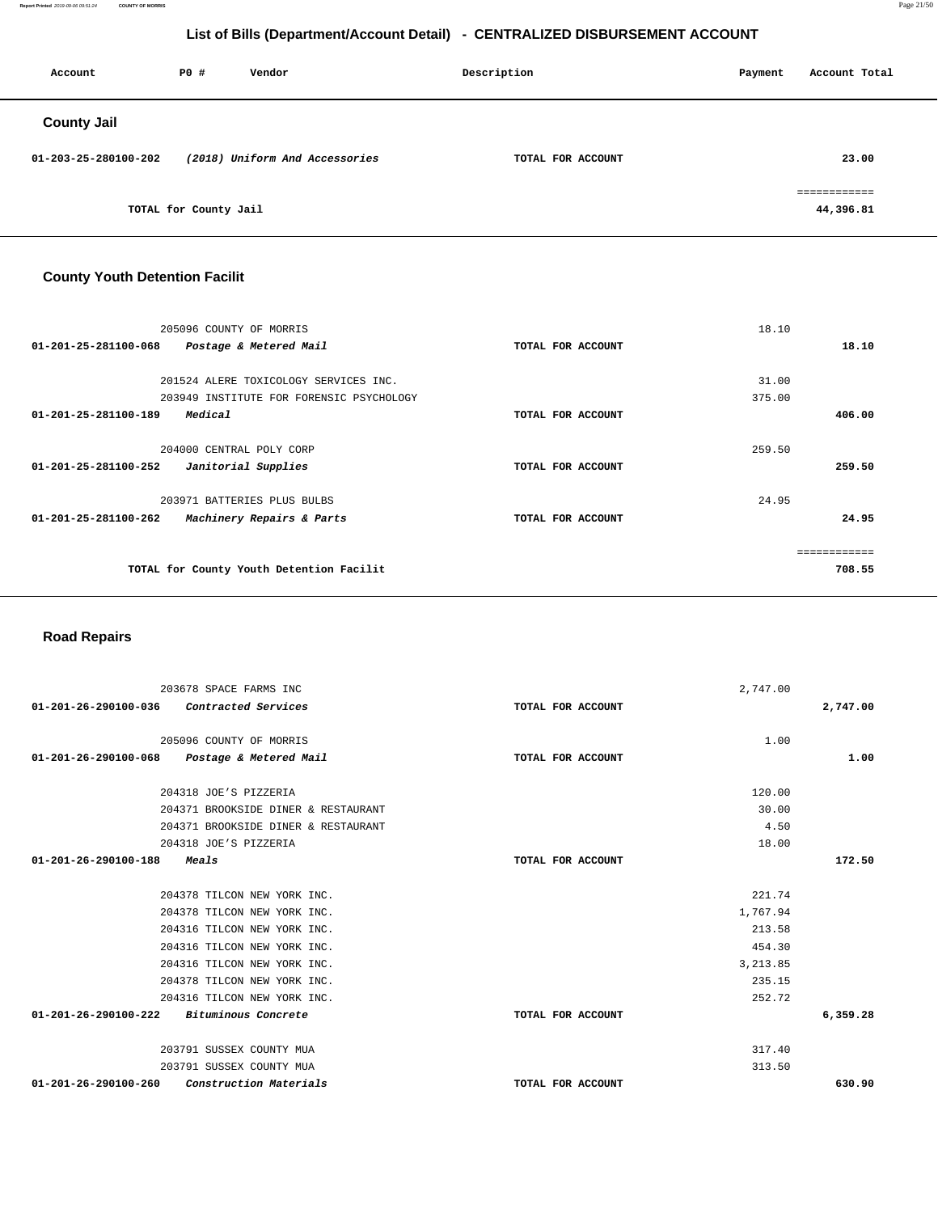## List of Bills (Department/Account Detail) - CENTRALIZED DISBURSEMENT ACCOUNT

| Account | PO # | Vendor | Description | Payment | Account Total |
|---|---|---|---|---|---|

### County Jail

| Account | PO # | Vendor | Description | Payment | Account Total |
|---|---|---|---|---|---|
| 01-203-25-280100-202 | | *(2018) Uniform And Accessories* | TOTAL FOR ACCOUNT | | 23.00 |
| | | | | | ============ |
| | | TOTAL for County Jail | | | 44,396.81 |

### County Youth Detention Facilit

| Account | PO # | Vendor | Description | Payment | Account Total |
|---|---|---|---|---|---|
| | 205096 | COUNTY OF MORRIS | | 18.10 | |
| 01-201-25-281100-068 | | *Postage & Metered Mail* | TOTAL FOR ACCOUNT | | 18.10 |
| | 201524 | ALERE TOXICOLOGY SERVICES INC. | | 31.00 | |
| | 203949 | INSTITUTE FOR FORENSIC PSYCHOLOGY | | 375.00 | |
| 01-201-25-281100-189 | | *Medical* | TOTAL FOR ACCOUNT | | 406.00 |
| | 204000 | CENTRAL POLY CORP | | 259.50 | |
| 01-201-25-281100-252 | | *Janitorial Supplies* | TOTAL FOR ACCOUNT | | 259.50 |
| | 203971 | BATTERIES PLUS BULBS | | 24.95 | |
| 01-201-25-281100-262 | | *Machinery Repairs & Parts* | TOTAL FOR ACCOUNT | | 24.95 |
| | | | | | ============ |
| | | TOTAL for County Youth Detention Facilit | | | 708.55 |

### Road Repairs

| Account | PO # | Vendor | Description | Payment | Account Total |
|---|---|---|---|---|---|
| | 203678 | SPACE FARMS INC | | 2,747.00 | |
| 01-201-26-290100-036 | | *Contracted Services* | TOTAL FOR ACCOUNT | | 2,747.00 |
| | 205096 | COUNTY OF MORRIS | | 1.00 | |
| 01-201-26-290100-068 | | *Postage & Metered Mail* | TOTAL FOR ACCOUNT | | 1.00 |
| | 204318 | JOE'S PIZZERIA | | 120.00 | |
| | 204371 | BROOKSIDE DINER & RESTAURANT | | 30.00 | |
| | 204371 | BROOKSIDE DINER & RESTAURANT | | 4.50 | |
| | 204318 | JOE'S PIZZERIA | | 18.00 | |
| 01-201-26-290100-188 | | *Meals* | TOTAL FOR ACCOUNT | | 172.50 |
| | 204378 | TILCON NEW YORK INC. | | 221.74 | |
| | 204378 | TILCON NEW YORK INC. | | 1,767.94 | |
| | 204316 | TILCON NEW YORK INC. | | 213.58 | |
| | 204316 | TILCON NEW YORK INC. | | 454.30 | |
| | 204316 | TILCON NEW YORK INC. | | 3,213.85 | |
| | 204378 | TILCON NEW YORK INC. | | 235.15 | |
| | 204316 | TILCON NEW YORK INC. | | 252.72 | |
| 01-201-26-290100-222 | | *Bituminous Concrete* | TOTAL FOR ACCOUNT | | 6,359.28 |
| | 203791 | SUSSEX COUNTY MUA | | 317.40 | |
| | 203791 | SUSSEX COUNTY MUA | | 313.50 | |
| 01-201-26-290100-260 | | *Construction Materials* | TOTAL FOR ACCOUNT | | 630.90 |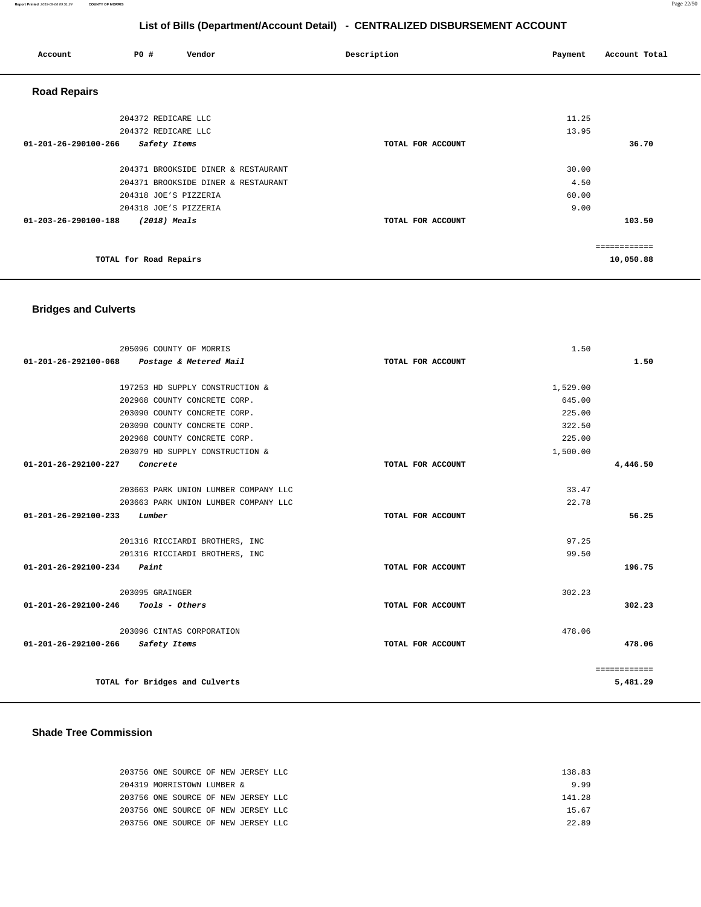## List of Bills (Department/Account Detail) - CENTRALIZED DISBURSEMENT ACCOUNT

| Account | P0 # | Vendor | Description | Payment | Account Total |
|---|---|---|---|---|---|

### Road Repairs

| Account | P0 # | Vendor | Description | Payment | Account Total |
|---|---|---|---|---|---|
| | 204372 | REDICARE LLC | | 11.25 | |
| | 204372 | REDICARE LLC | | 13.95 | |
| 01-201-26-290100-266 | | *Safety Items* | TOTAL FOR ACCOUNT | | 36.70 |
| | 204371 | BROOKSIDE DINER & RESTAURANT | | 30.00 | |
| | 204371 | BROOKSIDE DINER & RESTAURANT | | 4.50 | |
| | 204318 | JOE'S PIZZERIA | | 60.00 | |
| | 204318 | JOE'S PIZZERIA | | 9.00 | |
| 01-203-26-290100-188 | | *(2018) Meals* | TOTAL FOR ACCOUNT | | 103.50 |
| | | TOTAL for Road Repairs | | | 10,050.88 |

### Bridges and Culverts

| Account | P0 # | Vendor | Description | Payment | Account Total |
|---|---|---|---|---|---|
| | 205096 | COUNTY OF MORRIS | | 1.50 | |
| 01-201-26-292100-068 | | *Postage & Metered Mail* | TOTAL FOR ACCOUNT | | 1.50 |
| | 197253 | HD SUPPLY CONSTRUCTION & | | 1,529.00 | |
| | 202968 | COUNTY CONCRETE CORP. | | 645.00 | |
| | 203090 | COUNTY CONCRETE CORP. | | 225.00 | |
| | 203090 | COUNTY CONCRETE CORP. | | 322.50 | |
| | 202968 | COUNTY CONCRETE CORP. | | 225.00 | |
| | 203079 | HD SUPPLY CONSTRUCTION & | | 1,500.00 | |
| 01-201-26-292100-227 | | *Concrete* | TOTAL FOR ACCOUNT | | 4,446.50 |
| | 203663 | PARK UNION LUMBER COMPANY LLC | | 33.47 | |
| | 203663 | PARK UNION LUMBER COMPANY LLC | | 22.78 | |
| 01-201-26-292100-233 | | *Lumber* | TOTAL FOR ACCOUNT | | 56.25 |
| | 201316 | RICCIARDI BROTHERS, INC | | 97.25 | |
| | 201316 | RICCIARDI BROTHERS, INC | | 99.50 | |
| 01-201-26-292100-234 | | *Paint* | TOTAL FOR ACCOUNT | | 196.75 |
| | 203095 | GRAINGER | | 302.23 | |
| 01-201-26-292100-246 | | *Tools - Others* | TOTAL FOR ACCOUNT | | 302.23 |
| | 203096 | CINTAS CORPORATION | | 478.06 | |
| 01-201-26-292100-266 | | *Safety Items* | TOTAL FOR ACCOUNT | | 478.06 |
| | | TOTAL for Bridges and Culverts | | | 5,481.29 |

### Shade Tree Commission

| Account | P0 # | Vendor | Description | Payment | Account Total |
|---|---|---|---|---|---|
| | 203756 | ONE SOURCE OF NEW JERSEY LLC | | 138.83 | |
| | 204319 | MORRISTOWN LUMBER & | | 9.99 | |
| | 203756 | ONE SOURCE OF NEW JERSEY LLC | | 141.28 | |
| | 203756 | ONE SOURCE OF NEW JERSEY LLC | | 15.67 | |
| | 203756 | ONE SOURCE OF NEW JERSEY LLC | | 22.89 | |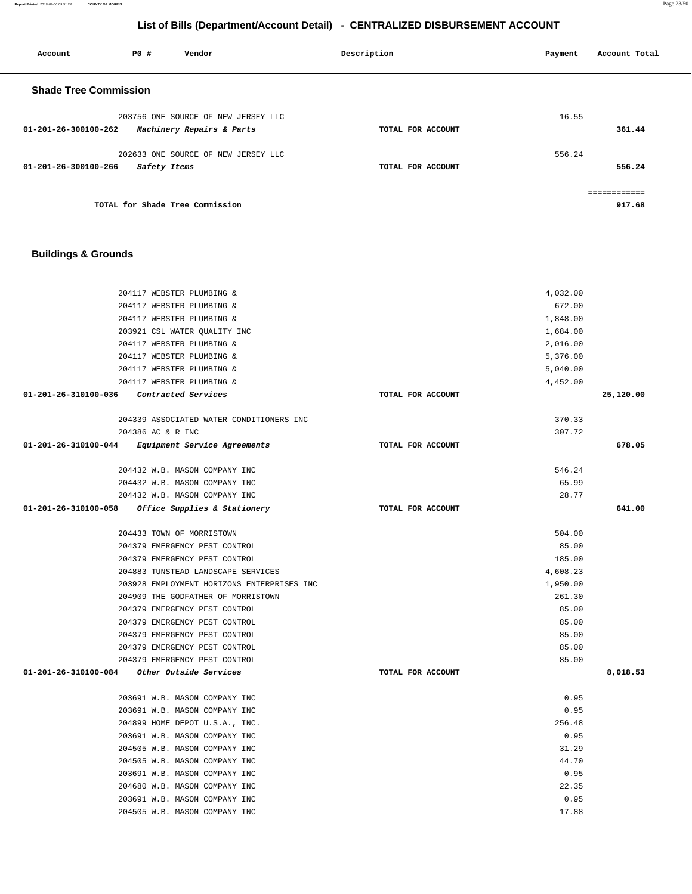## List of Bills (Department/Account Detail) - CENTRALIZED DISBURSEMENT ACCOUNT

| Account | PO # | Vendor | Description | Payment | Account Total |
|---|---|---|---|---|---|

### Shade Tree Commission

| Account | PO # | Vendor | Description | Payment | Account Total |
|---|---|---|---|---|---|
| | 203756 | ONE SOURCE OF NEW JERSEY LLC | | 16.55 | |
| 01-201-26-300100-262 | | *Machinery Repairs & Parts* | TOTAL FOR ACCOUNT | | 361.44 |
| | 202633 | ONE SOURCE OF NEW JERSEY LLC | | 556.24 | |
| 01-201-26-300100-266 | | *Safety Items* | TOTAL FOR ACCOUNT | | 556.24 |
| | | | | | ============ |
| | | TOTAL for Shade Tree Commission | | | 917.68 |

### Buildings & Grounds

| Account | PO # | Vendor | Description | Payment | Account Total |
|---|---|---|---|---|---|
| | 204117 | WEBSTER PLUMBING & | | 4,032.00 | |
| | 204117 | WEBSTER PLUMBING & | | 672.00 | |
| | 204117 | WEBSTER PLUMBING & | | 1,848.00 | |
| | 203921 | CSL WATER QUALITY INC | | 1,684.00 | |
| | 204117 | WEBSTER PLUMBING & | | 2,016.00 | |
| | 204117 | WEBSTER PLUMBING & | | 5,376.00 | |
| | 204117 | WEBSTER PLUMBING & | | 5,040.00 | |
| | 204117 | WEBSTER PLUMBING & | | 4,452.00 | |
| 01-201-26-310100-036 | | *Contracted Services* | TOTAL FOR ACCOUNT | | 25,120.00 |
| | 204339 | ASSOCIATED WATER CONDITIONERS INC | | 370.33 | |
| | 204386 | AC & R INC | | 307.72 | |
| 01-201-26-310100-044 | | *Equipment Service Agreements* | TOTAL FOR ACCOUNT | | 678.05 |
| | 204432 | W.B. MASON COMPANY INC | | 546.24 | |
| | 204432 | W.B. MASON COMPANY INC | | 65.99 | |
| | 204432 | W.B. MASON COMPANY INC | | 28.77 | |
| 01-201-26-310100-058 | | *Office Supplies & Stationery* | TOTAL FOR ACCOUNT | | 641.00 |
| | 204433 | TOWN OF MORRISTOWN | | 504.00 | |
| | 204379 | EMERGENCY PEST CONTROL | | 85.00 | |
| | 204379 | EMERGENCY PEST CONTROL | | 185.00 | |
| | 204883 | TUNSTEAD LANDSCAPE SERVICES | | 4,608.23 | |
| | 203928 | EMPLOYMENT HORIZONS ENTERPRISES INC | | 1,950.00 | |
| | 204909 | THE GODFATHER OF MORRISTOWN | | 261.30 | |
| | 204379 | EMERGENCY PEST CONTROL | | 85.00 | |
| | 204379 | EMERGENCY PEST CONTROL | | 85.00 | |
| | 204379 | EMERGENCY PEST CONTROL | | 85.00 | |
| | 204379 | EMERGENCY PEST CONTROL | | 85.00 | |
| | 204379 | EMERGENCY PEST CONTROL | | 85.00 | |
| 01-201-26-310100-084 | | *Other Outside Services* | TOTAL FOR ACCOUNT | | 8,018.53 |
| | 203691 | W.B. MASON COMPANY INC | | 0.95 | |
| | 203691 | W.B. MASON COMPANY INC | | 0.95 | |
| | 204899 | HOME DEPOT U.S.A., INC. | | 256.48 | |
| | 203691 | W.B. MASON COMPANY INC | | 0.95 | |
| | 204505 | W.B. MASON COMPANY INC | | 31.29 | |
| | 204505 | W.B. MASON COMPANY INC | | 44.70 | |
| | 203691 | W.B. MASON COMPANY INC | | 0.95 | |
| | 204680 | W.B. MASON COMPANY INC | | 22.35 | |
| | 203691 | W.B. MASON COMPANY INC | | 0.95 | |
| | 204505 | W.B. MASON COMPANY INC | | 17.88 | |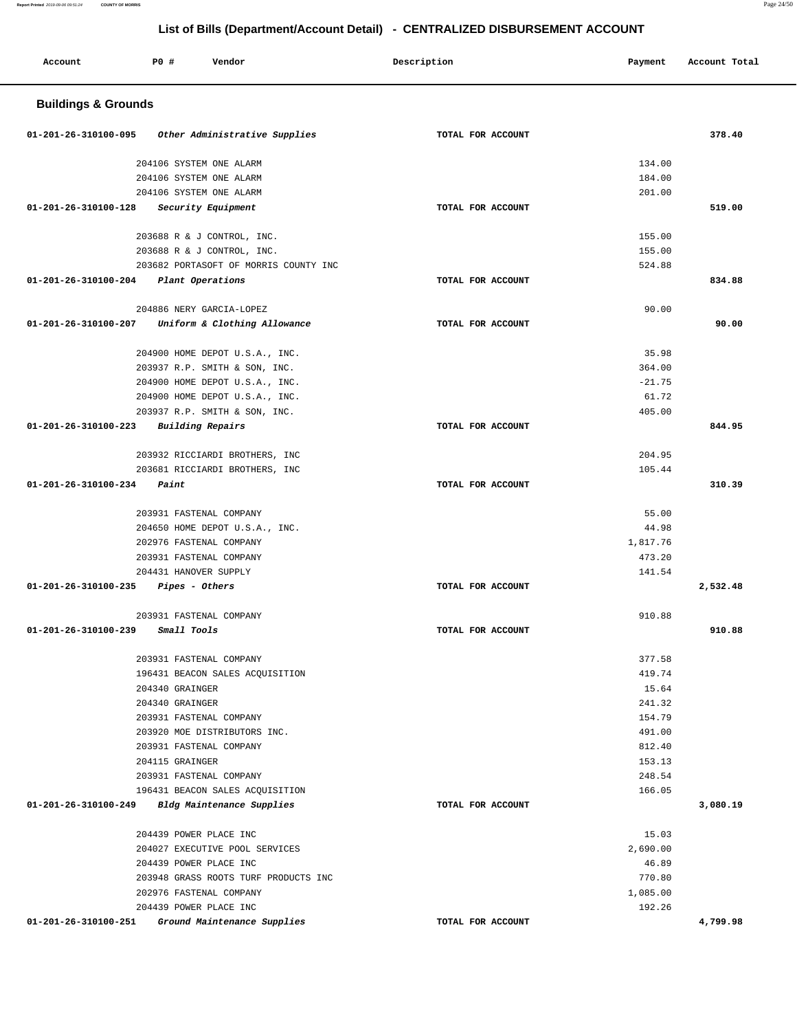## List of Bills (Department/Account Detail) - CENTRALIZED DISBURSEMENT ACCOUNT

| Account | PO # | Vendor | Description | Payment | Account Total |
|---|---|---|---|---|---|

### Buildings & Grounds

| Account | PO # | Vendor | Description | Payment | Account Total |
|---|---|---|---|---|---|
| 01-201-26-310100-095 | | *Other Administrative Supplies* | TOTAL FOR ACCOUNT | | 378.40 |
| | 204106 | SYSTEM ONE ALARM | | 134.00 | |
| | 204106 | SYSTEM ONE ALARM | | 184.00 | |
| | 204106 | SYSTEM ONE ALARM | | 201.00 | |
| 01-201-26-310100-128 | | *Security Equipment* | TOTAL FOR ACCOUNT | | 519.00 |
| | 203688 | R & J CONTROL, INC. | | 155.00 | |
| | 203688 | R & J CONTROL, INC. | | 155.00 | |
| | 203682 | PORTASOFT OF MORRIS COUNTY INC | | 524.88 | |
| 01-201-26-310100-204 | | *Plant Operations* | TOTAL FOR ACCOUNT | | 834.88 |
| | 204886 | NERY GARCIA-LOPEZ | | 90.00 | |
| 01-201-26-310100-207 | | *Uniform & Clothing Allowance* | TOTAL FOR ACCOUNT | | 90.00 |
| | 204900 | HOME DEPOT U.S.A., INC. | | 35.98 | |
| | 203937 | R.P. SMITH & SON, INC. | | 364.00 | |
| | 204900 | HOME DEPOT U.S.A., INC. | | -21.75 | |
| | 204900 | HOME DEPOT U.S.A., INC. | | 61.72 | |
| | 203937 | R.P. SMITH & SON, INC. | | 405.00 | |
| 01-201-26-310100-223 | | *Building Repairs* | TOTAL FOR ACCOUNT | | 844.95 |
| | 203932 | RICCIARDI BROTHERS, INC | | 204.95 | |
| | 203681 | RICCIARDI BROTHERS, INC | | 105.44 | |
| 01-201-26-310100-234 | | *Paint* | TOTAL FOR ACCOUNT | | 310.39 |
| | 203931 | FASTENAL COMPANY | | 55.00 | |
| | 204650 | HOME DEPOT U.S.A., INC. | | 44.98 | |
| | 202976 | FASTENAL COMPANY | | 1,817.76 | |
| | 203931 | FASTENAL COMPANY | | 473.20 | |
| | 204431 | HANOVER SUPPLY | | 141.54 | |
| 01-201-26-310100-235 | | *Pipes - Others* | TOTAL FOR ACCOUNT | | 2,532.48 |
| | 203931 | FASTENAL COMPANY | | 910.88 | |
| 01-201-26-310100-239 | | *Small Tools* | TOTAL FOR ACCOUNT | | 910.88 |
| | 203931 | FASTENAL COMPANY | | 377.58 | |
| | 196431 | BEACON SALES ACQUISITION | | 419.74 | |
| | 204340 | GRAINGER | | 15.64 | |
| | 204340 | GRAINGER | | 241.32 | |
| | 203931 | FASTENAL COMPANY | | 154.79 | |
| | 203920 | MOE DISTRIBUTORS INC. | | 491.00 | |
| | 203931 | FASTENAL COMPANY | | 812.40 | |
| | 204115 | GRAINGER | | 153.13 | |
| | 203931 | FASTENAL COMPANY | | 248.54 | |
| | 196431 | BEACON SALES ACQUISITION | | 166.05 | |
| 01-201-26-310100-249 | | *Bldg Maintenance Supplies* | TOTAL FOR ACCOUNT | | 3,080.19 |
| | 204439 | POWER PLACE INC | | 15.03 | |
| | 204027 | EXECUTIVE POOL SERVICES | | 2,690.00 | |
| | 204439 | POWER PLACE INC | | 46.89 | |
| | 203948 | GRASS ROOTS TURF PRODUCTS INC | | 770.80 | |
| | 202976 | FASTENAL COMPANY | | 1,085.00 | |
| | 204439 | POWER PLACE INC | | 192.26 | |
| 01-201-26-310100-251 | | *Ground Maintenance Supplies* | TOTAL FOR ACCOUNT | | 4,799.98 |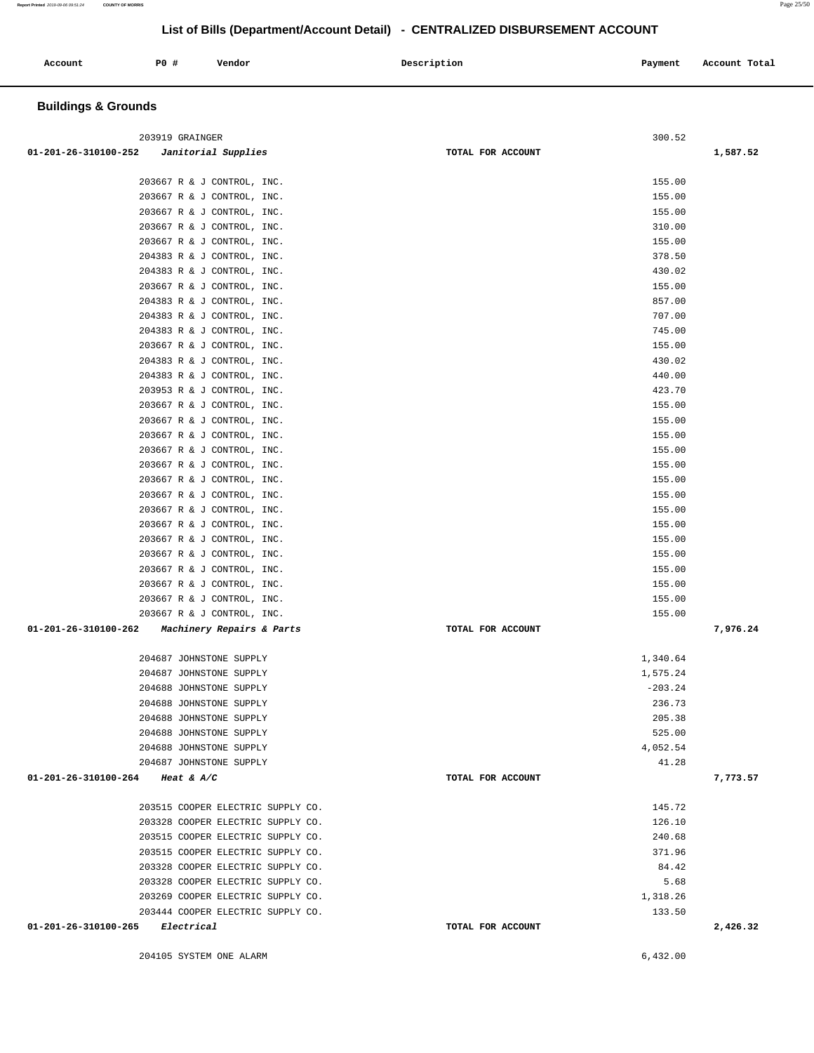# List of Bills (Department/Account Detail) - CENTRALIZED DISBURSEMENT ACCOUNT

| Account | PO # | Vendor | Description | Payment | Account Total |
|---|---|---|---|---|---|

## Buildings & Grounds

| Account | PO # | Vendor | Description | Payment | Account Total |
|---|---|---|---|---|---|
| | 203919 | GRAINGER | | 300.52 | |
| 01-201-26-310100-252 | | *Janitorial Supplies* | TOTAL FOR ACCOUNT | | 1,587.52 |
| | 203667 | R & J CONTROL, INC. | | 155.00 | |
| | 203667 | R & J CONTROL, INC. | | 155.00 | |
| | 203667 | R & J CONTROL, INC. | | 155.00 | |
| | 203667 | R & J CONTROL, INC. | | 310.00 | |
| | 203667 | R & J CONTROL, INC. | | 155.00 | |
| | 204383 | R & J CONTROL, INC. | | 378.50 | |
| | 204383 | R & J CONTROL, INC. | | 430.02 | |
| | 203667 | R & J CONTROL, INC. | | 155.00 | |
| | 204383 | R & J CONTROL, INC. | | 857.00 | |
| | 204383 | R & J CONTROL, INC. | | 707.00 | |
| | 204383 | R & J CONTROL, INC. | | 745.00 | |
| | 203667 | R & J CONTROL, INC. | | 155.00 | |
| | 204383 | R & J CONTROL, INC. | | 430.02 | |
| | 204383 | R & J CONTROL, INC. | | 440.00 | |
| | 203953 | R & J CONTROL, INC. | | 423.70 | |
| | 203667 | R & J CONTROL, INC. | | 155.00 | |
| | 203667 | R & J CONTROL, INC. | | 155.00 | |
| | 203667 | R & J CONTROL, INC. | | 155.00 | |
| | 203667 | R & J CONTROL, INC. | | 155.00 | |
| | 203667 | R & J CONTROL, INC. | | 155.00 | |
| | 203667 | R & J CONTROL, INC. | | 155.00 | |
| | 203667 | R & J CONTROL, INC. | | 155.00 | |
| | 203667 | R & J CONTROL, INC. | | 155.00 | |
| | 203667 | R & J CONTROL, INC. | | 155.00 | |
| | 203667 | R & J CONTROL, INC. | | 155.00 | |
| | 203667 | R & J CONTROL, INC. | | 155.00 | |
| | 203667 | R & J CONTROL, INC. | | 155.00 | |
| | 203667 | R & J CONTROL, INC. | | 155.00 | |
| | 203667 | R & J CONTROL, INC. | | 155.00 | |
| | 203667 | R & J CONTROL, INC. | | 155.00 | |
| 01-201-26-310100-262 | | *Machinery Repairs & Parts* | TOTAL FOR ACCOUNT | | 7,976.24 |
| | 204687 | JOHNSTONE SUPPLY | | 1,340.64 | |
| | 204687 | JOHNSTONE SUPPLY | | 1,575.24 | |
| | 204688 | JOHNSTONE SUPPLY | | -203.24 | |
| | 204688 | JOHNSTONE SUPPLY | | 236.73 | |
| | 204688 | JOHNSTONE SUPPLY | | 205.38 | |
| | 204688 | JOHNSTONE SUPPLY | | 525.00 | |
| | 204688 | JOHNSTONE SUPPLY | | 4,052.54 | |
| | 204687 | JOHNSTONE SUPPLY | | 41.28 | |
| 01-201-26-310100-264 | | *Heat & A/C* | TOTAL FOR ACCOUNT | | 7,773.57 |
| | 203515 | COOPER ELECTRIC SUPPLY CO. | | 145.72 | |
| | 203328 | COOPER ELECTRIC SUPPLY CO. | | 126.10 | |
| | 203515 | COOPER ELECTRIC SUPPLY CO. | | 240.68 | |
| | 203515 | COOPER ELECTRIC SUPPLY CO. | | 371.96 | |
| | 203328 | COOPER ELECTRIC SUPPLY CO. | | 84.42 | |
| | 203328 | COOPER ELECTRIC SUPPLY CO. | | 5.68 | |
| | 203269 | COOPER ELECTRIC SUPPLY CO. | | 1,318.26 | |
| | 203444 | COOPER ELECTRIC SUPPLY CO. | | 133.50 | |
| 01-201-26-310100-265 | | *Electrical* | TOTAL FOR ACCOUNT | | 2,426.32 |
| | 204105 | SYSTEM ONE ALARM | | 6,432.00 | |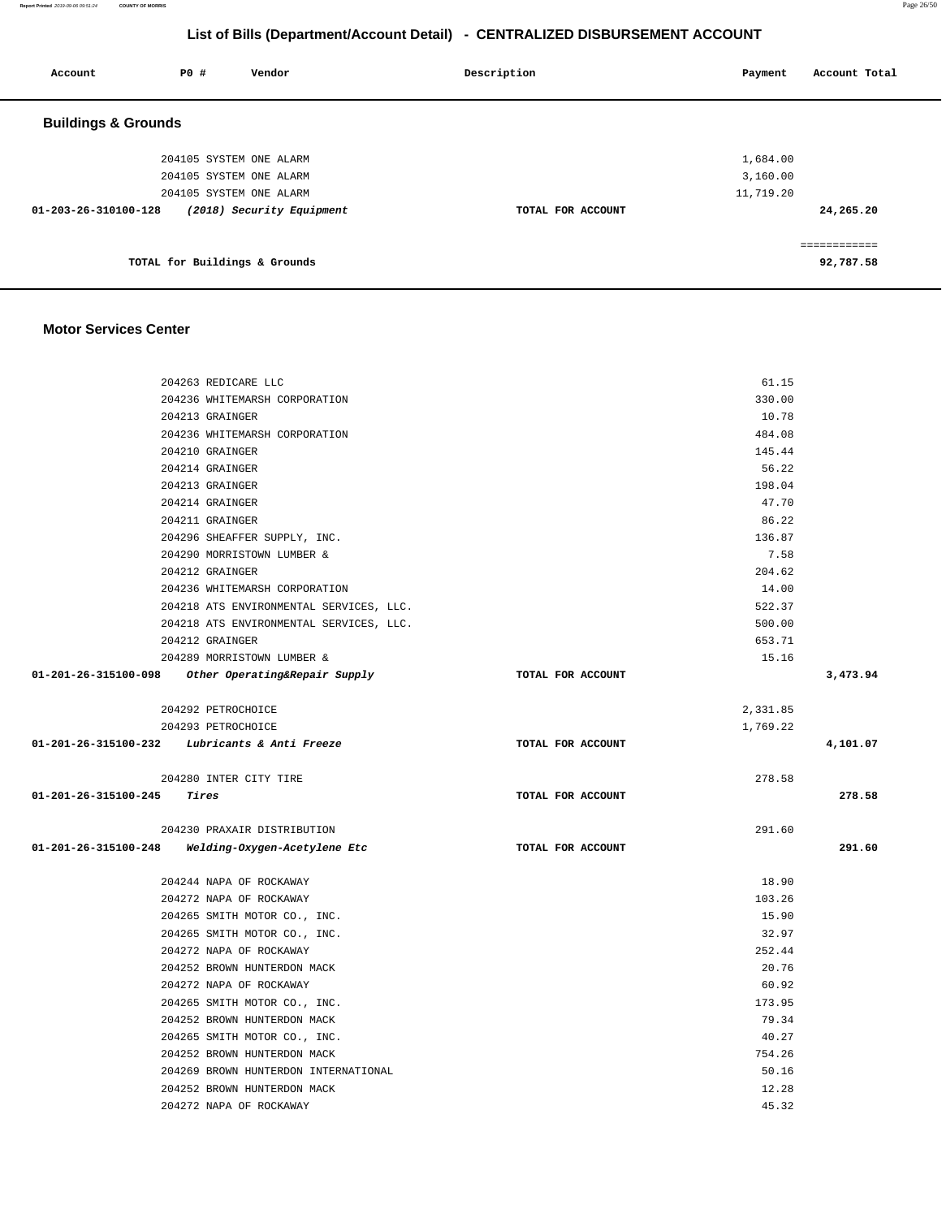## List of Bills (Department/Account Detail) - CENTRALIZED DISBURSEMENT ACCOUNT

| Account | PO # | Vendor | Description | Payment | Account Total |
|---|---|---|---|---|---|

### Buildings & Grounds

| Account | PO # | Vendor | Description | Payment | Account Total |
|---|---|---|---|---|---|
| | 204105 | SYSTEM ONE ALARM | | 1,684.00 | |
| | 204105 | SYSTEM ONE ALARM | | 3,160.00 | |
| | 204105 | SYSTEM ONE ALARM | | 11,719.20 | |
| **01-203-26-310100-128** | | ***(2018) Security Equipment*** | **TOTAL FOR ACCOUNT** | | **24,265.20** |
| | | | | | ============ |
| | | **TOTAL for Buildings & Grounds** | | | **92,787.58** |

### Motor Services Center

| Account | PO # | Vendor | Description | Payment | Account Total |
|---|---|---|---|---|---|
| | 204263 | REDICARE LLC | | 61.15 | |
| | 204236 | WHITEMARSH CORPORATION | | 330.00 | |
| | 204213 | GRAINGER | | 10.78 | |
| | 204236 | WHITEMARSH CORPORATION | | 484.08 | |
| | 204210 | GRAINGER | | 145.44 | |
| | 204214 | GRAINGER | | 56.22 | |
| | 204213 | GRAINGER | | 198.04 | |
| | 204214 | GRAINGER | | 47.70 | |
| | 204211 | GRAINGER | | 86.22 | |
| | 204296 | SHEAFFER SUPPLY, INC. | | 136.87 | |
| | 204290 | MORRISTOWN LUMBER & | | 7.58 | |
| | 204212 | GRAINGER | | 204.62 | |
| | 204236 | WHITEMARSH CORPORATION | | 14.00 | |
| | 204218 | ATS ENVIRONMENTAL SERVICES, LLC. | | 522.37 | |
| | 204218 | ATS ENVIRONMENTAL SERVICES, LLC. | | 500.00 | |
| | 204212 | GRAINGER | | 653.71 | |
| | 204289 | MORRISTOWN LUMBER & | | 15.16 | |
| **01-201-26-315100-098** | | ***Other Operating&Repair Supply*** | **TOTAL FOR ACCOUNT** | | **3,473.94** |
| | 204292 | PETROCHOICE | | 2,331.85 | |
| | 204293 | PETROCHOICE | | 1,769.22 | |
| **01-201-26-315100-232** | | ***Lubricants & Anti Freeze*** | **TOTAL FOR ACCOUNT** | | **4,101.07** |
| | 204280 | INTER CITY TIRE | | 278.58 | |
| **01-201-26-315100-245** | | ***Tires*** | **TOTAL FOR ACCOUNT** | | **278.58** |
| | 204230 | PRAXAIR DISTRIBUTION | | 291.60 | |
| **01-201-26-315100-248** | | ***Welding-Oxygen-Acetylene Etc*** | **TOTAL FOR ACCOUNT** | | **291.60** |
| | 204244 | NAPA OF ROCKAWAY | | 18.90 | |
| | 204272 | NAPA OF ROCKAWAY | | 103.26 | |
| | 204265 | SMITH MOTOR CO., INC. | | 15.90 | |
| | 204265 | SMITH MOTOR CO., INC. | | 32.97 | |
| | 204272 | NAPA OF ROCKAWAY | | 252.44 | |
| | 204252 | BROWN HUNTERDON MACK | | 20.76 | |
| | 204272 | NAPA OF ROCKAWAY | | 60.92 | |
| | 204265 | SMITH MOTOR CO., INC. | | 173.95 | |
| | 204252 | BROWN HUNTERDON MACK | | 79.34 | |
| | 204265 | SMITH MOTOR CO., INC. | | 40.27 | |
| | 204252 | BROWN HUNTERDON MACK | | 754.26 | |
| | 204269 | BROWN HUNTERDON INTERNATIONAL | | 50.16 | |
| | 204252 | BROWN HUNTERDON MACK | | 12.28 | |
| | 204272 | NAPA OF ROCKAWAY | | 45.32 | |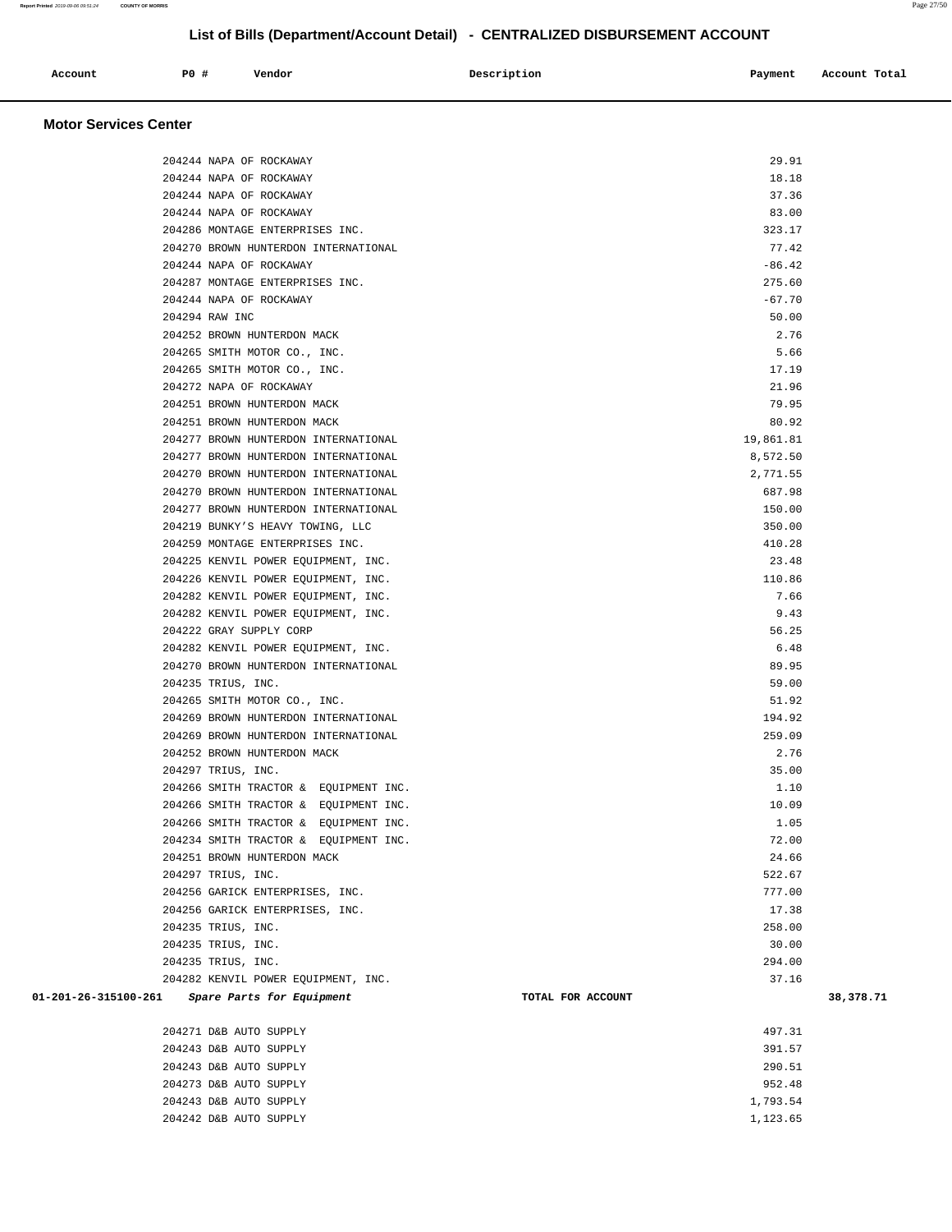## List of Bills (Department/Account Detail) - CENTRALIZED DISBURSEMENT ACCOUNT

| Account | PO # | Vendor | Description | Payment | Account Total |
|---|---|---|---|---|---|

### Motor Services Center

| Account | PO # | Vendor | Description | Payment | Account Total |
|---|---|---|---|---|---|
| | 204244 | NAPA OF ROCKAWAY | | 29.91 | |
| | 204244 | NAPA OF ROCKAWAY | | 18.18 | |
| | 204244 | NAPA OF ROCKAWAY | | 37.36 | |
| | 204244 | NAPA OF ROCKAWAY | | 83.00 | |
| | 204286 | MONTAGE ENTERPRISES INC. | | 323.17 | |
| | 204270 | BROWN HUNTERDON INTERNATIONAL | | 77.42 | |
| | 204244 | NAPA OF ROCKAWAY | | -86.42 | |
| | 204287 | MONTAGE ENTERPRISES INC. | | 275.60 | |
| | 204244 | NAPA OF ROCKAWAY | | -67.70 | |
| | 204294 | RAW INC | | 50.00 | |
| | 204252 | BROWN HUNTERDON MACK | | 2.76 | |
| | 204265 | SMITH MOTOR CO., INC. | | 5.66 | |
| | 204265 | SMITH MOTOR CO., INC. | | 17.19 | |
| | 204272 | NAPA OF ROCKAWAY | | 21.96 | |
| | 204251 | BROWN HUNTERDON MACK | | 79.95 | |
| | 204251 | BROWN HUNTERDON MACK | | 80.92 | |
| | 204277 | BROWN HUNTERDON INTERNATIONAL | | 19,861.81 | |
| | 204277 | BROWN HUNTERDON INTERNATIONAL | | 8,572.50 | |
| | 204270 | BROWN HUNTERDON INTERNATIONAL | | 2,771.55 | |
| | 204270 | BROWN HUNTERDON INTERNATIONAL | | 687.98 | |
| | 204277 | BROWN HUNTERDON INTERNATIONAL | | 150.00 | |
| | 204219 | BUNKY'S HEAVY TOWING, LLC | | 350.00 | |
| | 204259 | MONTAGE ENTERPRISES INC. | | 410.28 | |
| | 204225 | KENVIL POWER EQUIPMENT, INC. | | 23.48 | |
| | 204226 | KENVIL POWER EQUIPMENT, INC. | | 110.86 | |
| | 204282 | KENVIL POWER EQUIPMENT, INC. | | 7.66 | |
| | 204282 | KENVIL POWER EQUIPMENT, INC. | | 9.43 | |
| | 204222 | GRAY SUPPLY CORP | | 56.25 | |
| | 204282 | KENVIL POWER EQUIPMENT, INC. | | 6.48 | |
| | 204270 | BROWN HUNTERDON INTERNATIONAL | | 89.95 | |
| | 204235 | TRIUS, INC. | | 59.00 | |
| | 204265 | SMITH MOTOR CO., INC. | | 51.92 | |
| | 204269 | BROWN HUNTERDON INTERNATIONAL | | 194.92 | |
| | 204269 | BROWN HUNTERDON INTERNATIONAL | | 259.09 | |
| | 204252 | BROWN HUNTERDON MACK | | 2.76 | |
| | 204297 | TRIUS, INC. | | 35.00 | |
| | 204266 | SMITH TRACTOR & EQUIPMENT INC. | | 1.10 | |
| | 204266 | SMITH TRACTOR & EQUIPMENT INC. | | 10.09 | |
| | 204266 | SMITH TRACTOR & EQUIPMENT INC. | | 1.05 | |
| | 204234 | SMITH TRACTOR & EQUIPMENT INC. | | 72.00 | |
| | 204251 | BROWN HUNTERDON MACK | | 24.66 | |
| | 204297 | TRIUS, INC. | | 522.67 | |
| | 204256 | GARICK ENTERPRISES, INC. | | 777.00 | |
| | 204256 | GARICK ENTERPRISES, INC. | | 17.38 | |
| | 204235 | TRIUS, INC. | | 258.00 | |
| | 204235 | TRIUS, INC. | | 30.00 | |
| | 204235 | TRIUS, INC. | | 294.00 | |
| | 204282 | KENVIL POWER EQUIPMENT, INC. | | 37.16 | |
| **01-201-26-315100-261** | | *Spare Parts for Equipment* | TOTAL FOR ACCOUNT | | **38,378.71** |
| | 204271 | D&B AUTO SUPPLY | | 497.31 | |
| | 204243 | D&B AUTO SUPPLY | | 391.57 | |
| | 204243 | D&B AUTO SUPPLY | | 290.51 | |
| | 204273 | D&B AUTO SUPPLY | | 952.48 | |
| | 204243 | D&B AUTO SUPPLY | | 1,793.54 | |
| | 204242 | D&B AUTO SUPPLY | | 1,123.65 | |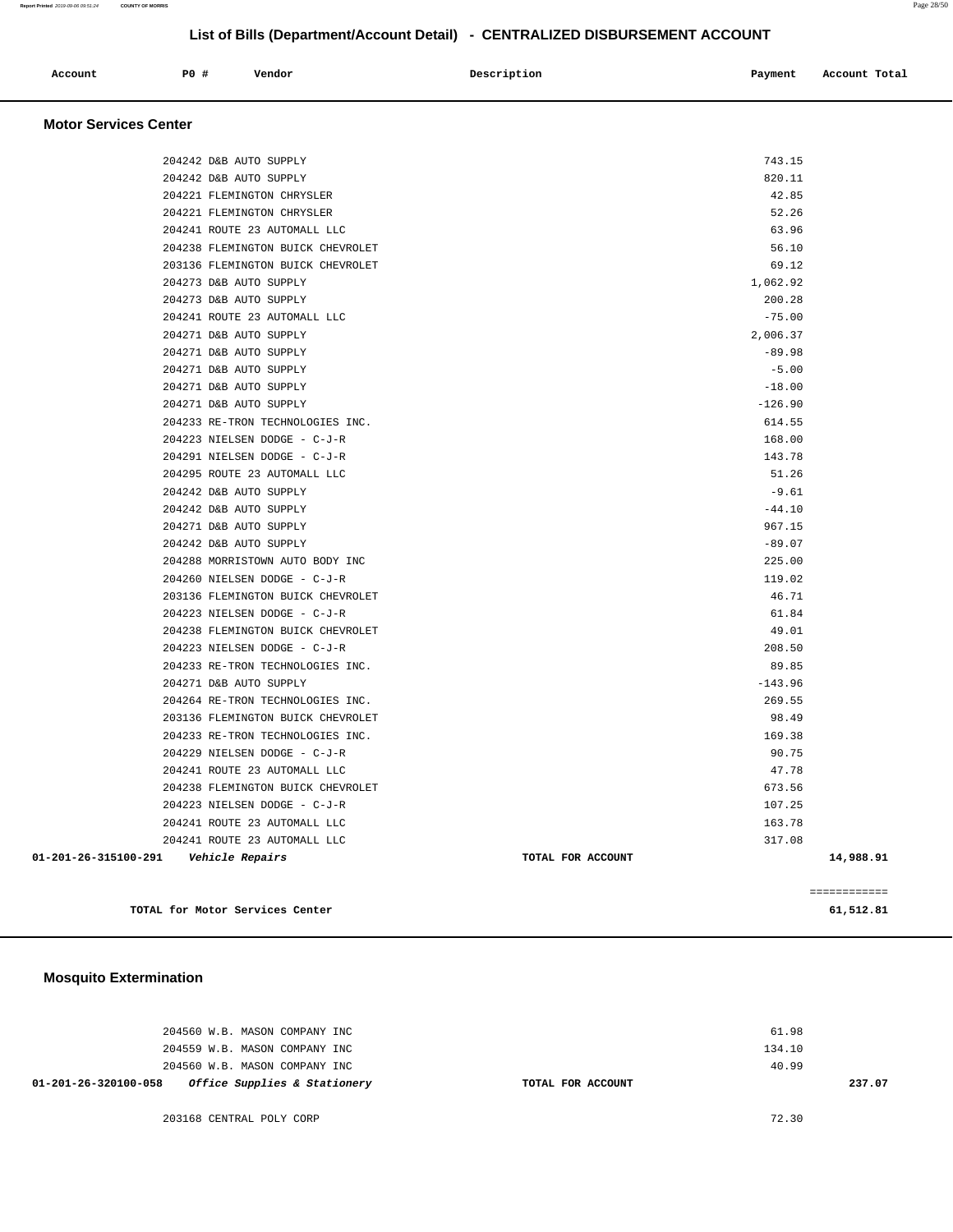## List of Bills (Department/Account Detail) - CENTRALIZED DISBURSEMENT ACCOUNT

| Account | PO # | Vendor | Description | Payment | Account Total |
|---|---|---|---|---|---|

### Motor Services Center

| Account | PO # | Vendor | Description | Payment | Account Total |
|---|---|---|---|---|---|
| | 204242 | D&B AUTO SUPPLY | | 743.15 | |
| | 204242 | D&B AUTO SUPPLY | | 820.11 | |
| | 204221 | FLEMINGTON CHRYSLER | | 42.85 | |
| | 204221 | FLEMINGTON CHRYSLER | | 52.26 | |
| | 204241 | ROUTE 23 AUTOMALL LLC | | 63.96 | |
| | 204238 | FLEMINGTON BUICK CHEVROLET | | 56.10 | |
| | 203136 | FLEMINGTON BUICK CHEVROLET | | 69.12 | |
| | 204273 | D&B AUTO SUPPLY | | 1,062.92 | |
| | 204273 | D&B AUTO SUPPLY | | 200.28 | |
| | 204241 | ROUTE 23 AUTOMALL LLC | | -75.00 | |
| | 204271 | D&B AUTO SUPPLY | | 2,006.37 | |
| | 204271 | D&B AUTO SUPPLY | | -89.98 | |
| | 204271 | D&B AUTO SUPPLY | | -5.00 | |
| | 204271 | D&B AUTO SUPPLY | | -18.00 | |
| | 204271 | D&B AUTO SUPPLY | | -126.90 | |
| | 204233 | RE-TRON TECHNOLOGIES INC. | | 614.55 | |
| | 204223 | NIELSEN DODGE - C-J-R | | 168.00 | |
| | 204291 | NIELSEN DODGE - C-J-R | | 143.78 | |
| | 204295 | ROUTE 23 AUTOMALL LLC | | 51.26 | |
| | 204242 | D&B AUTO SUPPLY | | -9.61 | |
| | 204242 | D&B AUTO SUPPLY | | -44.10 | |
| | 204271 | D&B AUTO SUPPLY | | 967.15 | |
| | 204242 | D&B AUTO SUPPLY | | -89.07 | |
| | 204288 | MORRISTOWN AUTO BODY INC | | 225.00 | |
| | 204260 | NIELSEN DODGE - C-J-R | | 119.02 | |
| | 203136 | FLEMINGTON BUICK CHEVROLET | | 46.71 | |
| | 204223 | NIELSEN DODGE - C-J-R | | 61.84 | |
| | 204238 | FLEMINGTON BUICK CHEVROLET | | 49.01 | |
| | 204223 | NIELSEN DODGE - C-J-R | | 208.50 | |
| | 204233 | RE-TRON TECHNOLOGIES INC. | | 89.85 | |
| | 204271 | D&B AUTO SUPPLY | | -143.96 | |
| | 204264 | RE-TRON TECHNOLOGIES INC. | | 269.55 | |
| | 203136 | FLEMINGTON BUICK CHEVROLET | | 98.49 | |
| | 204233 | RE-TRON TECHNOLOGIES INC. | | 169.38 | |
| | 204229 | NIELSEN DODGE - C-J-R | | 90.75 | |
| | 204241 | ROUTE 23 AUTOMALL LLC | | 47.78 | |
| | 204238 | FLEMINGTON BUICK CHEVROLET | | 673.56 | |
| | 204223 | NIELSEN DODGE - C-J-R | | 107.25 | |
| | 204241 | ROUTE 23 AUTOMALL LLC | | 163.78 | |
| | 204241 | ROUTE 23 AUTOMALL LLC | | 317.08 | |
| **01-201-26-315100-291** | *Vehicle Repairs* | | **TOTAL FOR ACCOUNT** | | **14,988.91** |

============

**TOTAL for Motor Services Center** **61,512.81**

### Mosquito Extermination

| Account | PO # | Vendor | Description | Payment | Account Total |
|---|---|---|---|---|---|
| | 204560 | W.B. MASON COMPANY INC | | 61.98 | |
| | 204559 | W.B. MASON COMPANY INC | | 134.10 | |
| | 204560 | W.B. MASON COMPANY INC | | 40.99 | |
| **01-201-26-320100-058** | *Office Supplies & Stationery* | | **TOTAL FOR ACCOUNT** | | **237.07** |
| | 203168 | CENTRAL POLY CORP | | 72.30 | |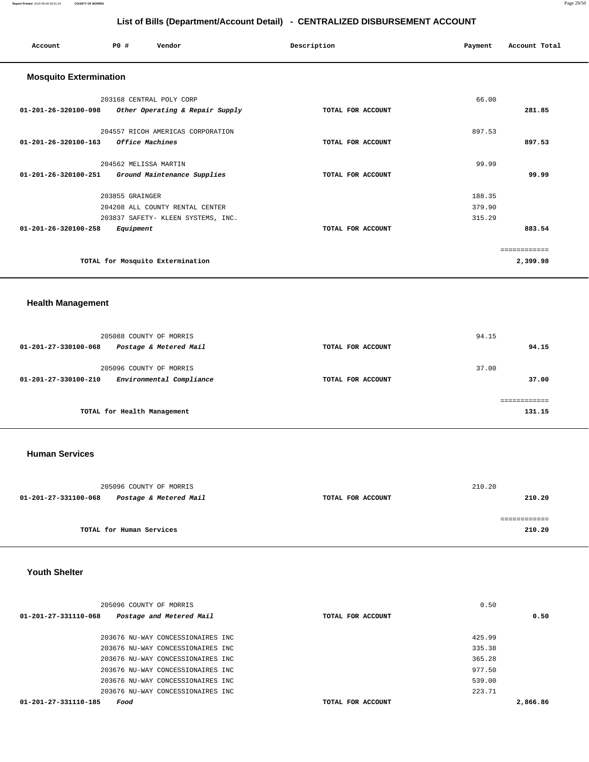## List of Bills (Department/Account Detail) - CENTRALIZED DISBURSEMENT ACCOUNT

| Account | PO # | Vendor | Description | Payment | Account Total |
|---|---|---|---|---|---|

### Mosquito Extermination

| Account | PO # | Vendor | Description | Payment | Account Total |
|---|---|---|---|---|---|
| | 203168 | CENTRAL POLY CORP | | 66.00 | |
| 01-201-26-320100-098 | | *Other Operating & Repair Supply* | TOTAL FOR ACCOUNT | | 281.85 |
| | 204557 | RICOH AMERICAS CORPORATION | | 897.53 | |
| 01-201-26-320100-163 | | *Office Machines* | TOTAL FOR ACCOUNT | | 897.53 |
| | 204562 | MELISSA MARTIN | | 99.99 | |
| 01-201-26-320100-251 | | *Ground Maintenance Supplies* | TOTAL FOR ACCOUNT | | 99.99 |
| | 203855 | GRAINGER | | 188.35 | |
| | 204208 | ALL COUNTY RENTAL CENTER | | 379.90 | |
| | 203837 | SAFETY- KLEEN SYSTEMS, INC. | | 315.29 | |
| 01-201-26-320100-258 | | *Equipment* | TOTAL FOR ACCOUNT | | 883.54 |
| | | | | | ============ |
| | | TOTAL for Mosquito Extermination | | | 2,399.98 |

### Health Management

| Account | PO # | Vendor | Description | Payment | Account Total |
|---|---|---|---|---|---|
| | 205088 | COUNTY OF MORRIS | | 94.15 | |
| 01-201-27-330100-068 | | *Postage & Metered Mail* | TOTAL FOR ACCOUNT | | 94.15 |
| | 205096 | COUNTY OF MORRIS | | 37.00 | |
| 01-201-27-330100-210 | | *Environmental Compliance* | TOTAL FOR ACCOUNT | | 37.00 |
| | | | | | ============ |
| | | TOTAL for Health Management | | | 131.15 |

### Human Services

| Account | PO # | Vendor | Description | Payment | Account Total |
|---|---|---|---|---|---|
| | 205096 | COUNTY OF MORRIS | | 210.20 | |
| 01-201-27-331100-068 | | *Postage & Metered Mail* | TOTAL FOR ACCOUNT | | 210.20 |
| | | | | | ============ |
| | | TOTAL for Human Services | | | 210.20 |

### Youth Shelter

| Account | PO # | Vendor | Description | Payment | Account Total |
|---|---|---|---|---|---|
| | 205096 | COUNTY OF MORRIS | | 0.50 | |
| 01-201-27-331110-068 | | *Postage and Metered Mail* | TOTAL FOR ACCOUNT | | 0.50 |
| | 203676 | NU-WAY CONCESSIONAIRES INC | | 425.99 | |
| | 203676 | NU-WAY CONCESSIONAIRES INC | | 335.38 | |
| | 203676 | NU-WAY CONCESSIONAIRES INC | | 365.28 | |
| | 203676 | NU-WAY CONCESSIONAIRES INC | | 977.50 | |
| | 203676 | NU-WAY CONCESSIONAIRES INC | | 539.00 | |
| | 203676 | NU-WAY CONCESSIONAIRES INC | | 223.71 | |
| 01-201-27-331110-185 | | *Food* | TOTAL FOR ACCOUNT | | 2,866.86 |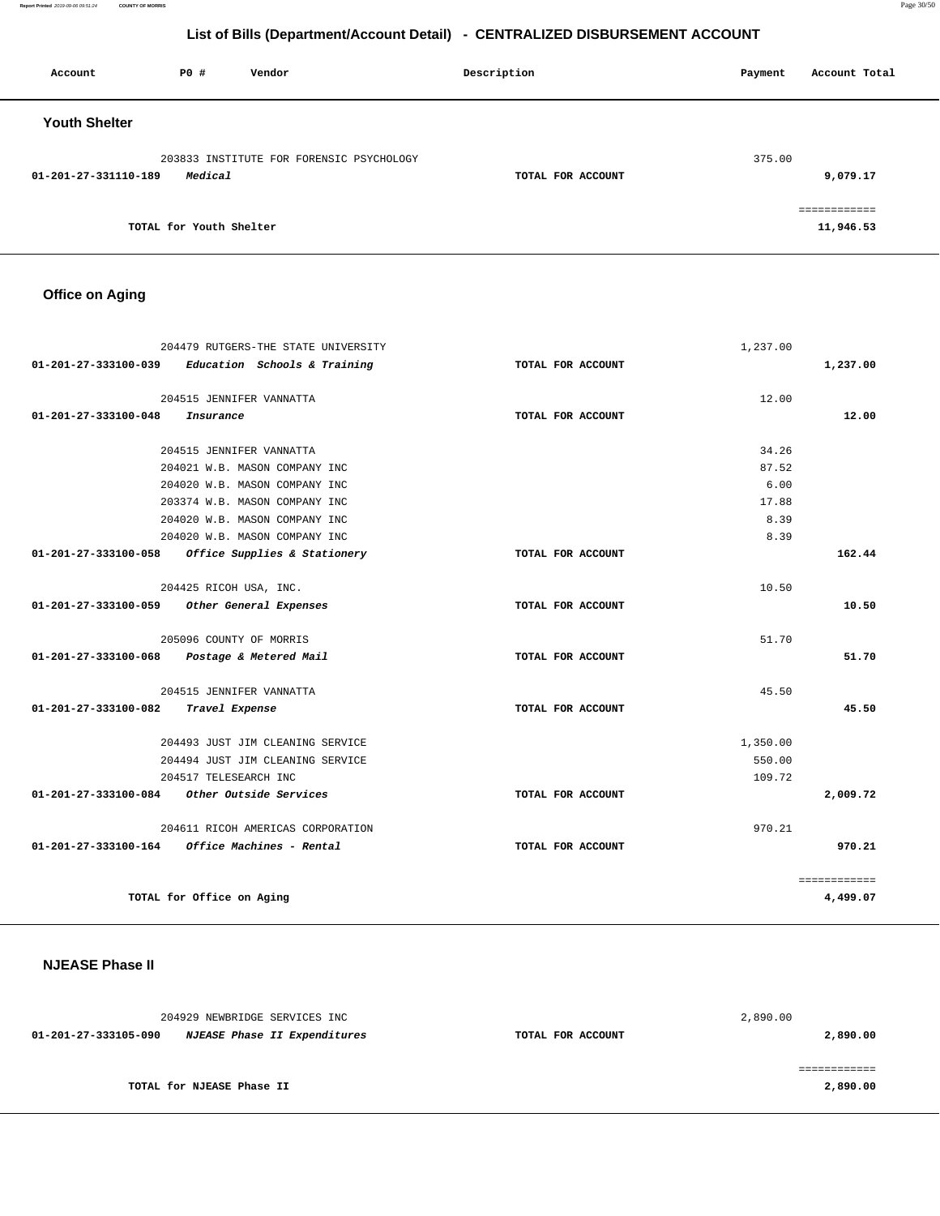## List of Bills (Department/Account Detail) - CENTRALIZED DISBURSEMENT ACCOUNT

| Account | PO # | Vendor | Description | Payment | Account Total |
|---|---|---|---|---|---|

### Youth Shelter

| Account | PO # | Vendor | Description | Payment | Account Total |
|---|---|---|---|---|---|
| | 203833 | INSTITUTE FOR FORENSIC PSYCHOLOGY | | 375.00 | |
| 01-201-27-331110-189 | | *Medical* | TOTAL FOR ACCOUNT | | 9,079.17 |
| | | | | | ============ |
| | | TOTAL for Youth Shelter | | | 11,946.53 |

### Office on Aging

| Account | PO # | Vendor | Description | Payment | Account Total |
|---|---|---|---|---|---|
| | 204479 | RUTGERS-THE STATE UNIVERSITY | | 1,237.00 | |
| 01-201-27-333100-039 | | *Education Schools & Training* | TOTAL FOR ACCOUNT | | 1,237.00 |
| | 204515 | JENNIFER VANNATTA | | 12.00 | |
| 01-201-27-333100-048 | | *Insurance* | TOTAL FOR ACCOUNT | | 12.00 |
| | 204515 | JENNIFER VANNATTA | | 34.26 | |
| | 204021 | W.B. MASON COMPANY INC | | 87.52 | |
| | 204020 | W.B. MASON COMPANY INC | | 6.00 | |
| | 203374 | W.B. MASON COMPANY INC | | 17.88 | |
| | 204020 | W.B. MASON COMPANY INC | | 8.39 | |
| | 204020 | W.B. MASON COMPANY INC | | 8.39 | |
| 01-201-27-333100-058 | | *Office Supplies & Stationery* | TOTAL FOR ACCOUNT | | 162.44 |
| | 204425 | RICOH USA, INC. | | 10.50 | |
| 01-201-27-333100-059 | | *Other General Expenses* | TOTAL FOR ACCOUNT | | 10.50 |
| | 205096 | COUNTY OF MORRIS | | 51.70 | |
| 01-201-27-333100-068 | | *Postage & Metered Mail* | TOTAL FOR ACCOUNT | | 51.70 |
| | 204515 | JENNIFER VANNATTA | | 45.50 | |
| 01-201-27-333100-082 | | *Travel Expense* | TOTAL FOR ACCOUNT | | 45.50 |
| | 204493 | JUST JIM CLEANING SERVICE | | 1,350.00 | |
| | 204494 | JUST JIM CLEANING SERVICE | | 550.00 | |
| | 204517 | TELESEARCH INC | | 109.72 | |
| 01-201-27-333100-084 | | *Other Outside Services* | TOTAL FOR ACCOUNT | | 2,009.72 |
| | 204611 | RICOH AMERICAS CORPORATION | | 970.21 | |
| 01-201-27-333100-164 | | *Office Machines - Rental* | TOTAL FOR ACCOUNT | | 970.21 |
| | | | | | ============ |
| | | TOTAL for Office on Aging | | | 4,499.07 |

### NJEASE Phase II

| Account | PO # | Vendor | Description | Payment | Account Total |
|---|---|---|---|---|---|
| | 204929 | NEWBRIDGE SERVICES INC | | 2,890.00 | |
| 01-201-27-333105-090 | | *NJEASE Phase II Expenditures* | TOTAL FOR ACCOUNT | | 2,890.00 |
| | | | | | ============ |
| | | TOTAL for NJEASE Phase II | | | 2,890.00 |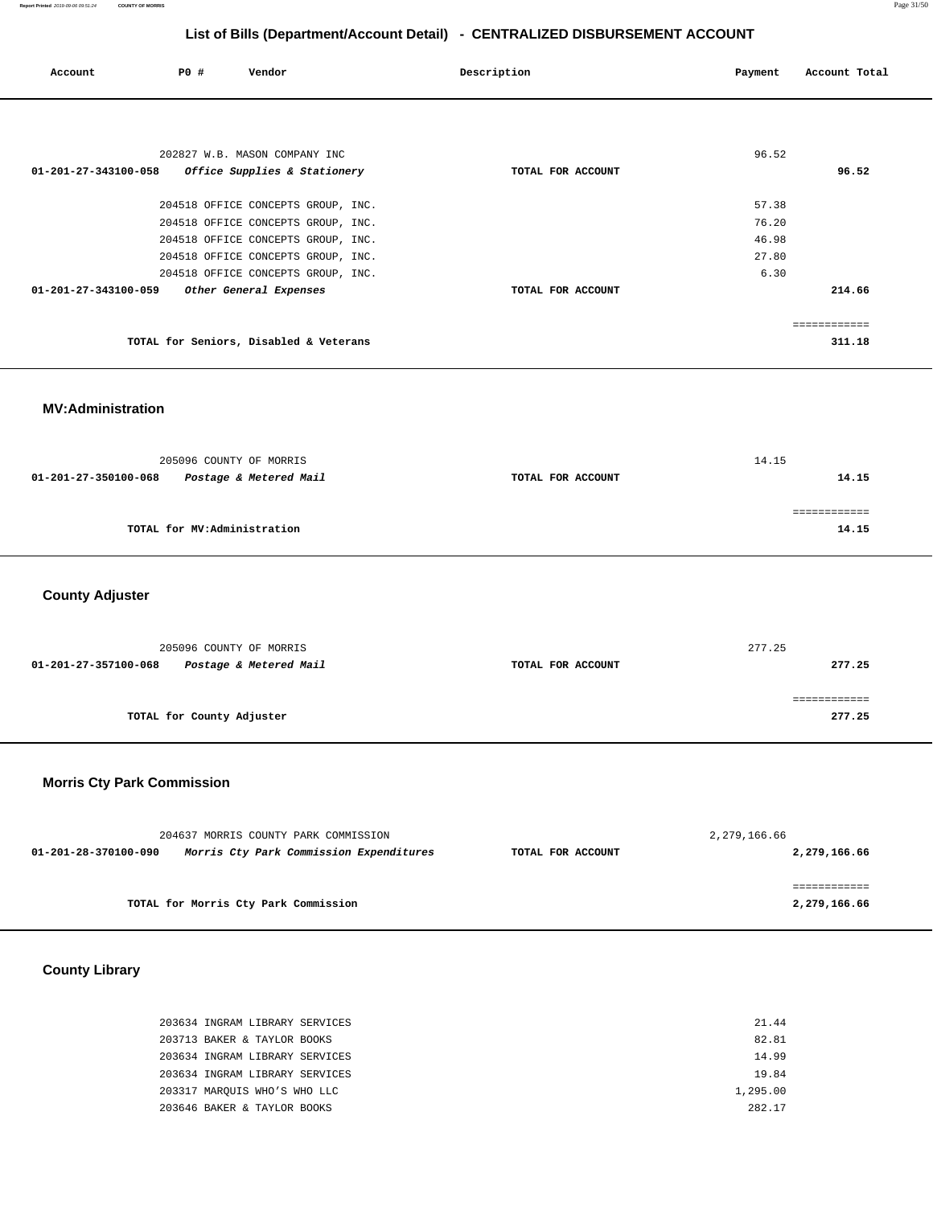## List of Bills (Department/Account Detail) - CENTRALIZED DISBURSEMENT ACCOUNT

| Account | PO # | Vendor | Description | Payment | Account Total |
|---|---|---|---|---|---|
| | 202827 | W.B. MASON COMPANY INC | | 96.52 | |
| 01-201-27-343100-058 | | *Office Supplies & Stationery* | TOTAL FOR ACCOUNT | | 96.52 |
| | 204518 | OFFICE CONCEPTS GROUP, INC. | | 57.38 | |
| | 204518 | OFFICE CONCEPTS GROUP, INC. | | 76.20 | |
| | 204518 | OFFICE CONCEPTS GROUP, INC. | | 46.98 | |
| | 204518 | OFFICE CONCEPTS GROUP, INC. | | 27.80 | |
| | 204518 | OFFICE CONCEPTS GROUP, INC. | | 6.30 | |
| 01-201-27-343100-059 | | *Other General Expenses* | TOTAL FOR ACCOUNT | | 214.66 |
| | | | | | ============ |
| | | TOTAL for Seniors, Disabled & Veterans | | | 311.18 |

### MV:Administration

| Account | PO # | Vendor | Description | Payment | Account Total |
|---|---|---|---|---|---|
| | 205096 | COUNTY OF MORRIS | | 14.15 | |
| 01-201-27-350100-068 | | *Postage & Metered Mail* | TOTAL FOR ACCOUNT | | 14.15 |
| | | | | | ============ |
| | | TOTAL for MV:Administration | | | 14.15 |

### County Adjuster

| Account | PO # | Vendor | Description | Payment | Account Total |
|---|---|---|---|---|---|
| | 205096 | COUNTY OF MORRIS | | 277.25 | |
| 01-201-27-357100-068 | | *Postage & Metered Mail* | TOTAL FOR ACCOUNT | | 277.25 |
| | | | | | ============ |
| | | TOTAL for County Adjuster | | | 277.25 |

### Morris Cty Park Commission

| Account | PO # | Vendor | Description | Payment | Account Total |
|---|---|---|---|---|---|
| | 204637 | MORRIS COUNTY PARK COMMISSION | | 2,279,166.66 | |
| 01-201-28-370100-090 | | *Morris Cty Park Commission Expenditures* | TOTAL FOR ACCOUNT | | 2,279,166.66 |
| | | | | | ============ |
| | | TOTAL for Morris Cty Park Commission | | | 2,279,166.66 |

### County Library

| Account | PO # | Vendor | Description | Payment | Account Total |
|---|---|---|---|---|---|
| | 203634 | INGRAM LIBRARY SERVICES | | 21.44 | |
| | 203713 | BAKER & TAYLOR BOOKS | | 82.81 | |
| | 203634 | INGRAM LIBRARY SERVICES | | 14.99 | |
| | 203634 | INGRAM LIBRARY SERVICES | | 19.84 | |
| | 203317 | MARQUIS WHO'S WHO LLC | | 1,295.00 | |
| | 203646 | BAKER & TAYLOR BOOKS | | 282.17 | |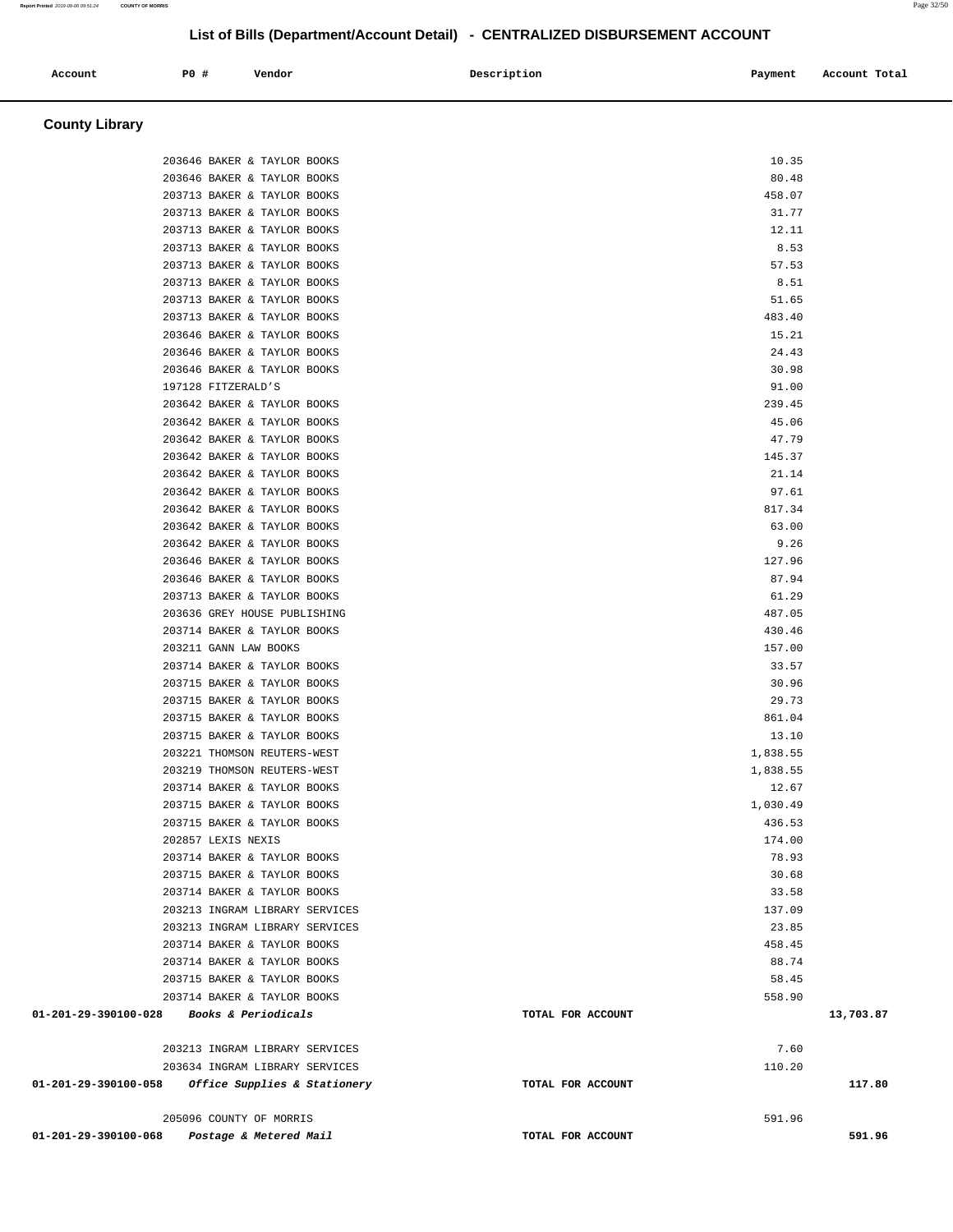## List of Bills (Department/Account Detail) - CENTRALIZED DISBURSEMENT ACCOUNT

| Account | PO # | Vendor | Description | Payment | Account Total |
|---|---|---|---|---|---|

### County Library

| Account | PO # | Vendor | Description | Payment | Account Total |
|---|---|---|---|---|---|
| | 203646 | BAKER & TAYLOR BOOKS | | 10.35 | |
| | 203646 | BAKER & TAYLOR BOOKS | | 80.48 | |
| | 203713 | BAKER & TAYLOR BOOKS | | 458.07 | |
| | 203713 | BAKER & TAYLOR BOOKS | | 31.77 | |
| | 203713 | BAKER & TAYLOR BOOKS | | 12.11 | |
| | 203713 | BAKER & TAYLOR BOOKS | | 8.53 | |
| | 203713 | BAKER & TAYLOR BOOKS | | 57.53 | |
| | 203713 | BAKER & TAYLOR BOOKS | | 8.51 | |
| | 203713 | BAKER & TAYLOR BOOKS | | 51.65 | |
| | 203713 | BAKER & TAYLOR BOOKS | | 483.40 | |
| | 203646 | BAKER & TAYLOR BOOKS | | 15.21 | |
| | 203646 | BAKER & TAYLOR BOOKS | | 24.43 | |
| | 203646 | BAKER & TAYLOR BOOKS | | 30.98 | |
| | 197128 | FITZERALD'S | | 91.00 | |
| | 203642 | BAKER & TAYLOR BOOKS | | 239.45 | |
| | 203642 | BAKER & TAYLOR BOOKS | | 45.06 | |
| | 203642 | BAKER & TAYLOR BOOKS | | 47.79 | |
| | 203642 | BAKER & TAYLOR BOOKS | | 145.37 | |
| | 203642 | BAKER & TAYLOR BOOKS | | 21.14 | |
| | 203642 | BAKER & TAYLOR BOOKS | | 97.61 | |
| | 203642 | BAKER & TAYLOR BOOKS | | 817.34 | |
| | 203642 | BAKER & TAYLOR BOOKS | | 63.00 | |
| | 203642 | BAKER & TAYLOR BOOKS | | 9.26 | |
| | 203646 | BAKER & TAYLOR BOOKS | | 127.96 | |
| | 203646 | BAKER & TAYLOR BOOKS | | 87.94 | |
| | 203713 | BAKER & TAYLOR BOOKS | | 61.29 | |
| | 203636 | GREY HOUSE PUBLISHING | | 487.05 | |
| | 203714 | BAKER & TAYLOR BOOKS | | 430.46 | |
| | 203211 | GANN LAW BOOKS | | 157.00 | |
| | 203714 | BAKER & TAYLOR BOOKS | | 33.57 | |
| | 203715 | BAKER & TAYLOR BOOKS | | 30.96 | |
| | 203715 | BAKER & TAYLOR BOOKS | | 29.73 | |
| | 203715 | BAKER & TAYLOR BOOKS | | 861.04 | |
| | 203715 | BAKER & TAYLOR BOOKS | | 13.10 | |
| | 203221 | THOMSON REUTERS-WEST | | 1,838.55 | |
| | 203219 | THOMSON REUTERS-WEST | | 1,838.55 | |
| | 203714 | BAKER & TAYLOR BOOKS | | 12.67 | |
| | 203715 | BAKER & TAYLOR BOOKS | | 1,030.49 | |
| | 203715 | BAKER & TAYLOR BOOKS | | 436.53 | |
| | 202857 | LEXIS NEXIS | | 174.00 | |
| | 203714 | BAKER & TAYLOR BOOKS | | 78.93 | |
| | 203715 | BAKER & TAYLOR BOOKS | | 30.68 | |
| | 203714 | BAKER & TAYLOR BOOKS | | 33.58 | |
| | 203213 | INGRAM LIBRARY SERVICES | | 137.09 | |
| | 203213 | INGRAM LIBRARY SERVICES | | 23.85 | |
| | 203714 | BAKER & TAYLOR BOOKS | | 458.45 | |
| | 203714 | BAKER & TAYLOR BOOKS | | 88.74 | |
| | 203715 | BAKER & TAYLOR BOOKS | | 58.45 | |
| | 203714 | BAKER & TAYLOR BOOKS | | 558.90 | |
| **01-201-29-390100-028** | | ***Books & Periodicals*** | TOTAL FOR ACCOUNT | | **13,703.87** |
| | 203213 | INGRAM LIBRARY SERVICES | | 7.60 | |
| | 203634 | INGRAM LIBRARY SERVICES | | 110.20 | |
| **01-201-29-390100-058** | | ***Office Supplies & Stationery*** | TOTAL FOR ACCOUNT | | **117.80** |
| | 205096 | COUNTY OF MORRIS | | 591.96 | |
| **01-201-29-390100-068** | | ***Postage & Metered Mail*** | TOTAL FOR ACCOUNT | | **591.96** |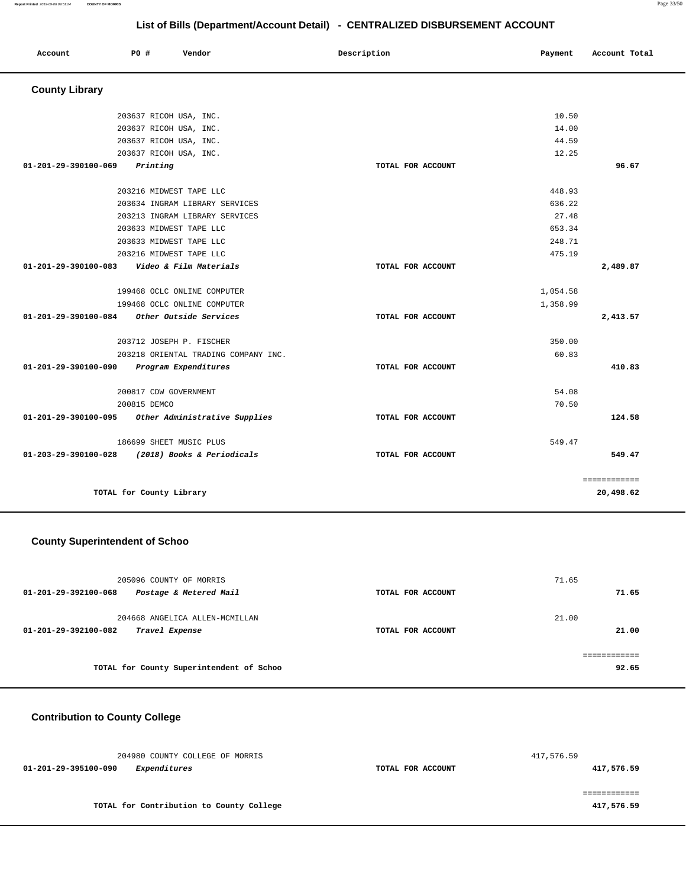## List of Bills (Department/Account Detail) - CENTRALIZED DISBURSEMENT ACCOUNT

| Account | PO # | Vendor | Description | Payment | Account Total |
|---|---|---|---|---|---|

### County Library

| Account | PO # | Vendor | Description | Payment | Account Total |
|---|---|---|---|---|---|
| | 203637 | RICOH USA, INC. | | 10.50 | |
| | 203637 | RICOH USA, INC. | | 14.00 | |
| | 203637 | RICOH USA, INC. | | 44.59 | |
| | 203637 | RICOH USA, INC. | | 12.25 | |
| 01-201-29-390100-069 | | *Printing* | TOTAL FOR ACCOUNT | | 96.67 |
| | 203216 | MIDWEST TAPE LLC | | 448.93 | |
| | 203634 | INGRAM LIBRARY SERVICES | | 636.22 | |
| | 203213 | INGRAM LIBRARY SERVICES | | 27.48 | |
| | 203633 | MIDWEST TAPE LLC | | 653.34 | |
| | 203633 | MIDWEST TAPE LLC | | 248.71 | |
| | 203216 | MIDWEST TAPE LLC | | 475.19 | |
| 01-201-29-390100-083 | | *Video & Film Materials* | TOTAL FOR ACCOUNT | | 2,489.87 |
| | 199468 | OCLC ONLINE COMPUTER | | 1,054.58 | |
| | 199468 | OCLC ONLINE COMPUTER | | 1,358.99 | |
| 01-201-29-390100-084 | | *Other Outside Services* | TOTAL FOR ACCOUNT | | 2,413.57 |
| | 203712 | JOSEPH P. FISCHER | | 350.00 | |
| | 203218 | ORIENTAL TRADING COMPANY INC. | | 60.83 | |
| 01-201-29-390100-090 | | *Program Expenditures* | TOTAL FOR ACCOUNT | | 410.83 |
| | 200817 | CDW GOVERNMENT | | 54.08 | |
| | 200815 | DEMCO | | 70.50 | |
| 01-201-29-390100-095 | | *Other Administrative Supplies* | TOTAL FOR ACCOUNT | | 124.58 |
| | 186699 | SHEET MUSIC PLUS | | 549.47 | |
| 01-203-29-390100-028 | | *(2018) Books & Periodicals* | TOTAL FOR ACCOUNT | | 549.47 |
| | | TOTAL for County Library | | | 20,498.62 |

### County Superintendent of Schoo

| Account | PO # | Vendor | Description | Payment | Account Total |
|---|---|---|---|---|---|
| | 205096 | COUNTY OF MORRIS | | 71.65 | |
| 01-201-29-392100-068 | | *Postage & Metered Mail* | TOTAL FOR ACCOUNT | | 71.65 |
| | 204668 | ANGELICA ALLEN-MCMILLAN | | 21.00 | |
| 01-201-29-392100-082 | | *Travel Expense* | TOTAL FOR ACCOUNT | | 21.00 |
| | | TOTAL for County Superintendent of Schoo | | | 92.65 |

### Contribution to County College

| Account | PO # | Vendor | Description | Payment | Account Total |
|---|---|---|---|---|---|
| | 204980 | COUNTY COLLEGE OF MORRIS | | 417,576.59 | |
| 01-201-29-395100-090 | | *Expenditures* | TOTAL FOR ACCOUNT | | 417,576.59 |
| | | TOTAL for Contribution to County College | | | 417,576.59 |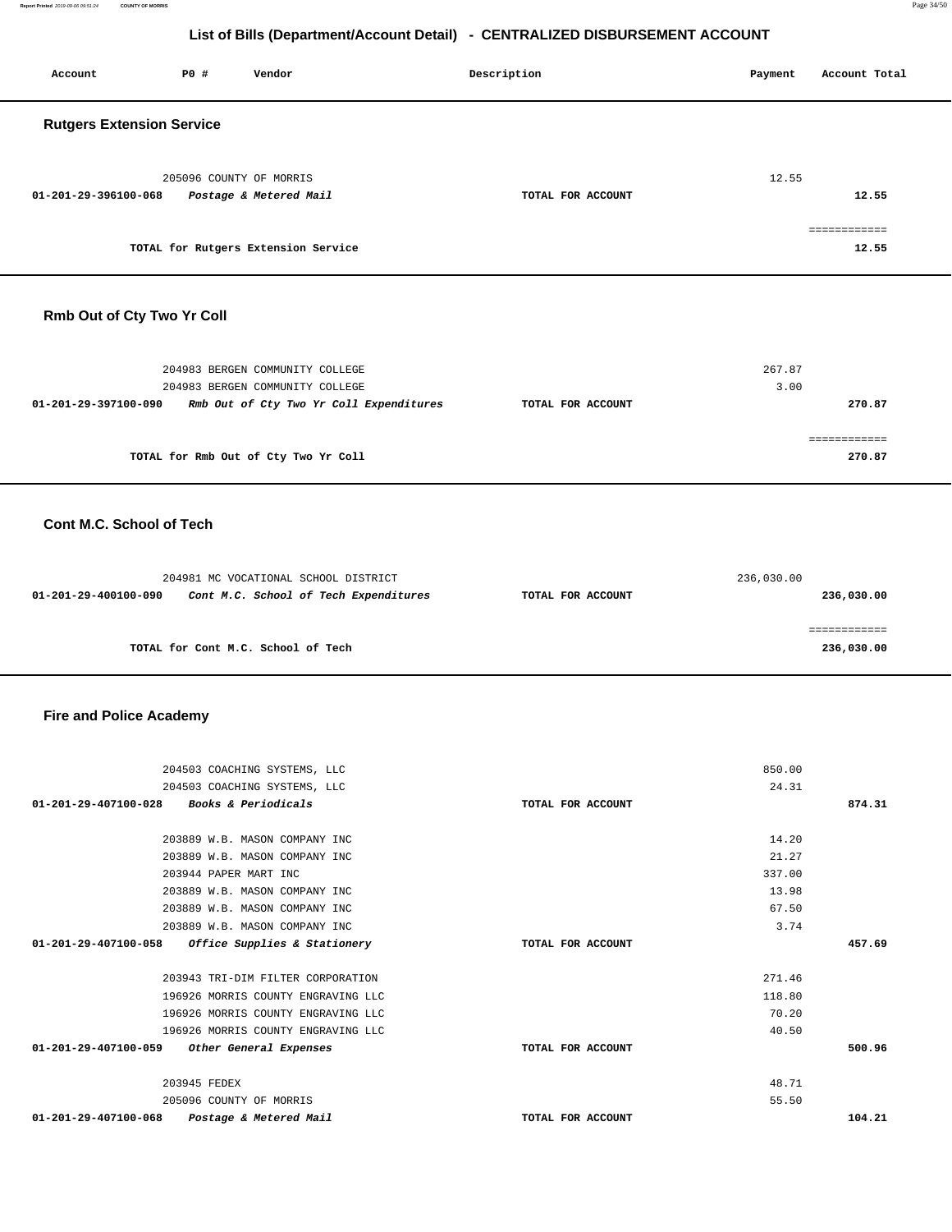# List of Bills (Department/Account Detail) - CENTRALIZED DISBURSEMENT ACCOUNT

| Account | PO # | Vendor | Description | Payment | Account Total |
|---|---|---|---|---|---|

## Rutgers Extension Service

| Account | PO # | Vendor | Description | Payment | Account Total |
|---|---|---|---|---|---|
| | 205096 | COUNTY OF MORRIS | | 12.55 | |
| 01-201-29-396100-068 | | *Postage & Metered Mail* | TOTAL FOR ACCOUNT | | 12.55 |
| | | | | | ============ |
| | | TOTAL for Rutgers Extension Service | | | 12.55 |

## Rmb Out of Cty Two Yr Coll

| Account | PO # | Vendor | Description | Payment | Account Total |
|---|---|---|---|---|---|
| | 204983 | BERGEN COMMUNITY COLLEGE | | 267.87 | |
| | 204983 | BERGEN COMMUNITY COLLEGE | | 3.00 | |
| 01-201-29-397100-090 | | *Rmb Out of Cty Two Yr Coll Expenditures* | TOTAL FOR ACCOUNT | | 270.87 |
| | | | | | ============ |
| | | TOTAL for Rmb Out of Cty Two Yr Coll | | | 270.87 |

## Cont M.C. School of Tech

| Account | PO # | Vendor | Description | Payment | Account Total |
|---|---|---|---|---|---|
| | 204981 | MC VOCATIONAL SCHOOL DISTRICT | | 236,030.00 | |
| 01-201-29-400100-090 | | *Cont M.C. School of Tech Expenditures* | TOTAL FOR ACCOUNT | | 236,030.00 |
| | | | | | ============ |
| | | TOTAL for Cont M.C. School of Tech | | | 236,030.00 |

## Fire and Police Academy

| Account | PO # | Vendor | Description | Payment | Account Total |
|---|---|---|---|---|---|
| | 204503 | COACHING SYSTEMS, LLC | | 850.00 | |
| | 204503 | COACHING SYSTEMS, LLC | | 24.31 | |
| 01-201-29-407100-028 | | *Books & Periodicals* | TOTAL FOR ACCOUNT | | 874.31 |
| | 203889 | W.B. MASON COMPANY INC | | 14.20 | |
| | 203889 | W.B. MASON COMPANY INC | | 21.27 | |
| | 203944 | PAPER MART INC | | 337.00 | |
| | 203889 | W.B. MASON COMPANY INC | | 13.98 | |
| | 203889 | W.B. MASON COMPANY INC | | 67.50 | |
| | 203889 | W.B. MASON COMPANY INC | | 3.74 | |
| 01-201-29-407100-058 | | *Office Supplies & Stationery* | TOTAL FOR ACCOUNT | | 457.69 |
| | 203943 | TRI-DIM FILTER CORPORATION | | 271.46 | |
| | 196926 | MORRIS COUNTY ENGRAVING LLC | | 118.80 | |
| | 196926 | MORRIS COUNTY ENGRAVING LLC | | 70.20 | |
| | 196926 | MORRIS COUNTY ENGRAVING LLC | | 40.50 | |
| 01-201-29-407100-059 | | *Other General Expenses* | TOTAL FOR ACCOUNT | | 500.96 |
| | 203945 | FEDEX | | 48.71 | |
| | 205096 | COUNTY OF MORRIS | | 55.50 | |
| 01-201-29-407100-068 | | *Postage & Metered Mail* | TOTAL FOR ACCOUNT | | 104.21 |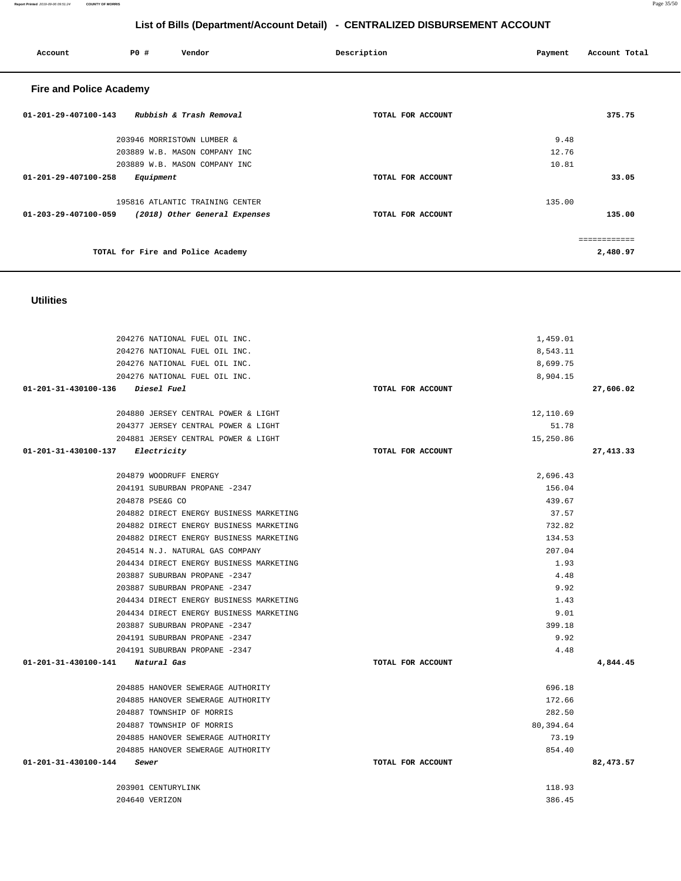## List of Bills (Department/Account Detail) - CENTRALIZED DISBURSEMENT ACCOUNT

| Account | PO # | Vendor | Description | Payment | Account Total |
|---|---|---|---|---|---|

### Fire and Police Academy

| Account | PO # | Vendor | Description | Payment | Account Total |
|---|---|---|---|---|---|
| 01-201-29-407100-143 | | *Rubbish & Trash Removal* | TOTAL FOR ACCOUNT | | 375.75 |
| | 203946 | MORRISTOWN LUMBER & | | 9.48 | |
| | 203889 | W.B. MASON COMPANY INC | | 12.76 | |
| | 203889 | W.B. MASON COMPANY INC | | 10.81 | |
| 01-201-29-407100-258 | | *Equipment* | TOTAL FOR ACCOUNT | | 33.05 |
| | 195816 | ATLANTIC TRAINING CENTER | | 135.00 | |
| 01-203-29-407100-059 | | *(2018) Other General Expenses* | TOTAL FOR ACCOUNT | | 135.00 |
| | | | | | ============ |
| | | TOTAL for Fire and Police Academy | | | 2,480.97 |

### Utilities

| Account | PO # | Vendor | Description | Payment | Account Total |
|---|---|---|---|---|---|
| | 204276 | NATIONAL FUEL OIL INC. | | 1,459.01 | |
| | 204276 | NATIONAL FUEL OIL INC. | | 8,543.11 | |
| | 204276 | NATIONAL FUEL OIL INC. | | 8,699.75 | |
| | 204276 | NATIONAL FUEL OIL INC. | | 8,904.15 | |
| 01-201-31-430100-136 | | *Diesel Fuel* | TOTAL FOR ACCOUNT | | 27,606.02 |
| | 204880 | JERSEY CENTRAL POWER & LIGHT | | 12,110.69 | |
| | 204377 | JERSEY CENTRAL POWER & LIGHT | | 51.78 | |
| | 204881 | JERSEY CENTRAL POWER & LIGHT | | 15,250.86 | |
| 01-201-31-430100-137 | | *Electricity* | TOTAL FOR ACCOUNT | | 27,413.33 |
| | 204879 | WOODRUFF ENERGY | | 2,696.43 | |
| | 204191 | SUBURBAN PROPANE -2347 | | 156.04 | |
| | 204878 | PSE&G CO | | 439.67 | |
| | 204882 | DIRECT ENERGY BUSINESS MARKETING | | 37.57 | |
| | 204882 | DIRECT ENERGY BUSINESS MARKETING | | 732.82 | |
| | 204882 | DIRECT ENERGY BUSINESS MARKETING | | 134.53 | |
| | 204514 | N.J. NATURAL GAS COMPANY | | 207.04 | |
| | 204434 | DIRECT ENERGY BUSINESS MARKETING | | 1.93 | |
| | 203887 | SUBURBAN PROPANE -2347 | | 4.48 | |
| | 203887 | SUBURBAN PROPANE -2347 | | 9.92 | |
| | 204434 | DIRECT ENERGY BUSINESS MARKETING | | 1.43 | |
| | 204434 | DIRECT ENERGY BUSINESS MARKETING | | 9.01 | |
| | 203887 | SUBURBAN PROPANE -2347 | | 399.18 | |
| | 204191 | SUBURBAN PROPANE -2347 | | 9.92 | |
| | 204191 | SUBURBAN PROPANE -2347 | | 4.48 | |
| 01-201-31-430100-141 | | *Natural Gas* | TOTAL FOR ACCOUNT | | 4,844.45 |
| | 204885 | HANOVER SEWERAGE AUTHORITY | | 696.18 | |
| | 204885 | HANOVER SEWERAGE AUTHORITY | | 172.66 | |
| | 204887 | TOWNSHIP OF MORRIS | | 282.50 | |
| | 204887 | TOWNSHIP OF MORRIS | | 80,394.64 | |
| | 204885 | HANOVER SEWERAGE AUTHORITY | | 73.19 | |
| | 204885 | HANOVER SEWERAGE AUTHORITY | | 854.40 | |
| 01-201-31-430100-144 | | *Sewer* | TOTAL FOR ACCOUNT | | 82,473.57 |
| | 203901 | CENTURYLINK | | 118.93 | |
| | 204640 | VERIZON | | 386.45 | |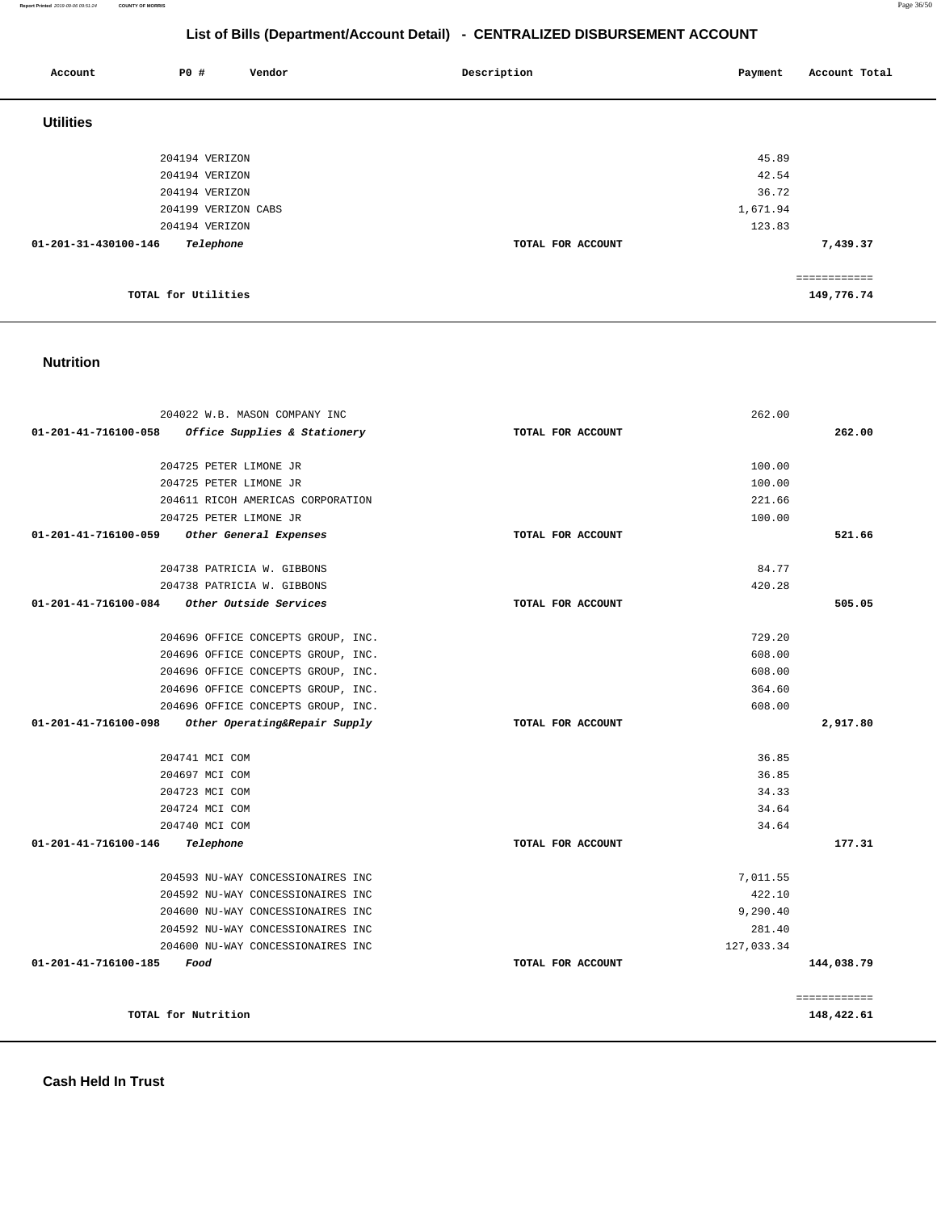## List of Bills (Department/Account Detail) - CENTRALIZED DISBURSEMENT ACCOUNT

| Account | PO # Vendor | Description | Payment | Account Total |
|---|---|---|---|---|

### Utilities

| Account | PO # Vendor | Description | Payment | Account Total |
|---|---|---|---|---|
| | 204194 VERIZON | | 45.89 | |
| | 204194 VERIZON | | 42.54 | |
| | 204194 VERIZON | | 36.72 | |
| | 204199 VERIZON CABS | | 1,671.94 | |
| | 204194 VERIZON | | 123.83 | |
| 01-201-31-430100-146 | *Telephone* | TOTAL FOR ACCOUNT | | 7,439.37 |
| | | | | ============ |
| | TOTAL for Utilities | | | 149,776.74 |

### Nutrition

| Account | PO # Vendor | Description | Payment | Account Total |
|---|---|---|---|---|
| | 204022 W.B. MASON COMPANY INC | | 262.00 | |
| 01-201-41-716100-058 | *Office Supplies & Stationery* | TOTAL FOR ACCOUNT | | 262.00 |
| | 204725 PETER LIMONE JR | | 100.00 | |
| | 204725 PETER LIMONE JR | | 100.00 | |
| | 204611 RICOH AMERICAS CORPORATION | | 221.66 | |
| | 204725 PETER LIMONE JR | | 100.00 | |
| 01-201-41-716100-059 | *Other General Expenses* | TOTAL FOR ACCOUNT | | 521.66 |
| | 204738 PATRICIA W. GIBBONS | | 84.77 | |
| | 204738 PATRICIA W. GIBBONS | | 420.28 | |
| 01-201-41-716100-084 | *Other Outside Services* | TOTAL FOR ACCOUNT | | 505.05 |
| | 204696 OFFICE CONCEPTS GROUP, INC. | | 729.20 | |
| | 204696 OFFICE CONCEPTS GROUP, INC. | | 608.00 | |
| | 204696 OFFICE CONCEPTS GROUP, INC. | | 608.00 | |
| | 204696 OFFICE CONCEPTS GROUP, INC. | | 364.60 | |
| | 204696 OFFICE CONCEPTS GROUP, INC. | | 608.00 | |
| 01-201-41-716100-098 | *Other Operating&Repair Supply* | TOTAL FOR ACCOUNT | | 2,917.80 |
| | 204741 MCI COM | | 36.85 | |
| | 204697 MCI COM | | 36.85 | |
| | 204723 MCI COM | | 34.33 | |
| | 204724 MCI COM | | 34.64 | |
| | 204740 MCI COM | | 34.64 | |
| 01-201-41-716100-146 | *Telephone* | TOTAL FOR ACCOUNT | | 177.31 |
| | 204593 NU-WAY CONCESSIONAIRES INC | | 7,011.55 | |
| | 204592 NU-WAY CONCESSIONAIRES INC | | 422.10 | |
| | 204600 NU-WAY CONCESSIONAIRES INC | | 9,290.40 | |
| | 204592 NU-WAY CONCESSIONAIRES INC | | 281.40 | |
| | 204600 NU-WAY CONCESSIONAIRES INC | | 127,033.34 | |
| 01-201-41-716100-185 | *Food* | TOTAL FOR ACCOUNT | | 144,038.79 |
| | | | | ============ |
| | TOTAL for Nutrition | | | 148,422.61 |

### Cash Held In Trust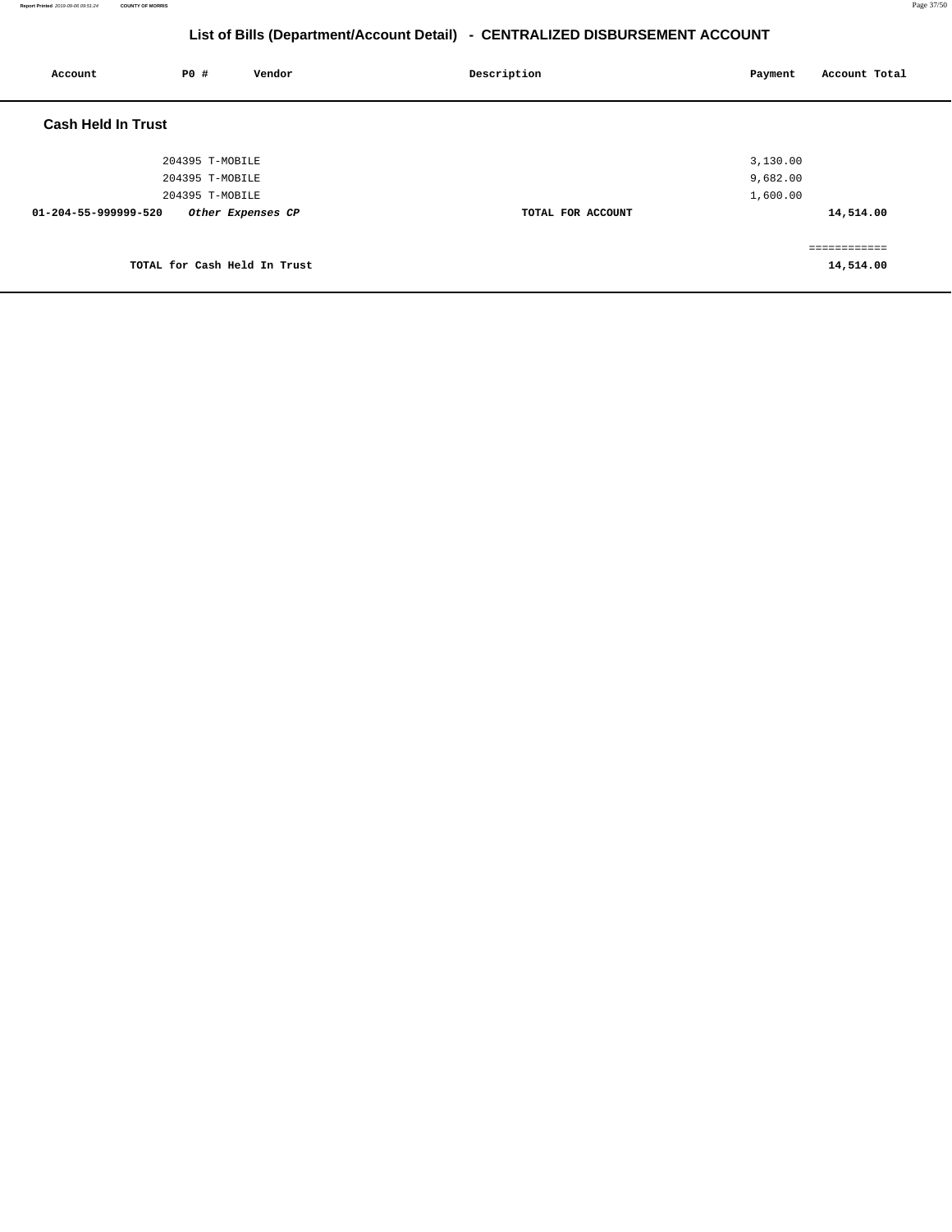## List of Bills (Department/Account Detail) - CENTRALIZED DISBURSEMENT ACCOUNT

| Account | PO # | Vendor | Description | Payment | Account Total |
|---|---|---|---|---|---|

### Cash Held In Trust

| Account | PO # | Vendor | Description | Payment | Account Total |
|---|---|---|---|---|---|
| | 204395 | T-MOBILE | | 3,130.00 | |
| | 204395 | T-MOBILE | | 9,682.00 | |
| | 204395 | T-MOBILE | | 1,600.00 | |
| **01-204-55-999999-520** | | ***Other Expenses CP*** | **TOTAL FOR ACCOUNT** | | **14,514.00** |
| | | | | | ============ |
| | **TOTAL for Cash Held In Trust** | | | | **14,514.00** |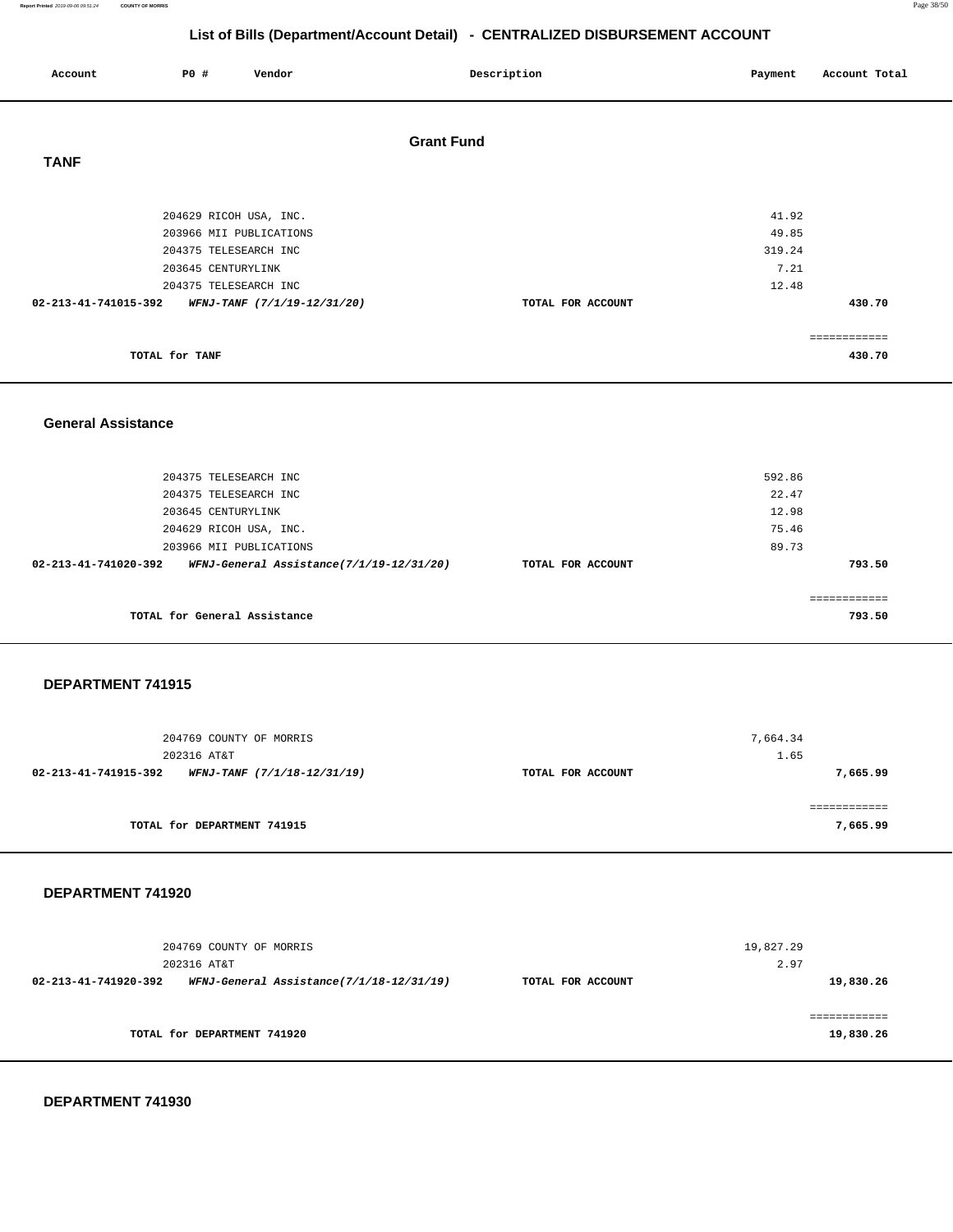## List of Bills (Department/Account Detail) - CENTRALIZED DISBURSEMENT ACCOUNT

| Account | PO # | Vendor | Description | Payment | Account Total |
|---|---|---|---|---|---|

### Grant Fund

### TANF

| Account | PO # | Vendor | Description | Payment | Account Total |
|---|---|---|---|---|---|
| | 204629 | RICOH USA, INC. | | 41.92 | |
| | 203966 | MII PUBLICATIONS | | 49.85 | |
| | 204375 | TELESEARCH INC | | 319.24 | |
| | 203645 | CENTURYLINK | | 7.21 | |
| | 204375 | TELESEARCH INC | | 12.48 | |
| **02-213-41-741015-392** | | ***WFNJ-TANF (7/1/19-12/31/20)*** | **TOTAL FOR ACCOUNT** | | **430.70** |
| | | | | | ============ |
| | **TOTAL for TANF** | | | | **430.70** |

### General Assistance

| Account | PO # | Vendor | Description | Payment | Account Total |
|---|---|---|---|---|---|
| | 204375 | TELESEARCH INC | | 592.86 | |
| | 204375 | TELESEARCH INC | | 22.47 | |
| | 203645 | CENTURYLINK | | 12.98 | |
| | 204629 | RICOH USA, INC. | | 75.46 | |
| | 203966 | MII PUBLICATIONS | | 89.73 | |
| **02-213-41-741020-392** | | ***WFNJ-General Assistance(7/1/19-12/31/20)*** | **TOTAL FOR ACCOUNT** | | **793.50** |
| | | | | | ============ |
| | **TOTAL for General Assistance** | | | | **793.50** |

### DEPARTMENT 741915

| Account | PO # | Vendor | Description | Payment | Account Total |
|---|---|---|---|---|---|
| | 204769 | COUNTY OF MORRIS | | 7,664.34 | |
| | 202316 | AT&T | | 1.65 | |
| **02-213-41-741915-392** | | ***WFNJ-TANF (7/1/18-12/31/19)*** | **TOTAL FOR ACCOUNT** | | **7,665.99** |
| | | | | | ============ |
| | **TOTAL for DEPARTMENT 741915** | | | | **7,665.99** |

### DEPARTMENT 741920

| Account | PO # | Vendor | Description | Payment | Account Total |
|---|---|---|---|---|---|
| | 204769 | COUNTY OF MORRIS | | 19,827.29 | |
| | 202316 | AT&T | | 2.97 | |
| **02-213-41-741920-392** | | ***WFNJ-General Assistance(7/1/18-12/31/19)*** | **TOTAL FOR ACCOUNT** | | **19,830.26** |
| | | | | | ============ |
| | **TOTAL for DEPARTMENT 741920** | | | | **19,830.26** |

### DEPARTMENT 741930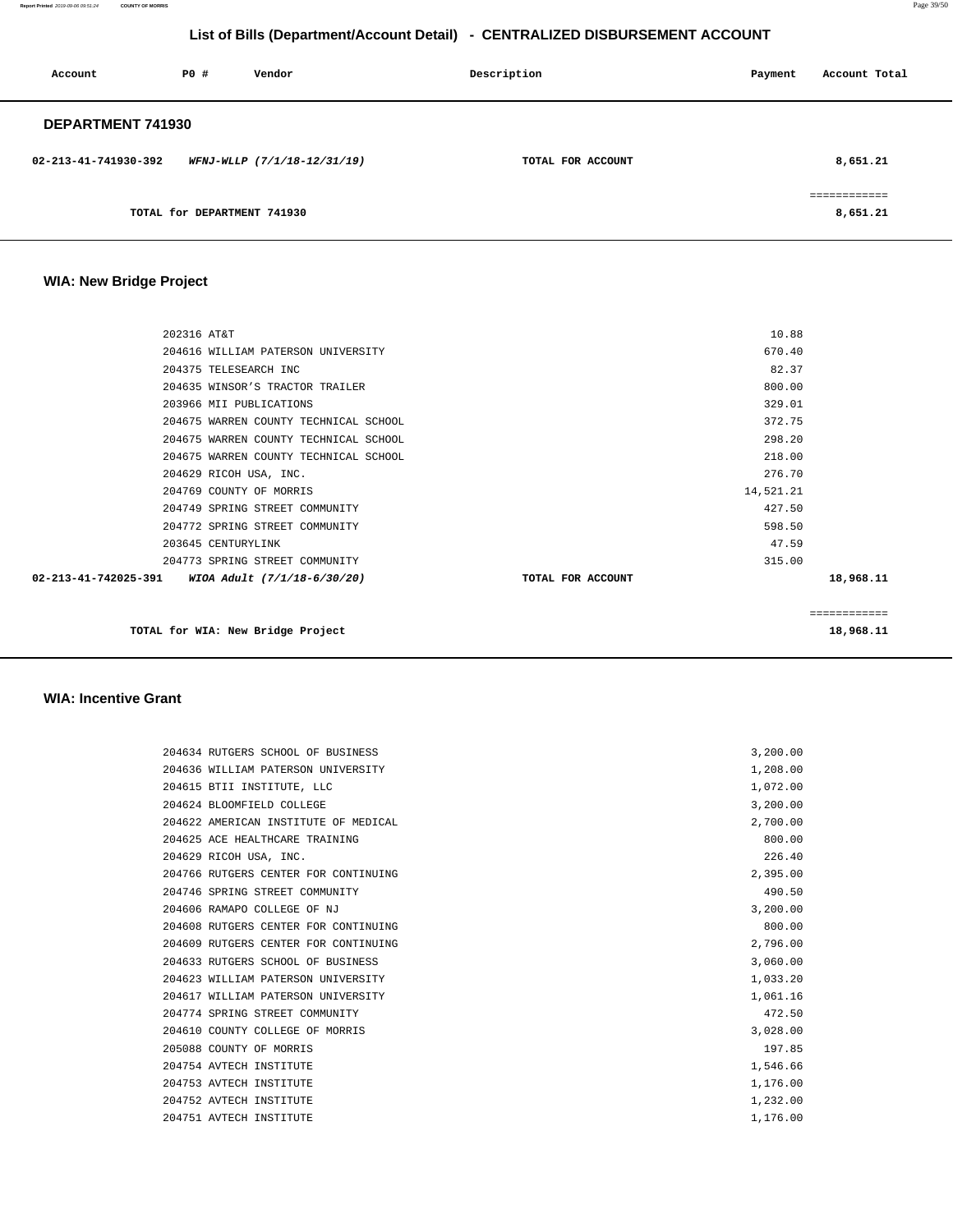## List of Bills (Department/Account Detail) - CENTRALIZED DISBURSEMENT ACCOUNT

| Account | PO # | Vendor | Description | Payment | Account Total |
|---|---|---|---|---|---|

### DEPARTMENT 741930

| Account | PO # | Vendor | Description | Payment | Account Total |
|---|---|---|---|---|---|
| **02-213-41-741930-392** | | ***WFNJ-WLLP (7/1/18-12/31/19)*** | **TOTAL FOR ACCOUNT** | | **8,651.21** |
| | | | | | ============ |
| | | **TOTAL for DEPARTMENT 741930** | | | **8,651.21** |

### WIA: New Bridge Project

| Account | PO # | Vendor | Description | Payment | Account Total |
|---|---|---|---|---|---|
| | 202316 | AT&T | | 10.88 | |
| | 204616 | WILLIAM PATERSON UNIVERSITY | | 670.40 | |
| | 204375 | TELESEARCH INC | | 82.37 | |
| | 204635 | WINSOR'S TRACTOR TRAILER | | 800.00 | |
| | 203966 | MII PUBLICATIONS | | 329.01 | |
| | 204675 | WARREN COUNTY TECHNICAL SCHOOL | | 372.75 | |
| | 204675 | WARREN COUNTY TECHNICAL SCHOOL | | 298.20 | |
| | 204675 | WARREN COUNTY TECHNICAL SCHOOL | | 218.00 | |
| | 204629 | RICOH USA, INC. | | 276.70 | |
| | 204769 | COUNTY OF MORRIS | | 14,521.21 | |
| | 204749 | SPRING STREET COMMUNITY | | 427.50 | |
| | 204772 | SPRING STREET COMMUNITY | | 598.50 | |
| | 203645 | CENTURYLINK | | 47.59 | |
| | 204773 | SPRING STREET COMMUNITY | | 315.00 | |
| **02-213-41-742025-391** | | ***WIOA Adult (7/1/18-6/30/20)*** | **TOTAL FOR ACCOUNT** | | **18,968.11** |
| | | | | | ============ |
| | | **TOTAL for WIA: New Bridge Project** | | | **18,968.11** |

### WIA: Incentive Grant

| Account | PO # | Vendor | Description | Payment | Account Total |
|---|---|---|---|---|---|
| | 204634 | RUTGERS SCHOOL OF BUSINESS | | 3,200.00 | |
| | 204636 | WILLIAM PATERSON UNIVERSITY | | 1,208.00 | |
| | 204615 | BTII INSTITUTE, LLC | | 1,072.00 | |
| | 204624 | BLOOMFIELD COLLEGE | | 3,200.00 | |
| | 204622 | AMERICAN INSTITUTE OF MEDICAL | | 2,700.00 | |
| | 204625 | ACE HEALTHCARE TRAINING | | 800.00 | |
| | 204629 | RICOH USA, INC. | | 226.40 | |
| | 204766 | RUTGERS CENTER FOR CONTINUING | | 2,395.00 | |
| | 204746 | SPRING STREET COMMUNITY | | 490.50 | |
| | 204606 | RAMAPO COLLEGE OF NJ | | 3,200.00 | |
| | 204608 | RUTGERS CENTER FOR CONTINUING | | 800.00 | |
| | 204609 | RUTGERS CENTER FOR CONTINUING | | 2,796.00 | |
| | 204633 | RUTGERS SCHOOL OF BUSINESS | | 3,060.00 | |
| | 204623 | WILLIAM PATERSON UNIVERSITY | | 1,033.20 | |
| | 204617 | WILLIAM PATERSON UNIVERSITY | | 1,061.16 | |
| | 204774 | SPRING STREET COMMUNITY | | 472.50 | |
| | 204610 | COUNTY COLLEGE OF MORRIS | | 3,028.00 | |
| | 205088 | COUNTY OF MORRIS | | 197.85 | |
| | 204754 | AVTECH INSTITUTE | | 1,546.66 | |
| | 204753 | AVTECH INSTITUTE | | 1,176.00 | |
| | 204752 | AVTECH INSTITUTE | | 1,232.00 | |
| | 204751 | AVTECH INSTITUTE | | 1,176.00 | |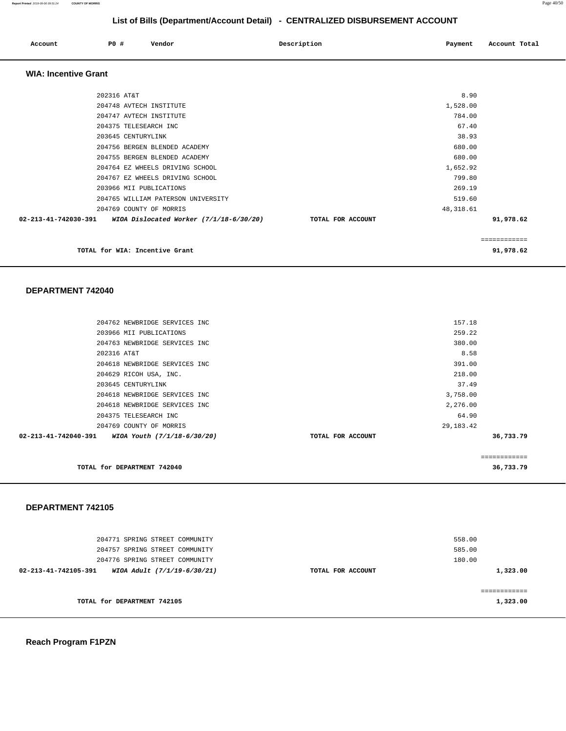## List of Bills (Department/Account Detail) - CENTRALIZED DISBURSEMENT ACCOUNT

| Account | PO # | Vendor | Description | Payment | Account Total |
|---|---|---|---|---|---|

### WIA: Incentive Grant

| Account | PO # | Vendor | Description | Payment | Account Total |
|---|---|---|---|---|---|
| | 202316 | AT&T | | 8.90 | |
| | 204748 | AVTECH INSTITUTE | | 1,528.00 | |
| | 204747 | AVTECH INSTITUTE | | 784.00 | |
| | 204375 | TELESEARCH INC | | 67.40 | |
| | 203645 | CENTURYLINK | | 38.93 | |
| | 204756 | BERGEN BLENDED ACADEMY | | 680.00 | |
| | 204755 | BERGEN BLENDED ACADEMY | | 680.00 | |
| | 204764 | EZ WHEELS DRIVING SCHOOL | | 1,652.92 | |
| | 204767 | EZ WHEELS DRIVING SCHOOL | | 799.80 | |
| | 203966 | MII PUBLICATIONS | | 269.19 | |
| | 204765 | WILLIAM PATERSON UNIVERSITY | | 519.60 | |
| | 204769 | COUNTY OF MORRIS | | 48,318.61 | |
| **02-213-41-742030-391** | | ***WIOA Dislocated Worker (7/1/18-6/30/20)*** | **TOTAL FOR ACCOUNT** | | **91,978.62** |

**TOTAL for WIA: Incentive Grant** — **91,978.62**

### DEPARTMENT 742040

| Account | PO # | Vendor | Description | Payment | Account Total |
|---|---|---|---|---|---|
| | 204762 | NEWBRIDGE SERVICES INC | | 157.18 | |
| | 203966 | MII PUBLICATIONS | | 259.22 | |
| | 204763 | NEWBRIDGE SERVICES INC | | 380.00 | |
| | 202316 | AT&T | | 8.58 | |
| | 204618 | NEWBRIDGE SERVICES INC | | 391.00 | |
| | 204629 | RICOH USA, INC. | | 218.00 | |
| | 203645 | CENTURYLINK | | 37.49 | |
| | 204618 | NEWBRIDGE SERVICES INC | | 3,758.00 | |
| | 204618 | NEWBRIDGE SERVICES INC | | 2,276.00 | |
| | 204375 | TELESEARCH INC | | 64.90 | |
| | 204769 | COUNTY OF MORRIS | | 29,183.42 | |
| **02-213-41-742040-391** | | ***WIOA Youth (7/1/18-6/30/20)*** | **TOTAL FOR ACCOUNT** | | **36,733.79** |

**TOTAL for DEPARTMENT 742040** — **36,733.79**

### DEPARTMENT 742105

| Account | PO # | Vendor | Description | Payment | Account Total |
|---|---|---|---|---|---|
| | 204771 | SPRING STREET COMMUNITY | | 558.00 | |
| | 204757 | SPRING STREET COMMUNITY | | 585.00 | |
| | 204776 | SPRING STREET COMMUNITY | | 180.00 | |
| **02-213-41-742105-391** | | ***WIOA Adult (7/1/19-6/30/21)*** | **TOTAL FOR ACCOUNT** | | **1,323.00** |

**TOTAL for DEPARTMENT 742105** — **1,323.00**

### Reach Program F1PZN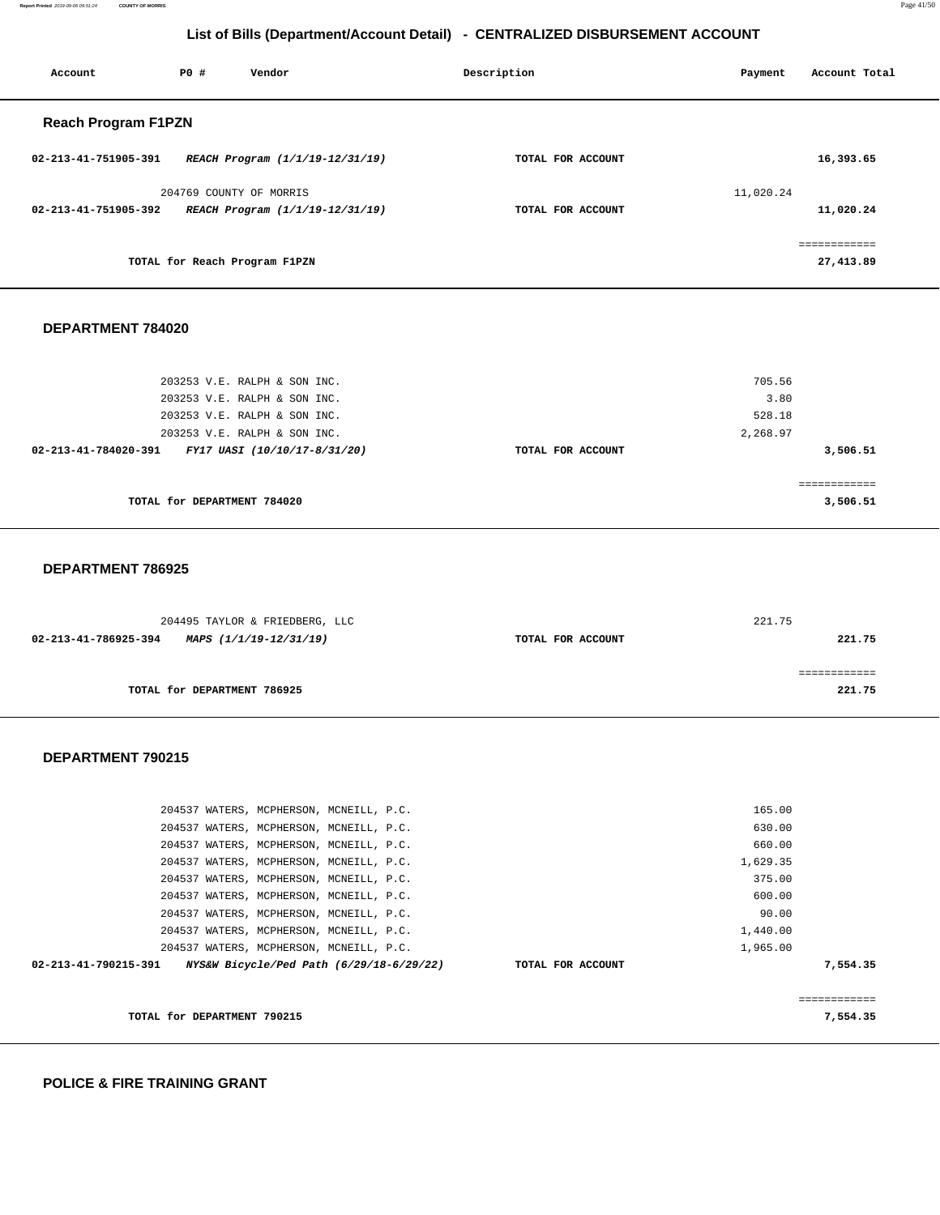## List of Bills (Department/Account Detail) - CENTRALIZED DISBURSEMENT ACCOUNT

| Account | PO # | Vendor | Description | Payment | Account Total |
|---|---|---|---|---|---|

### Reach Program F1PZN

| Account | PO # Vendor | Description | Payment | Account Total |
|---|---|---|---|---|
| 02-213-41-751905-391 | *REACH Program (1/1/19-12/31/19)* | TOTAL FOR ACCOUNT | | 16,393.65 |
| | 204769 COUNTY OF MORRIS | | 11,020.24 | |
| 02-213-41-751905-392 | *REACH Program (1/1/19-12/31/19)* | TOTAL FOR ACCOUNT | | 11,020.24 |
| | | | | ============ |
| | TOTAL for Reach Program F1PZN | | | 27,413.89 |

### DEPARTMENT 784020

| Account | PO # Vendor | Description | Payment | Account Total |
|---|---|---|---|---|
| | 203253 V.E. RALPH & SON INC. | | 705.56 | |
| | 203253 V.E. RALPH & SON INC. | | 3.80 | |
| | 203253 V.E. RALPH & SON INC. | | 528.18 | |
| | 203253 V.E. RALPH & SON INC. | | 2,268.97 | |
| 02-213-41-784020-391 | *FY17 UASI (10/10/17-8/31/20)* | TOTAL FOR ACCOUNT | | 3,506.51 |
| | | | | ============ |
| | TOTAL for DEPARTMENT 784020 | | | 3,506.51 |

### DEPARTMENT 786925

| Account | PO # Vendor | Description | Payment | Account Total |
|---|---|---|---|---|
| | 204495 TAYLOR & FRIEDBERG, LLC | | 221.75 | |
| 02-213-41-786925-394 | *MAPS (1/1/19-12/31/19)* | TOTAL FOR ACCOUNT | | 221.75 |
| | | | | ============ |
| | TOTAL for DEPARTMENT 786925 | | | 221.75 |

### DEPARTMENT 790215

| Account | PO # Vendor | Description | Payment | Account Total |
|---|---|---|---|---|
| | 204537 WATERS, MCPHERSON, MCNEILL, P.C. | | 165.00 | |
| | 204537 WATERS, MCPHERSON, MCNEILL, P.C. | | 630.00 | |
| | 204537 WATERS, MCPHERSON, MCNEILL, P.C. | | 660.00 | |
| | 204537 WATERS, MCPHERSON, MCNEILL, P.C. | | 1,629.35 | |
| | 204537 WATERS, MCPHERSON, MCNEILL, P.C. | | 375.00 | |
| | 204537 WATERS, MCPHERSON, MCNEILL, P.C. | | 600.00 | |
| | 204537 WATERS, MCPHERSON, MCNEILL, P.C. | | 90.00 | |
| | 204537 WATERS, MCPHERSON, MCNEILL, P.C. | | 1,440.00 | |
| | 204537 WATERS, MCPHERSON, MCNEILL, P.C. | | 1,965.00 | |
| 02-213-41-790215-391 | *NYS&W Bicycle/Ped Path (6/29/18-6/29/22)* | TOTAL FOR ACCOUNT | | 7,554.35 |
| | | | | ============ |
| | TOTAL for DEPARTMENT 790215 | | | 7,554.35 |

### POLICE & FIRE TRAINING GRANT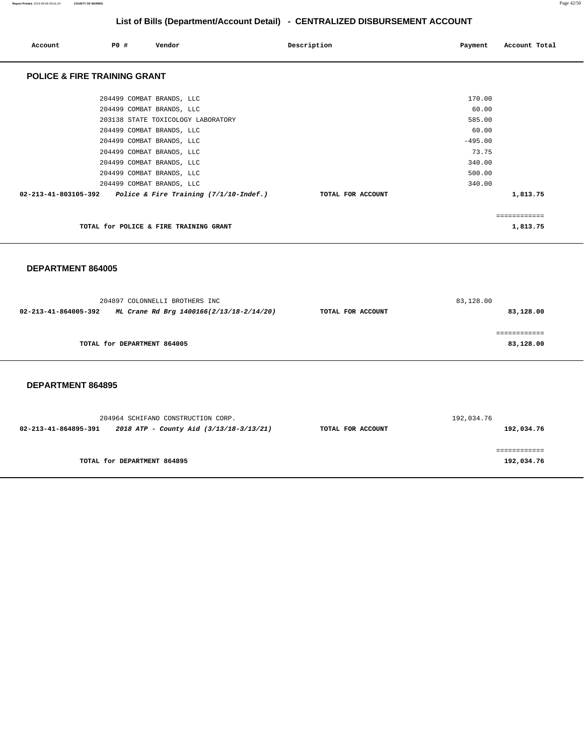## List of Bills (Department/Account Detail) - CENTRALIZED DISBURSEMENT ACCOUNT

| Account | PO # | Vendor | Description | Payment | Account Total |
|---|---|---|---|---|---|

### POLICE & FIRE TRAINING GRANT

| Account | PO # | Vendor | Description | Payment | Account Total |
|---|---|---|---|---|---|
| | 204499 | COMBAT BRANDS, LLC | | 170.00 | |
| | 204499 | COMBAT BRANDS, LLC | | 60.00 | |
| | 203138 | STATE TOXICOLOGY LABORATORY | | 585.00 | |
| | 204499 | COMBAT BRANDS, LLC | | 60.00 | |
| | 204499 | COMBAT BRANDS, LLC | | -495.00 | |
| | 204499 | COMBAT BRANDS, LLC | | 73.75 | |
| | 204499 | COMBAT BRANDS, LLC | | 340.00 | |
| | 204499 | COMBAT BRANDS, LLC | | 500.00 | |
| | 204499 | COMBAT BRANDS, LLC | | 340.00 | |
| **02-213-41-803105-392** | | ***Police & Fire Training (7/1/10-Indef.)*** | **TOTAL FOR ACCOUNT** | | **1,813.75** |

**TOTAL for POLICE & FIRE TRAINING GRANT** ============ **1,813.75**

### DEPARTMENT 864005

| Account | PO # | Vendor | Description | Payment | Account Total |
|---|---|---|---|---|---|
| | 204897 | COLONNELLI BROTHERS INC | | 83,128.00 | |
| **02-213-41-864005-392** | | ***ML Crane Rd Brg 1400166(2/13/18-2/14/20)*** | **TOTAL FOR ACCOUNT** | | **83,128.00** |

**TOTAL for DEPARTMENT 864005** ============ **83,128.00**

### DEPARTMENT 864895

| Account | PO # | Vendor | Description | Payment | Account Total |
|---|---|---|---|---|---|
| | 204964 | SCHIFANO CONSTRUCTION CORP. | | 192,034.76 | |
| **02-213-41-864895-391** | | ***2018 ATP - County Aid (3/13/18-3/13/21)*** | **TOTAL FOR ACCOUNT** | | **192,034.76** |

**TOTAL for DEPARTMENT 864895** ============ **192,034.76**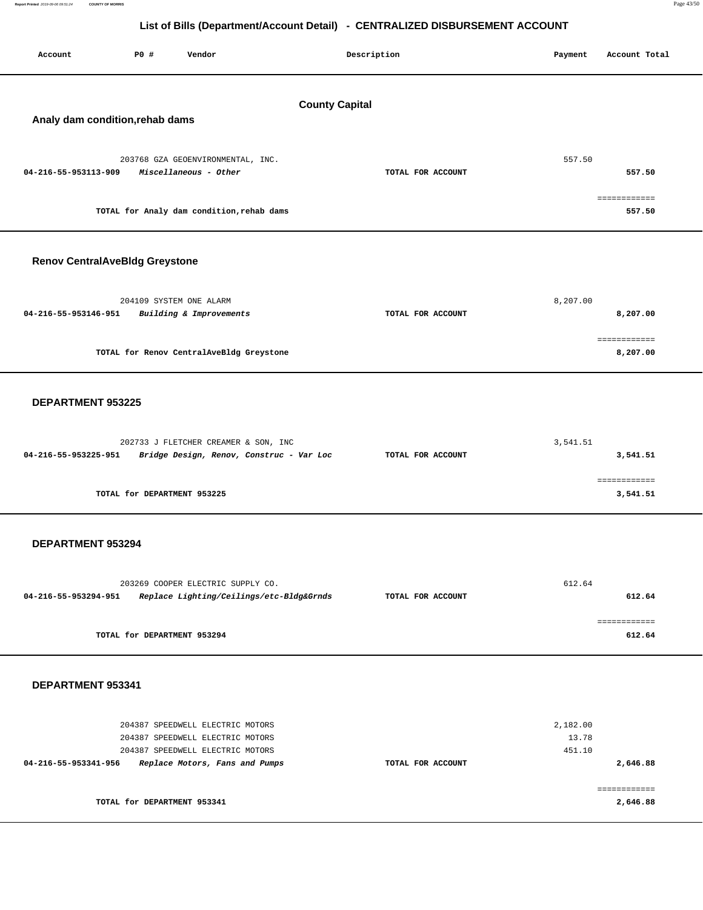# List of Bills (Department/Account Detail) - CENTRALIZED DISBURSEMENT ACCOUNT

| Account | PO # | Vendor | Description | Payment | Account Total |
|---|---|---|---|---|---|

## County Capital

### Analy dam condition,rehab dams

| Account | PO # | Vendor | Description | Payment | Account Total |
|---|---|---|---|---|---|
| | 203768 | GZA GEOENVIRONMENTAL, INC. | | 557.50 | |
| 04-216-55-953113-909 | | *Miscellaneous - Other* | TOTAL FOR ACCOUNT | | 557.50 |
| | | TOTAL for Analy dam condition,rehab dams | | | 557.50 |

### Renov CentralAveBldg Greystone

| Account | PO # | Vendor | Description | Payment | Account Total |
|---|---|---|---|---|---|
| | 204109 | SYSTEM ONE ALARM | | 8,207.00 | |
| 04-216-55-953146-951 | | *Building & Improvements* | TOTAL FOR ACCOUNT | | 8,207.00 |
| | | TOTAL for Renov CentralAveBldg Greystone | | | 8,207.00 |

### DEPARTMENT 953225

| Account | PO # | Vendor | Description | Payment | Account Total |
|---|---|---|---|---|---|
| | 202733 | J FLETCHER CREAMER & SON, INC | | 3,541.51 | |
| 04-216-55-953225-951 | | *Bridge Design, Renov, Construc - Var Loc* | TOTAL FOR ACCOUNT | | 3,541.51 |
| | | TOTAL for DEPARTMENT 953225 | | | 3,541.51 |

### DEPARTMENT 953294

| Account | PO # | Vendor | Description | Payment | Account Total |
|---|---|---|---|---|---|
| | 203269 | COOPER ELECTRIC SUPPLY CO. | | 612.64 | |
| 04-216-55-953294-951 | | *Replace Lighting/Ceilings/etc-Bldg&Grnds* | TOTAL FOR ACCOUNT | | 612.64 |
| | | TOTAL for DEPARTMENT 953294 | | | 612.64 |

### DEPARTMENT 953341

| Account | PO # | Vendor | Description | Payment | Account Total |
|---|---|---|---|---|---|
| | 204387 | SPEEDWELL ELECTRIC MOTORS | | 2,182.00 | |
| | 204387 | SPEEDWELL ELECTRIC MOTORS | | 13.78 | |
| | 204387 | SPEEDWELL ELECTRIC MOTORS | | 451.10 | |
| 04-216-55-953341-956 | | *Replace Motors, Fans and Pumps* | TOTAL FOR ACCOUNT | | 2,646.88 |
| | | TOTAL for DEPARTMENT 953341 | | | 2,646.88 |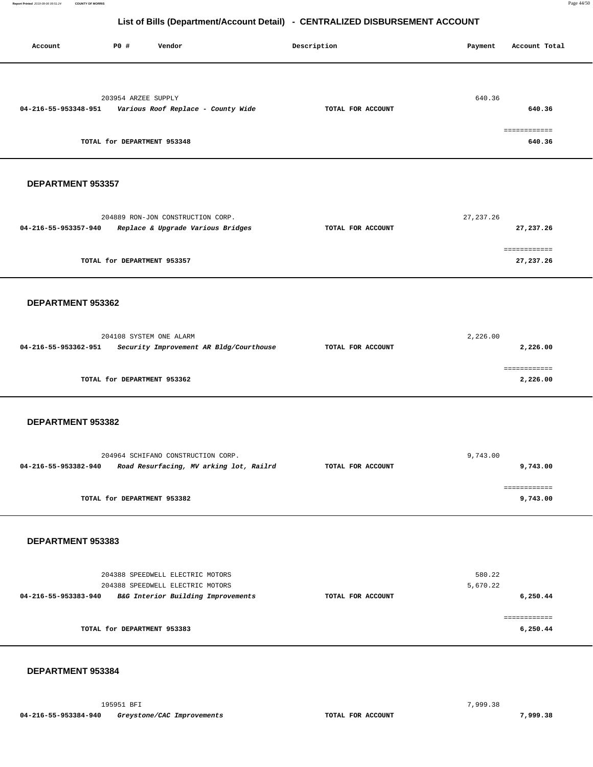# List of Bills (Department/Account Detail) - CENTRALIZED DISBURSEMENT ACCOUNT

| Account | PO # | Vendor | Description | Payment | Account Total |
|---|---|---|---|---|---|
| | 203954 | ARZEE SUPPLY | | 640.36 | |
| 04-216-55-953348-951 | | *Various Roof Replace - County Wide* | TOTAL FOR ACCOUNT | | 640.36 |
| | | | | | ============ |
| | | TOTAL for DEPARTMENT 953348 | | | 640.36 |

**DEPARTMENT 953357**

| Account | PO # | Vendor | Description | Payment | Account Total |
|---|---|---|---|---|---|
| | 204889 | RON-JON CONSTRUCTION CORP. | | 27,237.26 | |
| 04-216-55-953357-940 | | *Replace & Upgrade Various Bridges* | TOTAL FOR ACCOUNT | | 27,237.26 |
| | | | | | ============ |
| | | TOTAL for DEPARTMENT 953357 | | | 27,237.26 |

**DEPARTMENT 953362**

| Account | PO # | Vendor | Description | Payment | Account Total |
|---|---|---|---|---|---|
| | 204108 | SYSTEM ONE ALARM | | 2,226.00 | |
| 04-216-55-953362-951 | | *Security Improvement AR Bldg/Courthouse* | TOTAL FOR ACCOUNT | | 2,226.00 |
| | | | | | ============ |
| | | TOTAL for DEPARTMENT 953362 | | | 2,226.00 |

**DEPARTMENT 953382**

| Account | PO # | Vendor | Description | Payment | Account Total |
|---|---|---|---|---|---|
| | 204964 | SCHIFANO CONSTRUCTION CORP. | | 9,743.00 | |
| 04-216-55-953382-940 | | *Road Resurfacing, MV arking lot, Railrd* | TOTAL FOR ACCOUNT | | 9,743.00 |
| | | | | | ============ |
| | | TOTAL for DEPARTMENT 953382 | | | 9,743.00 |

**DEPARTMENT 953383**

| Account | PO # | Vendor | Description | Payment | Account Total |
|---|---|---|---|---|---|
| | 204388 | SPEEDWELL ELECTRIC MOTORS | | 580.22 | |
| | 204388 | SPEEDWELL ELECTRIC MOTORS | | 5,670.22 | |
| 04-216-55-953383-940 | | *B&G Interior Building Improvements* | TOTAL FOR ACCOUNT | | 6,250.44 |
| | | | | | ============ |
| | | TOTAL for DEPARTMENT 953383 | | | 6,250.44 |

**DEPARTMENT 953384**

| Account | PO # | Vendor | Description | Payment | Account Total |
|---|---|---|---|---|---|
| | 195951 | BFI | | 7,999.38 | |
| 04-216-55-953384-940 | | *Greystone/CAC Improvements* | TOTAL FOR ACCOUNT | | 7,999.38 |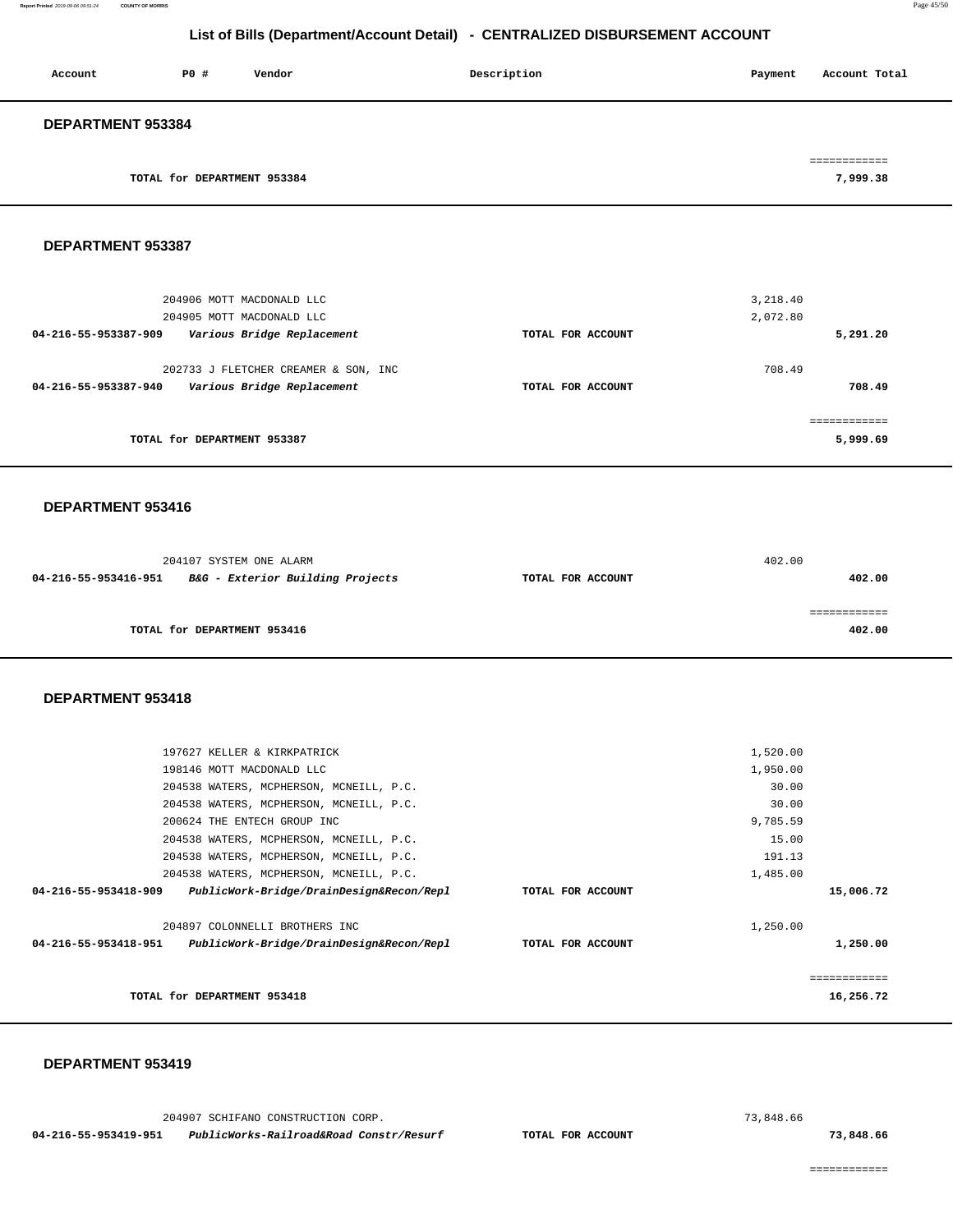## List of Bills (Department/Account Detail) - CENTRALIZED DISBURSEMENT ACCOUNT

| Account | PO # | Vendor | Description | Payment | Account Total |
|---|---|---|---|---|---|

### DEPARTMENT 953384

| | | | | | |
|---|---|---|---|---|---|
| | | TOTAL for DEPARTMENT 953384 | | | 7,999.38 |

### DEPARTMENT 953387

| Account | PO # | Vendor | Description | Payment | Account Total |
|---|---|---|---|---|---|
| | 204906 | MOTT MACDONALD LLC | | 3,218.40 | |
| | 204905 | MOTT MACDONALD LLC | | 2,072.80 | |
| 04-216-55-953387-909 | | *Various Bridge Replacement* | TOTAL FOR ACCOUNT | | 5,291.20 |
| | 202733 | J FLETCHER CREAMER & SON, INC | | 708.49 | |
| 04-216-55-953387-940 | | *Various Bridge Replacement* | TOTAL FOR ACCOUNT | | 708.49 |
| | | TOTAL for DEPARTMENT 953387 | | | 5,999.69 |

### DEPARTMENT 953416

| Account | PO # | Vendor | Description | Payment | Account Total |
|---|---|---|---|---|---|
| | 204107 | SYSTEM ONE ALARM | | 402.00 | |
| 04-216-55-953416-951 | | *B&G - Exterior Building Projects* | TOTAL FOR ACCOUNT | | 402.00 |
| | | TOTAL for DEPARTMENT 953416 | | | 402.00 |

### DEPARTMENT 953418

| Account | PO # | Vendor | Description | Payment | Account Total |
|---|---|---|---|---|---|
| | 197627 | KELLER & KIRKPATRICK | | 1,520.00 | |
| | 198146 | MOTT MACDONALD LLC | | 1,950.00 | |
| | 204538 | WATERS, MCPHERSON, MCNEILL, P.C. | | 30.00 | |
| | 204538 | WATERS, MCPHERSON, MCNEILL, P.C. | | 30.00 | |
| | 200624 | THE ENTECH GROUP INC | | 9,785.59 | |
| | 204538 | WATERS, MCPHERSON, MCNEILL, P.C. | | 15.00 | |
| | 204538 | WATERS, MCPHERSON, MCNEILL, P.C. | | 191.13 | |
| | 204538 | WATERS, MCPHERSON, MCNEILL, P.C. | | 1,485.00 | |
| 04-216-55-953418-909 | | *PublicWork-Bridge/DrainDesign&Recon/Repl* | TOTAL FOR ACCOUNT | | 15,006.72 |
| | 204897 | COLONNELLI BROTHERS INC | | 1,250.00 | |
| 04-216-55-953418-951 | | *PublicWork-Bridge/DrainDesign&Recon/Repl* | TOTAL FOR ACCOUNT | | 1,250.00 |
| | | TOTAL for DEPARTMENT 953418 | | | 16,256.72 |

### DEPARTMENT 953419

| Account | PO # | Vendor | Description | Payment | Account Total |
|---|---|---|---|---|---|
| | 204907 | SCHIFANO CONSTRUCTION CORP. | | 73,848.66 | |
| 04-216-55-953419-951 | | *PublicWorks-Railroad&Road Constr/Resurf* | TOTAL FOR ACCOUNT | | 73,848.66 |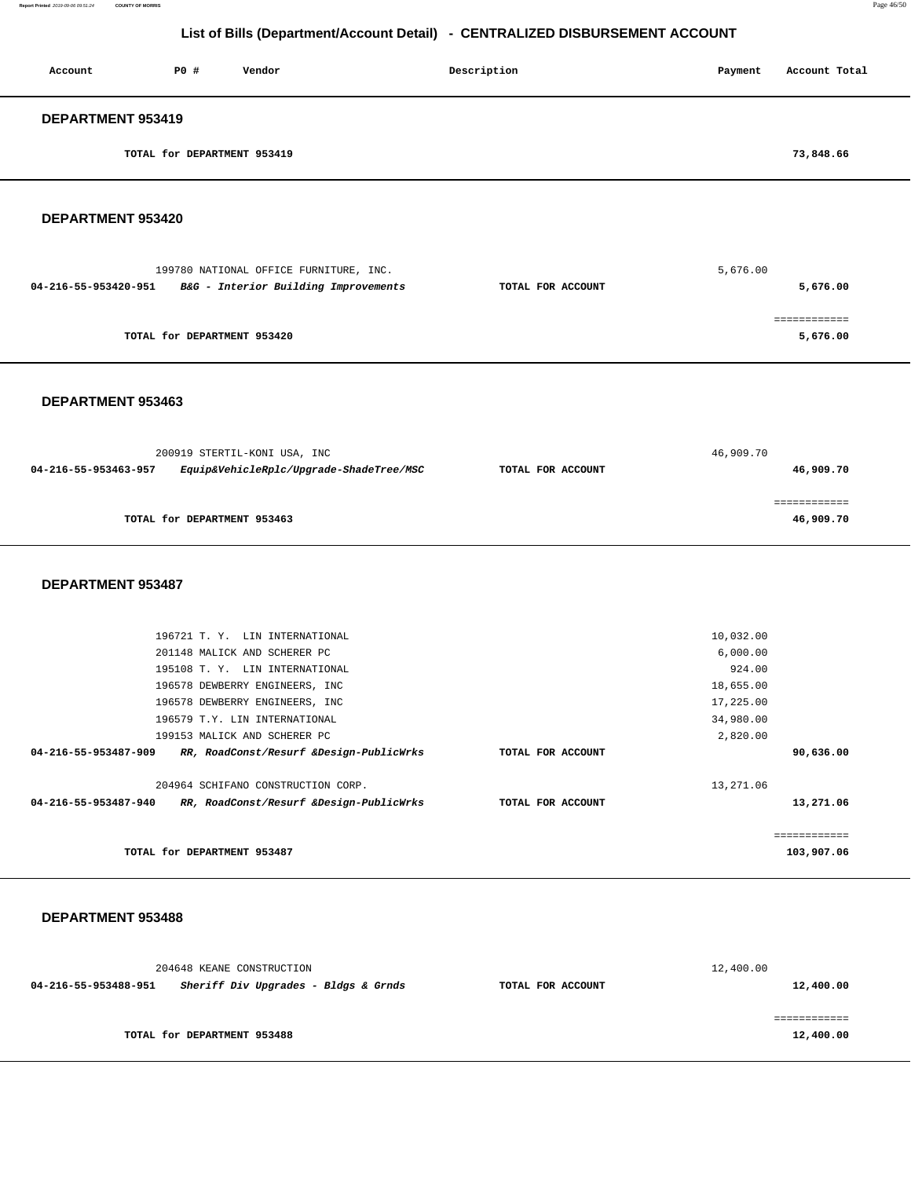# List of Bills (Department/Account Detail) - CENTRALIZED DISBURSEMENT ACCOUNT

| Account | PO # | Vendor | Description | Payment | Account Total |
|---|---|---|---|---|---|

## DEPARTMENT 953419

| | | | | | |
|---|---|---|---|---|---|
| | TOTAL for DEPARTMENT 953419 | | | | 73,848.66 |

## DEPARTMENT 953420

| Account | PO # | Vendor | Description | Payment | Account Total |
|---|---|---|---|---|---|
| | 199780 | NATIONAL OFFICE FURNITURE, INC. | | 5,676.00 | |
| 04-216-55-953420-951 | | ***B&G - Interior Building Improvements*** | TOTAL FOR ACCOUNT | | 5,676.00 |
| | | | | | ============ |
| | TOTAL for DEPARTMENT 953420 | | | | 5,676.00 |

## DEPARTMENT 953463

| Account | PO # | Vendor | Description | Payment | Account Total |
|---|---|---|---|---|---|
| | 200919 | STERTIL-KONI USA, INC | | 46,909.70 | |
| 04-216-55-953463-957 | | ***Equip&VehicleRplc/Upgrade-ShadeTree/MSC*** | TOTAL FOR ACCOUNT | | 46,909.70 |
| | | | | | ============ |
| | TOTAL for DEPARTMENT 953463 | | | | 46,909.70 |

## DEPARTMENT 953487

| Account | PO # | Vendor | Description | Payment | Account Total |
|---|---|---|---|---|---|
| | 196721 | T. Y. LIN INTERNATIONAL | | 10,032.00 | |
| | 201148 | MALICK AND SCHERER PC | | 6,000.00 | |
| | 195108 | T. Y. LIN INTERNATIONAL | | 924.00 | |
| | 196578 | DEWBERRY ENGINEERS, INC | | 18,655.00 | |
| | 196578 | DEWBERRY ENGINEERS, INC | | 17,225.00 | |
| | 196579 | T.Y. LIN INTERNATIONAL | | 34,980.00 | |
| | 199153 | MALICK AND SCHERER PC | | 2,820.00 | |
| 04-216-55-953487-909 | | ***RR, RoadConst/Resurf &Design-PublicWrks*** | TOTAL FOR ACCOUNT | | 90,636.00 |
| | 204964 | SCHIFANO CONSTRUCTION CORP. | | 13,271.06 | |
| 04-216-55-953487-940 | | ***RR, RoadConst/Resurf &Design-PublicWrks*** | TOTAL FOR ACCOUNT | | 13,271.06 |
| | | | | | ============ |
| | TOTAL for DEPARTMENT 953487 | | | | 103,907.06 |

## DEPARTMENT 953488

| Account | PO # | Vendor | Description | Payment | Account Total |
|---|---|---|---|---|---|
| | 204648 | KEANE CONSTRUCTION | | 12,400.00 | |
| 04-216-55-953488-951 | | ***Sheriff Div Upgrades - Bldgs & Grnds*** | TOTAL FOR ACCOUNT | | 12,400.00 |
| | | | | | ============ |
| | TOTAL for DEPARTMENT 953488 | | | | 12,400.00 |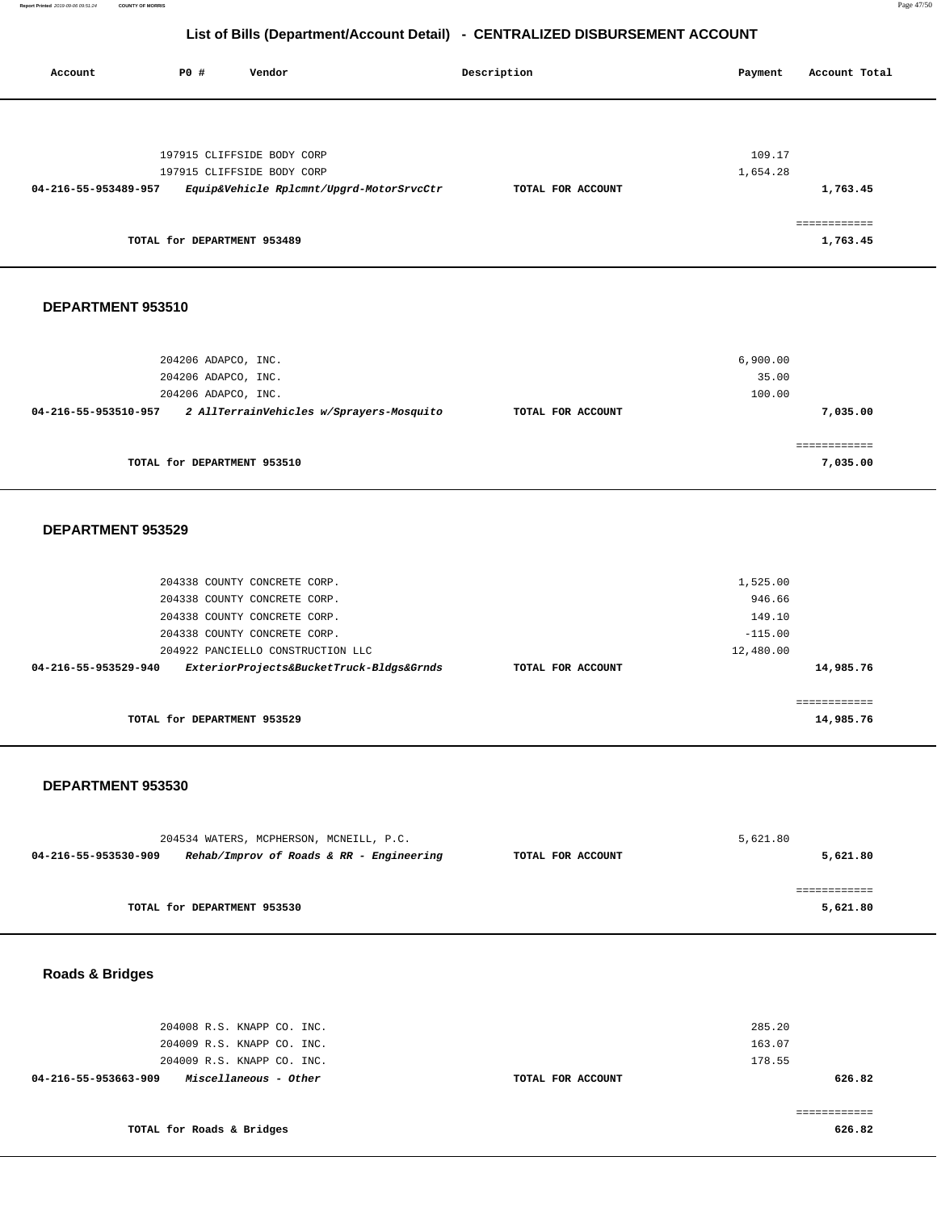## List of Bills (Department/Account Detail) - CENTRALIZED DISBURSEMENT ACCOUNT

| Account | PO # | Vendor | Description | Payment | Account Total |
|---|---|---|---|---|---|
| | 197915 | CLIFFSIDE BODY CORP | | 109.17 | |
| | 197915 | CLIFFSIDE BODY CORP | | 1,654.28 | |
| **04-216-55-953489-957** | | ***Equip&Vehicle Rplcmnt/Upgrd-MotorSrvcCtr*** | **TOTAL FOR ACCOUNT** | | **1,763.45** |

============

**TOTAL for DEPARTMENT 953489** **1,763.45**

### DEPARTMENT 953510

| Account | PO # | Vendor | Description | Payment | Account Total |
|---|---|---|---|---|---|
| | 204206 | ADAPCO, INC. | | 6,900.00 | |
| | 204206 | ADAPCO, INC. | | 35.00 | |
| | 204206 | ADAPCO, INC. | | 100.00 | |
| **04-216-55-953510-957** | | ***2 AllTerrainVehicles w/Sprayers-Mosquito*** | **TOTAL FOR ACCOUNT** | | **7,035.00** |

============

**TOTAL for DEPARTMENT 953510** **7,035.00**

### DEPARTMENT 953529

| Account | PO # | Vendor | Description | Payment | Account Total |
|---|---|---|---|---|---|
| | 204338 | COUNTY CONCRETE CORP. | | 1,525.00 | |
| | 204338 | COUNTY CONCRETE CORP. | | 946.66 | |
| | 204338 | COUNTY CONCRETE CORP. | | 149.10 | |
| | 204338 | COUNTY CONCRETE CORP. | | -115.00 | |
| | 204922 | PANCIELLO CONSTRUCTION LLC | | 12,480.00 | |
| **04-216-55-953529-940** | | ***ExteriorProjects&BucketTruck-Bldgs&Grnds*** | **TOTAL FOR ACCOUNT** | | **14,985.76** |

============

**TOTAL for DEPARTMENT 953529** **14,985.76**

### DEPARTMENT 953530

| Account | PO # | Vendor | Description | Payment | Account Total |
|---|---|---|---|---|---|
| | 204534 | WATERS, MCPHERSON, MCNEILL, P.C. | | 5,621.80 | |
| **04-216-55-953530-909** | | ***Rehab/Improv of Roads & RR - Engineering*** | **TOTAL FOR ACCOUNT** | | **5,621.80** |

============

**TOTAL for DEPARTMENT 953530** **5,621.80**

### Roads & Bridges

| Account | PO # | Vendor | Description | Payment | Account Total |
|---|---|---|---|---|---|
| | 204008 | R.S. KNAPP CO. INC. | | 285.20 | |
| | 204009 | R.S. KNAPP CO. INC. | | 163.07 | |
| | 204009 | R.S. KNAPP CO. INC. | | 178.55 | |
| **04-216-55-953663-909** | | ***Miscellaneous - Other*** | **TOTAL FOR ACCOUNT** | | **626.82** |

============

**TOTAL for Roads & Bridges** **626.82**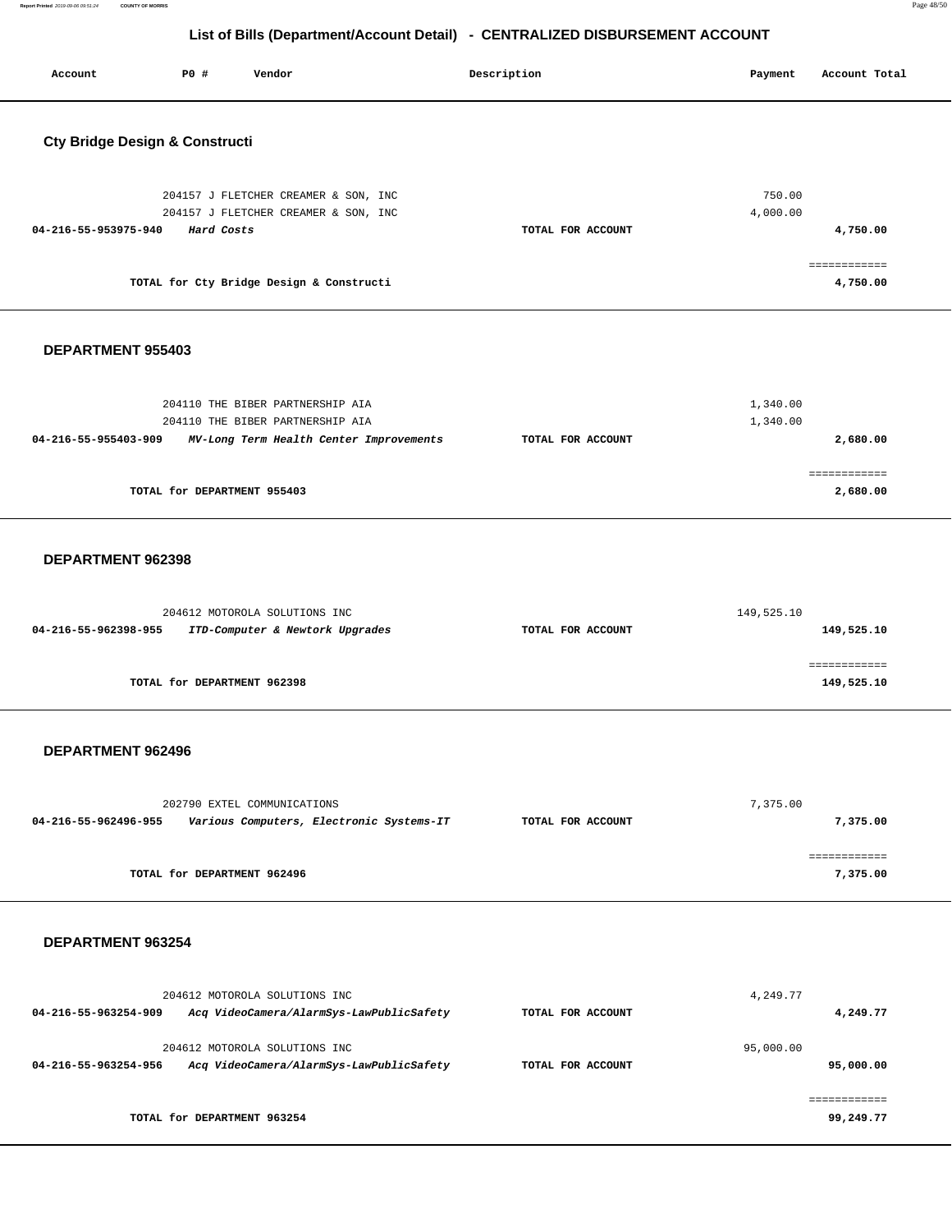# List of Bills (Department/Account Detail) - CENTRALIZED DISBURSEMENT ACCOUNT

| Account | PO # | Vendor | Description | Payment | Account Total |
|---|---|---|---|---|---|

## Cty Bridge Design & Constructi

| Account | PO # | Vendor | Description | Payment | Account Total |
|---|---|---|---|---|---|
| | 204157 | J FLETCHER CREAMER & SON, INC | | 750.00 | |
| | 204157 | J FLETCHER CREAMER & SON, INC | | 4,000.00 | |
| **04-216-55-953975-940** | | ***Hard Costs*** | **TOTAL FOR ACCOUNT** | | **4,750.00** |
| | | | | | ============ |
| | | **TOTAL for Cty Bridge Design & Constructi** | | | **4,750.00** |

## DEPARTMENT 955403

| Account | PO # | Vendor | Description | Payment | Account Total |
|---|---|---|---|---|---|
| | 204110 | THE BIBER PARTNERSHIP AIA | | 1,340.00 | |
| | 204110 | THE BIBER PARTNERSHIP AIA | | 1,340.00 | |
| **04-216-55-955403-909** | | ***MV-Long Term Health Center Improvements*** | **TOTAL FOR ACCOUNT** | | **2,680.00** |
| | | | | | ============ |
| | | **TOTAL for DEPARTMENT 955403** | | | **2,680.00** |

## DEPARTMENT 962398

| Account | PO # | Vendor | Description | Payment | Account Total |
|---|---|---|---|---|---|
| | 204612 | MOTOROLA SOLUTIONS INC | | 149,525.10 | |
| **04-216-55-962398-955** | | ***ITD-Computer & Newtork Upgrades*** | **TOTAL FOR ACCOUNT** | | **149,525.10** |
| | | | | | ============ |
| | | **TOTAL for DEPARTMENT 962398** | | | **149,525.10** |

## DEPARTMENT 962496

| Account | PO # | Vendor | Description | Payment | Account Total |
|---|---|---|---|---|---|
| | 202790 | EXTEL COMMUNICATIONS | | 7,375.00 | |
| **04-216-55-962496-955** | | ***Various Computers, Electronic Systems-IT*** | **TOTAL FOR ACCOUNT** | | **7,375.00** |
| | | | | | ============ |
| | | **TOTAL for DEPARTMENT 962496** | | | **7,375.00** |

## DEPARTMENT 963254

| Account | PO # | Vendor | Description | Payment | Account Total |
|---|---|---|---|---|---|
| | 204612 | MOTOROLA SOLUTIONS INC | | 4,249.77 | |
| **04-216-55-963254-909** | | ***Acq VideoCamera/AlarmSys-LawPublicSafety*** | **TOTAL FOR ACCOUNT** | | **4,249.77** |
| | 204612 | MOTOROLA SOLUTIONS INC | | 95,000.00 | |
| **04-216-55-963254-956** | | ***Acq VideoCamera/AlarmSys-LawPublicSafety*** | **TOTAL FOR ACCOUNT** | | **95,000.00** |
| | | | | | ============ |
| | | **TOTAL for DEPARTMENT 963254** | | | **99,249.77** |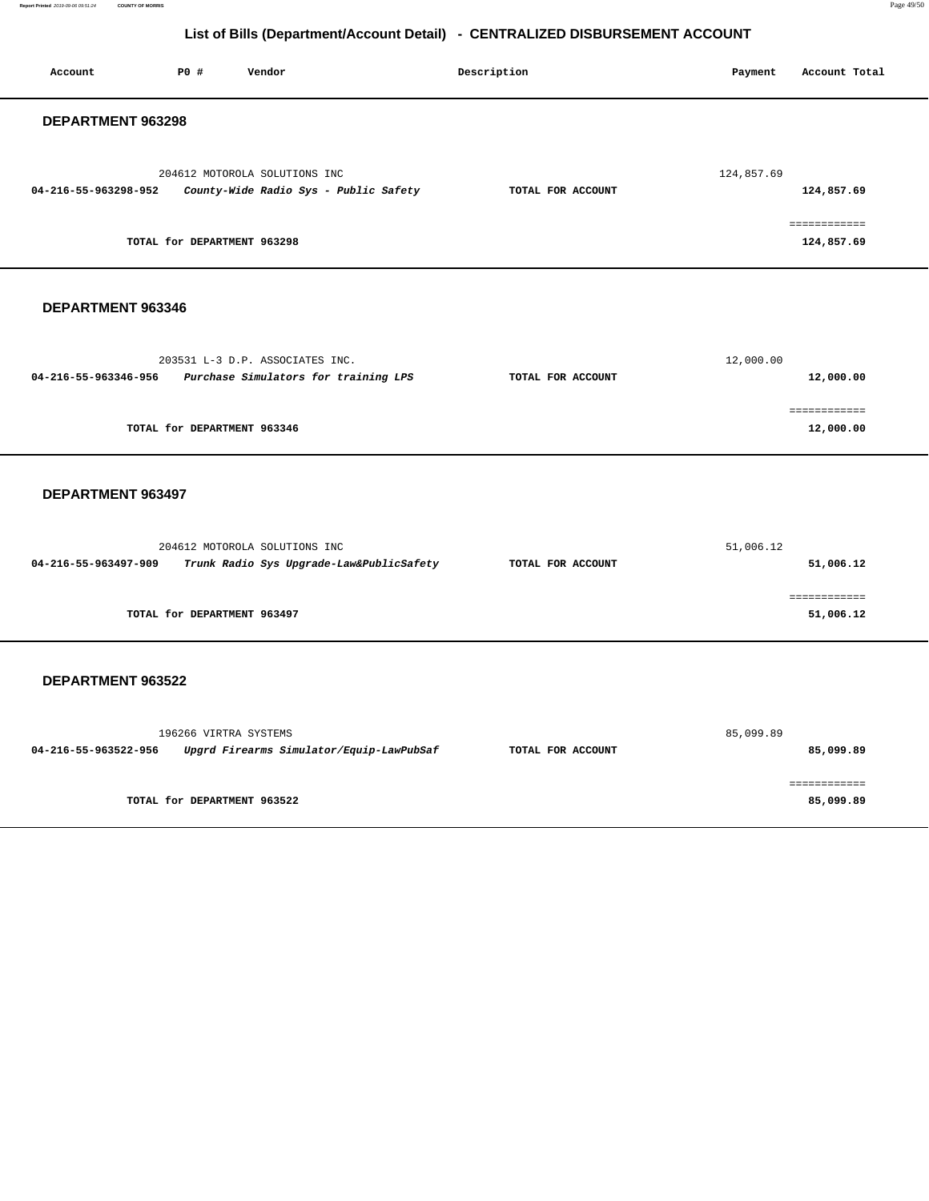## List of Bills (Department/Account Detail) - CENTRALIZED DISBURSEMENT ACCOUNT

| Account | PO # | Vendor | Description | Payment | Account Total |
|---|---|---|---|---|---|

### DEPARTMENT 963298

| Account | PO # | Vendor | Description | Payment | Account Total |
|---|---|---|---|---|---|
| | 204612 | MOTOROLA SOLUTIONS INC | | 124,857.69 | |
| **04-216-55-963298-952** | | ***County-Wide Radio Sys - Public Safety*** | **TOTAL FOR ACCOUNT** | | **124,857.69** |
| | | | | | ============ |
| | **TOTAL for DEPARTMENT 963298** | | | | **124,857.69** |

### DEPARTMENT 963346

| Account | PO # | Vendor | Description | Payment | Account Total |
|---|---|---|---|---|---|
| | 203531 | L-3 D.P. ASSOCIATES INC. | | 12,000.00 | |
| **04-216-55-963346-956** | | ***Purchase Simulators for training LPS*** | **TOTAL FOR ACCOUNT** | | **12,000.00** |
| | | | | | ============ |
| | **TOTAL for DEPARTMENT 963346** | | | | **12,000.00** |

### DEPARTMENT 963497

| Account | PO # | Vendor | Description | Payment | Account Total |
|---|---|---|---|---|---|
| | 204612 | MOTOROLA SOLUTIONS INC | | 51,006.12 | |
| **04-216-55-963497-909** | | ***Trunk Radio Sys Upgrade-Law&PublicSafety*** | **TOTAL FOR ACCOUNT** | | **51,006.12** |
| | | | | | ============ |
| | **TOTAL for DEPARTMENT 963497** | | | | **51,006.12** |

### DEPARTMENT 963522

| Account | PO # | Vendor | Description | Payment | Account Total |
|---|---|---|---|---|---|
| | 196266 | VIRTRA SYSTEMS | | 85,099.89 | |
| **04-216-55-963522-956** | | ***Upgrd Firearms Simulator/Equip-LawPubSaf*** | **TOTAL FOR ACCOUNT** | | **85,099.89** |
| | | | | | ============ |
| | **TOTAL for DEPARTMENT 963522** | | | | **85,099.89** |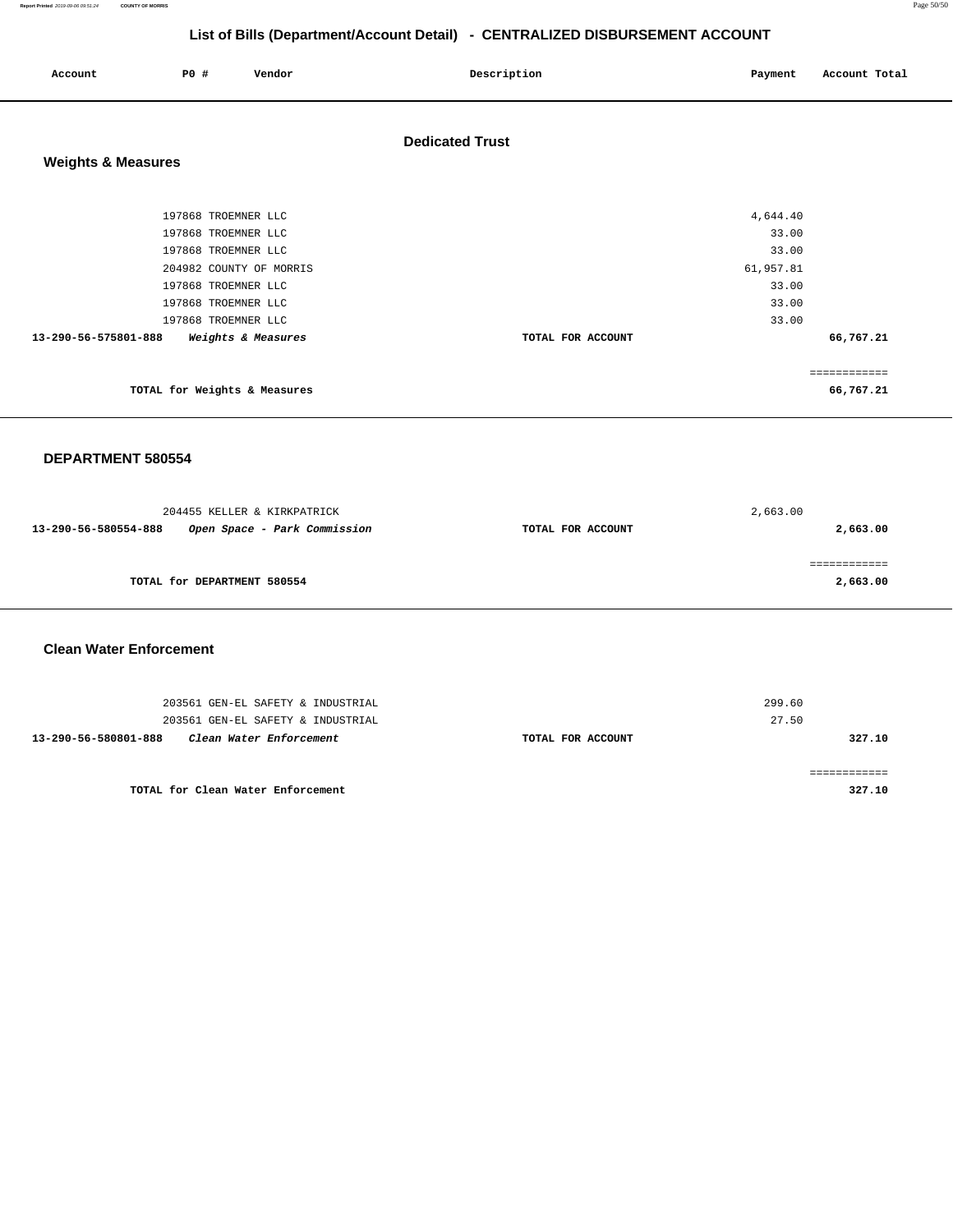## List of Bills (Department/Account Detail) - CENTRALIZED DISBURSEMENT ACCOUNT

| Account | PO # | Vendor | Description | Payment | Account Total |
|---|---|---|---|---|---|

### Dedicated Trust

### Weights & Measures

| Account | PO # | Vendor | Description | Payment | Account Total |
|---|---|---|---|---|---|
| | 197868 | TROEMNER LLC | | 4,644.40 | |
| | 197868 | TROEMNER LLC | | 33.00 | |
| | 197868 | TROEMNER LLC | | 33.00 | |
| | 204982 | COUNTY OF MORRIS | | 61,957.81 | |
| | 197868 | TROEMNER LLC | | 33.00 | |
| | 197868 | TROEMNER LLC | | 33.00 | |
| | 197868 | TROEMNER LLC | | 33.00 | |
| **13-290-56-575801-888** | | ***Weights & Measures*** | **TOTAL FOR ACCOUNT** | | **66,767.21** |

**TOTAL for Weights & Measures** **66,767.21**

### DEPARTMENT 580554

| Account | PO # | Vendor | Description | Payment | Account Total |
|---|---|---|---|---|---|
| | 204455 | KELLER & KIRKPATRICK | | 2,663.00 | |
| **13-290-56-580554-888** | | ***Open Space - Park Commission*** | **TOTAL FOR ACCOUNT** | | **2,663.00** |

**TOTAL for DEPARTMENT 580554** **2,663.00**

### Clean Water Enforcement

| Account | PO # | Vendor | Description | Payment | Account Total |
|---|---|---|---|---|---|
| | 203561 | GEN-EL SAFETY & INDUSTRIAL | | 299.60 | |
| | 203561 | GEN-EL SAFETY & INDUSTRIAL | | 27.50 | |
| **13-290-56-580801-888** | | ***Clean Water Enforcement*** | **TOTAL FOR ACCOUNT** | | **327.10** |

**TOTAL for Clean Water Enforcement** **327.10**